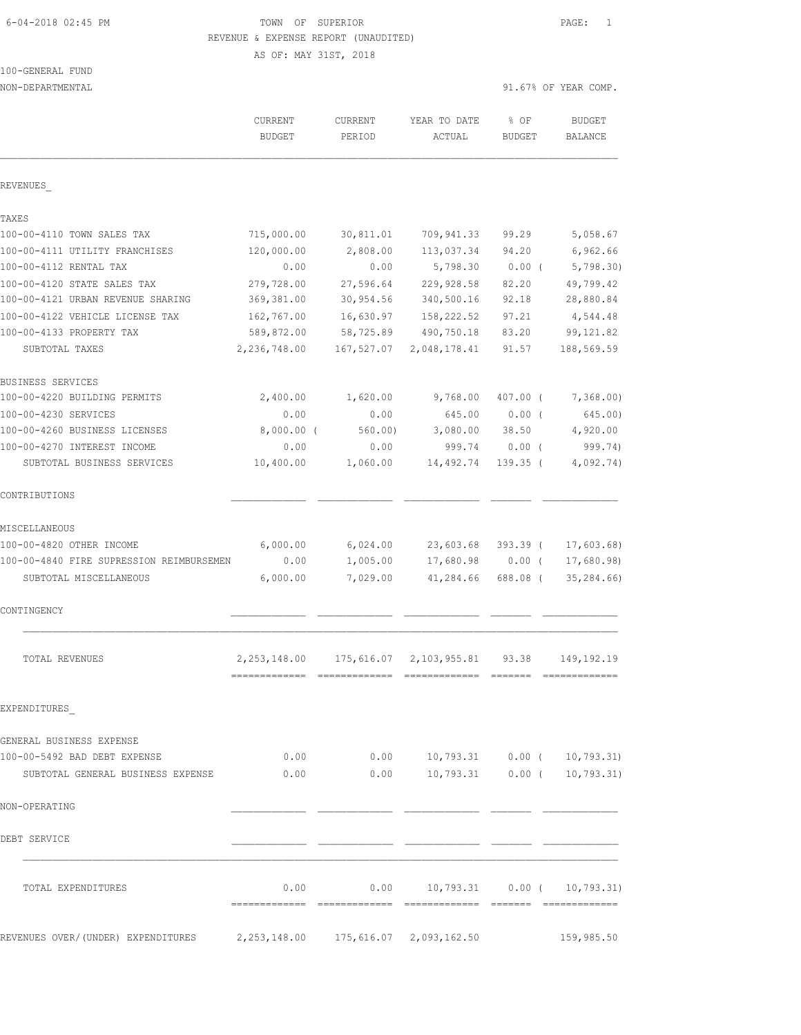TOWN OF SUPERIOR
REVENUE & EXPENSE REPORT (UNAUDITED)
AS OF: MAY 31ST, 2018

6-04-2018 02:45 PM

100-GENERAL FUND
NON-DEPARTMENTAL

91.67% OF YEAR COMP.

| | CURRENT BUDGET | CURRENT PERIOD | YEAR TO DATE ACTUAL | % OF BUDGET | BUDGET BALANCE |
|---|---|---|---|---|---|
| REVENUES_ | | | | | |
| TAXES | | | | | |
| 100-00-4110 TOWN SALES TAX | 715,000.00 | 30,811.01 | 709,941.33 | 99.29 | 5,058.67 |
| 100-00-4111 UTILITY FRANCHISES | 120,000.00 | 2,808.00 | 113,037.34 | 94.20 | 6,962.66 |
| 100-00-4112 RENTAL TAX | 0.00 | 0.00 | 5,798.30 | 0.00 ( | 5,798.30) |
| 100-00-4120 STATE SALES TAX | 279,728.00 | 27,596.64 | 229,928.58 | 82.20 | 49,799.42 |
| 100-00-4121 URBAN REVENUE SHARING | 369,381.00 | 30,954.56 | 340,500.16 | 92.18 | 28,880.84 |
| 100-00-4122 VEHICLE LICENSE TAX | 162,767.00 | 16,630.97 | 158,222.52 | 97.21 | 4,544.48 |
| 100-00-4133 PROPERTY TAX | 589,872.00 | 58,725.89 | 490,750.18 | 83.20 | 99,121.82 |
| SUBTOTAL TAXES | 2,236,748.00 | 167,527.07 | 2,048,178.41 | 91.57 | 188,569.59 |
| BUSINESS SERVICES | | | | | |
| 100-00-4220 BUILDING PERMITS | 2,400.00 | 1,620.00 | 9,768.00 | 407.00 ( | 7,368.00) |
| 100-00-4230 SERVICES | 0.00 | 0.00 | 645.00 | 0.00 ( | 645.00) |
| 100-00-4260 BUSINESS LICENSES | 8,000.00 ( | 560.00) | 3,080.00 | 38.50 | 4,920.00 |
| 100-00-4270 INTEREST INCOME | 0.00 | 0.00 | 999.74 | 0.00 ( | 999.74) |
| SUBTOTAL BUSINESS SERVICES | 10,400.00 | 1,060.00 | 14,492.74 | 139.35 ( | 4,092.74) |
| CONTRIBUTIONS | | | | | |
| MISCELLANEOUS | | | | | |
| 100-00-4820 OTHER INCOME | 6,000.00 | 6,024.00 | 23,603.68 | 393.39 ( | 17,603.68) |
| 100-00-4840 FIRE SUPRESSION REIMBURSEMEN | 0.00 | 1,005.00 | 17,680.98 | 0.00 ( | 17,680.98) |
| SUBTOTAL MISCELLANEOUS | 6,000.00 | 7,029.00 | 41,284.66 | 688.08 ( | 35,284.66) |
| CONTINGENCY | | | | | |
| TOTAL REVENUES | 2,253,148.00 | 175,616.07 | 2,103,955.81 | 93.38 | 149,192.19 |
| EXPENDITURES_ | | | | | |
| GENERAL BUSINESS EXPENSE | | | | | |
| 100-00-5492 BAD DEBT EXPENSE | 0.00 | 0.00 | 10,793.31 | 0.00 ( | 10,793.31) |
| SUBTOTAL GENERAL BUSINESS EXPENSE | 0.00 | 0.00 | 10,793.31 | 0.00 ( | 10,793.31) |
| NON-OPERATING | | | | | |
| DEBT SERVICE | | | | | |
| TOTAL EXPENDITURES | 0.00 | 0.00 | 10,793.31 | 0.00 ( | 10,793.31) |
| REVENUES OVER/(UNDER) EXPENDITURES | 2,253,148.00 | 175,616.07 | 2,093,162.50 | | 159,985.50 |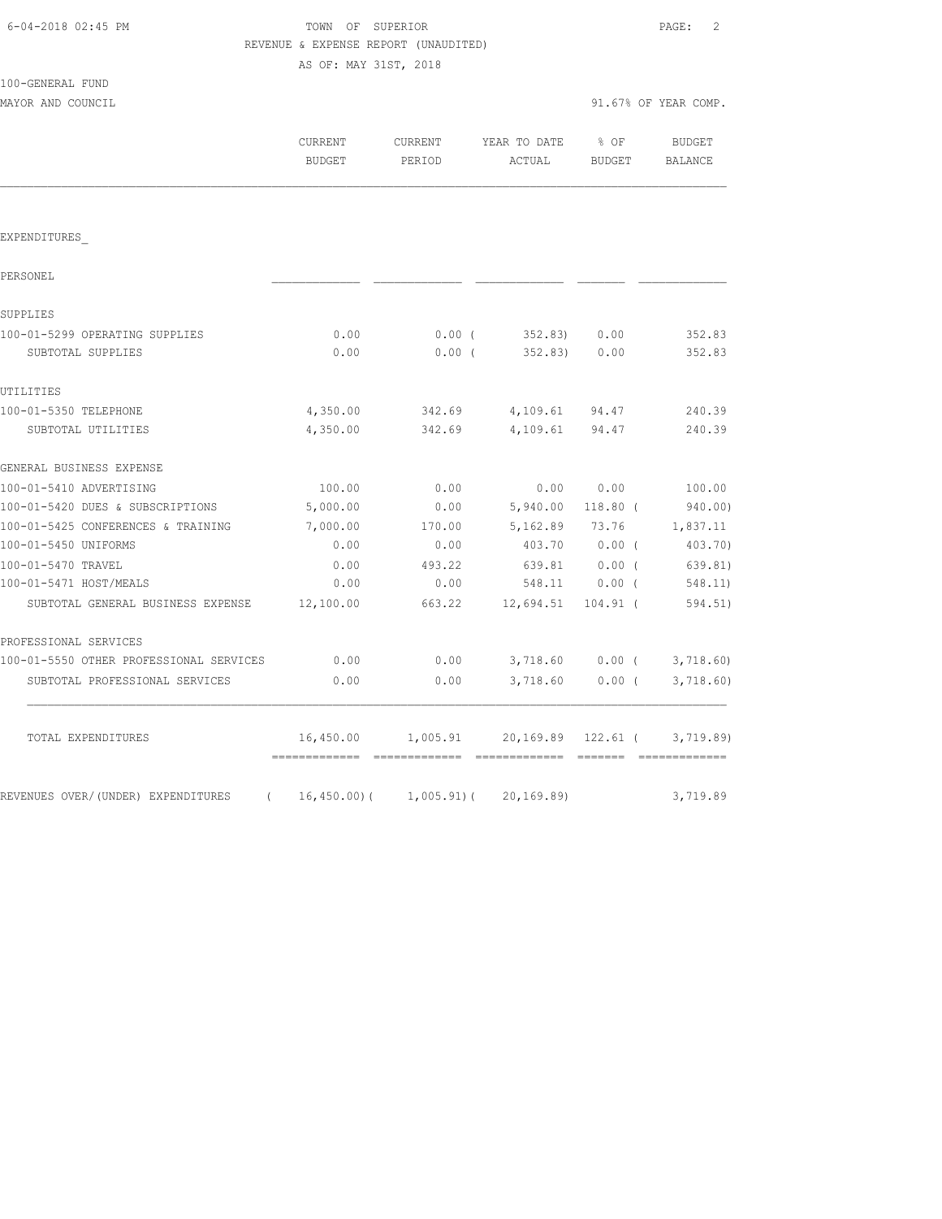TOWN OF SUPERIOR

REVENUE & EXPENSE REPORT (UNAUDITED)

AS OF: MAY 31ST, 2018

100-GENERAL FUND

MAYOR AND COUNCIL

91.67% OF YEAR COMP.

| | CURRENT BUDGET | CURRENT PERIOD | YEAR TO DATE ACTUAL | % OF BUDGET | BUDGET BALANCE |
|---|---|---|---|---|---|
| EXPENDITURES_ | | | | | |
| PERSONEL | | | | | |
| SUPPLIES | | | | | |
| 100-01-5299 OPERATING SUPPLIES | 0.00 | 0.00 | ( 352.83) | 0.00 | 352.83 |
| SUBTOTAL SUPPLIES | 0.00 | 0.00 | ( 352.83) | 0.00 | 352.83 |
| UTILITIES | | | | | |
| 100-01-5350 TELEPHONE | 4,350.00 | 342.69 | 4,109.61 | 94.47 | 240.39 |
| SUBTOTAL UTILITIES | 4,350.00 | 342.69 | 4,109.61 | 94.47 | 240.39 |
| GENERAL BUSINESS EXPENSE | | | | | |
| 100-01-5410 ADVERTISING | 100.00 | 0.00 | 0.00 | 0.00 | 100.00 |
| 100-01-5420 DUES & SUBSCRIPTIONS | 5,000.00 | 0.00 | 5,940.00 | 118.80 | ( 940.00) |
| 100-01-5425 CONFERENCES & TRAINING | 7,000.00 | 170.00 | 5,162.89 | 73.76 | 1,837.11 |
| 100-01-5450 UNIFORMS | 0.00 | 0.00 | 403.70 | 0.00 | ( 403.70) |
| 100-01-5470 TRAVEL | 0.00 | 493.22 | 639.81 | 0.00 | ( 639.81) |
| 100-01-5471 HOST/MEALS | 0.00 | 0.00 | 548.11 | 0.00 | ( 548.11) |
| SUBTOTAL GENERAL BUSINESS EXPENSE | 12,100.00 | 663.22 | 12,694.51 | 104.91 | ( 594.51) |
| PROFESSIONAL SERVICES | | | | | |
| 100-01-5550 OTHER PROFESSIONAL SERVICES | 0.00 | 0.00 | 3,718.60 | 0.00 | ( 3,718.60) |
| SUBTOTAL PROFESSIONAL SERVICES | 0.00 | 0.00 | 3,718.60 | 0.00 | ( 3,718.60) |
| TOTAL EXPENDITURES | 16,450.00 | 1,005.91 | 20,169.89 | 122.61 | ( 3,719.89) |
| REVENUES OVER/(UNDER) EXPENDITURES | ( 16,450.00) | ( 1,005.91) | ( 20,169.89) | | 3,719.89 |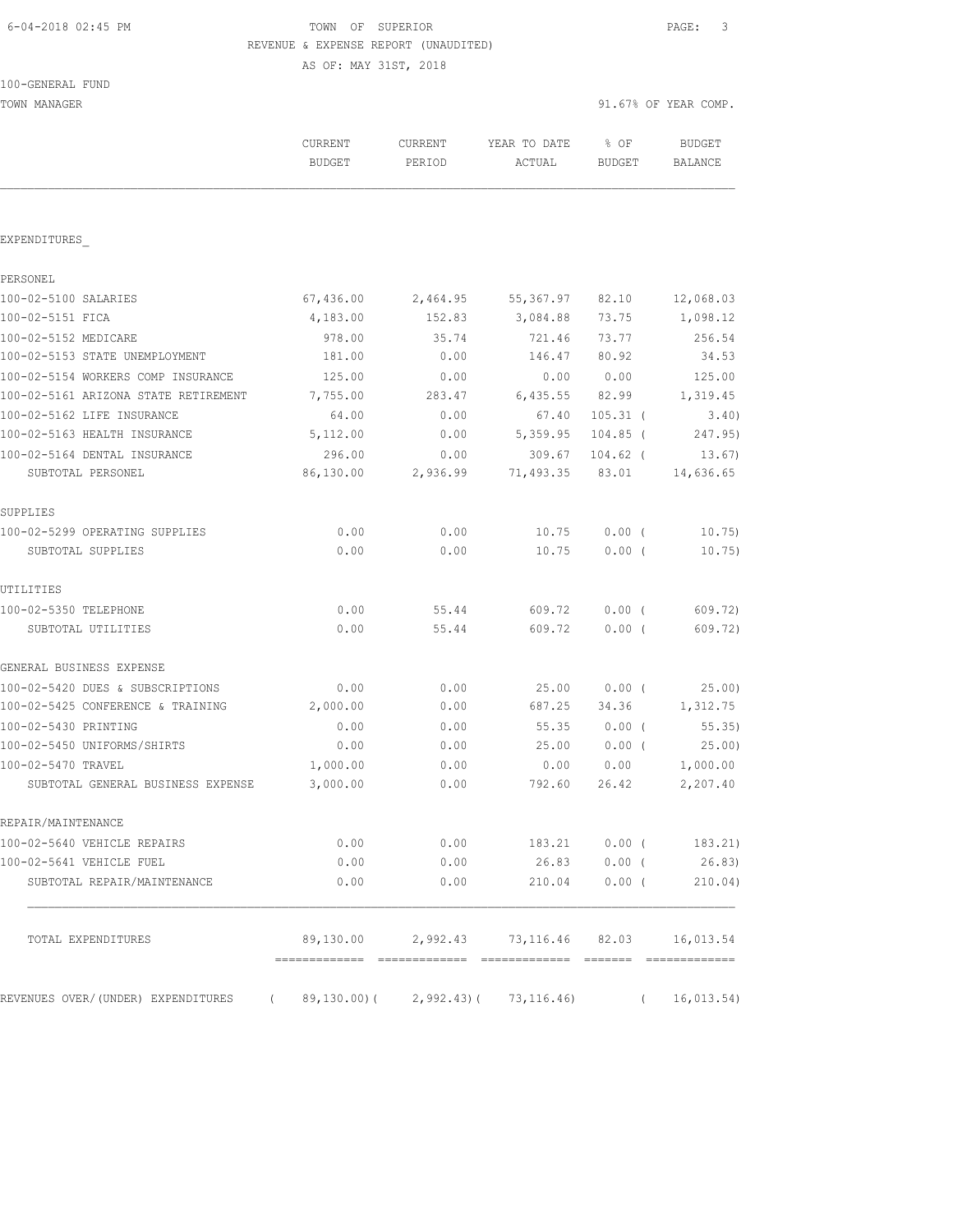6-04-2018 02:45 PM

TOWN OF SUPERIOR

REVENUE & EXPENSE REPORT (UNAUDITED)

AS OF: MAY 31ST, 2018

100-GENERAL FUND

TOWN MANAGER

91.67% OF YEAR COMP.

| | CURRENT BUDGET | CURRENT PERIOD | YEAR TO DATE ACTUAL | % OF BUDGET | BUDGET BALANCE |
|---|---|---|---|---|---|
| EXPENDITURES_ | | | | | |
| PERSONEL | | | | | |
| 100-02-5100 SALARIES | 67,436.00 | 2,464.95 | 55,367.97 | 82.10 | 12,068.03 |
| 100-02-5151 FICA | 4,183.00 | 152.83 | 3,084.88 | 73.75 | 1,098.12 |
| 100-02-5152 MEDICARE | 978.00 | 35.74 | 721.46 | 73.77 | 256.54 |
| 100-02-5153 STATE UNEMPLOYMENT | 181.00 | 0.00 | 146.47 | 80.92 | 34.53 |
| 100-02-5154 WORKERS COMP INSURANCE | 125.00 | 0.00 | 0.00 | 0.00 | 125.00 |
| 100-02-5161 ARIZONA STATE RETIREMENT | 7,755.00 | 283.47 | 6,435.55 | 82.99 | 1,319.45 |
| 100-02-5162 LIFE INSURANCE | 64.00 | 0.00 | 67.40 | 105.31 ( | 3.40) |
| 100-02-5163 HEALTH INSURANCE | 5,112.00 | 0.00 | 5,359.95 | 104.85 ( | 247.95) |
| 100-02-5164 DENTAL INSURANCE | 296.00 | 0.00 | 309.67 | 104.62 ( | 13.67) |
| SUBTOTAL PERSONEL | 86,130.00 | 2,936.99 | 71,493.35 | 83.01 | 14,636.65 |
| SUPPLIES | | | | | |
| 100-02-5299 OPERATING SUPPLIES | 0.00 | 0.00 | 10.75 | 0.00 ( | 10.75) |
| SUBTOTAL SUPPLIES | 0.00 | 0.00 | 10.75 | 0.00 ( | 10.75) |
| UTILITIES | | | | | |
| 100-02-5350 TELEPHONE | 0.00 | 55.44 | 609.72 | 0.00 ( | 609.72) |
| SUBTOTAL UTILITIES | 0.00 | 55.44 | 609.72 | 0.00 ( | 609.72) |
| GENERAL BUSINESS EXPENSE | | | | | |
| 100-02-5420 DUES & SUBSCRIPTIONS | 0.00 | 0.00 | 25.00 | 0.00 ( | 25.00) |
| 100-02-5425 CONFERENCE & TRAINING | 2,000.00 | 0.00 | 687.25 | 34.36 | 1,312.75 |
| 100-02-5430 PRINTING | 0.00 | 0.00 | 55.35 | 0.00 ( | 55.35) |
| 100-02-5450 UNIFORMS/SHIRTS | 0.00 | 0.00 | 25.00 | 0.00 ( | 25.00) |
| 100-02-5470 TRAVEL | 1,000.00 | 0.00 | 0.00 | 0.00 | 1,000.00 |
| SUBTOTAL GENERAL BUSINESS EXPENSE | 3,000.00 | 0.00 | 792.60 | 26.42 | 2,207.40 |
| REPAIR/MAINTENANCE | | | | | |
| 100-02-5640 VEHICLE REPAIRS | 0.00 | 0.00 | 183.21 | 0.00 ( | 183.21) |
| 100-02-5641 VEHICLE FUEL | 0.00 | 0.00 | 26.83 | 0.00 ( | 26.83) |
| SUBTOTAL REPAIR/MAINTENANCE | 0.00 | 0.00 | 210.04 | 0.00 ( | 210.04) |
| TOTAL EXPENDITURES | 89,130.00 | 2,992.43 | 73,116.46 | 82.03 | 16,013.54 |
| REVENUES OVER/(UNDER) EXPENDITURES | ( 89,130.00)( | 2,992.43)( | 73,116.46) | ( | 16,013.54) |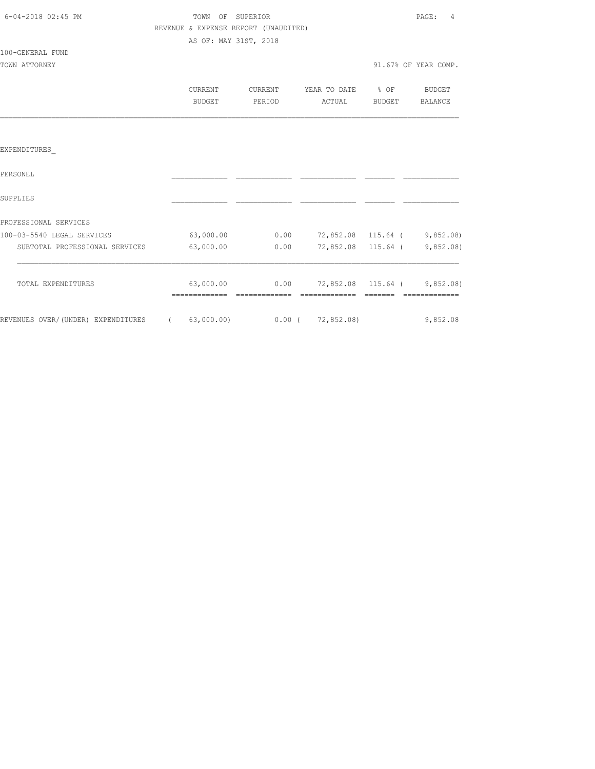TOWN OF SUPERIOR
REVENUE & EXPENSE REPORT (UNAUDITED)
AS OF: MAY 31ST, 2018

100-GENERAL FUND
TOWN ATTORNEY — 91.67% OF YEAR COMP.

| | CURRENT BUDGET | CURRENT PERIOD | YEAR TO DATE ACTUAL | % OF BUDGET | BUDGET BALANCE |
|---|---|---|---|---|---|
| EXPENDITURES_ | | | | | |
| PERSONEL | | | | | |
| SUPPLIES | | | | | |
| PROFESSIONAL SERVICES | | | | | |
| 100-03-5540 LEGAL SERVICES | 63,000.00 | 0.00 | 72,852.08 | 115.64 | ( 9,852.08) |
| SUBTOTAL PROFESSIONAL SERVICES | 63,000.00 | 0.00 | 72,852.08 | 115.64 | ( 9,852.08) |
| TOTAL EXPENDITURES | 63,000.00 | 0.00 | 72,852.08 | 115.64 | ( 9,852.08) |
| REVENUES OVER/(UNDER) EXPENDITURES | ( 63,000.00) | 0.00 | ( 72,852.08) | | 9,852.08 |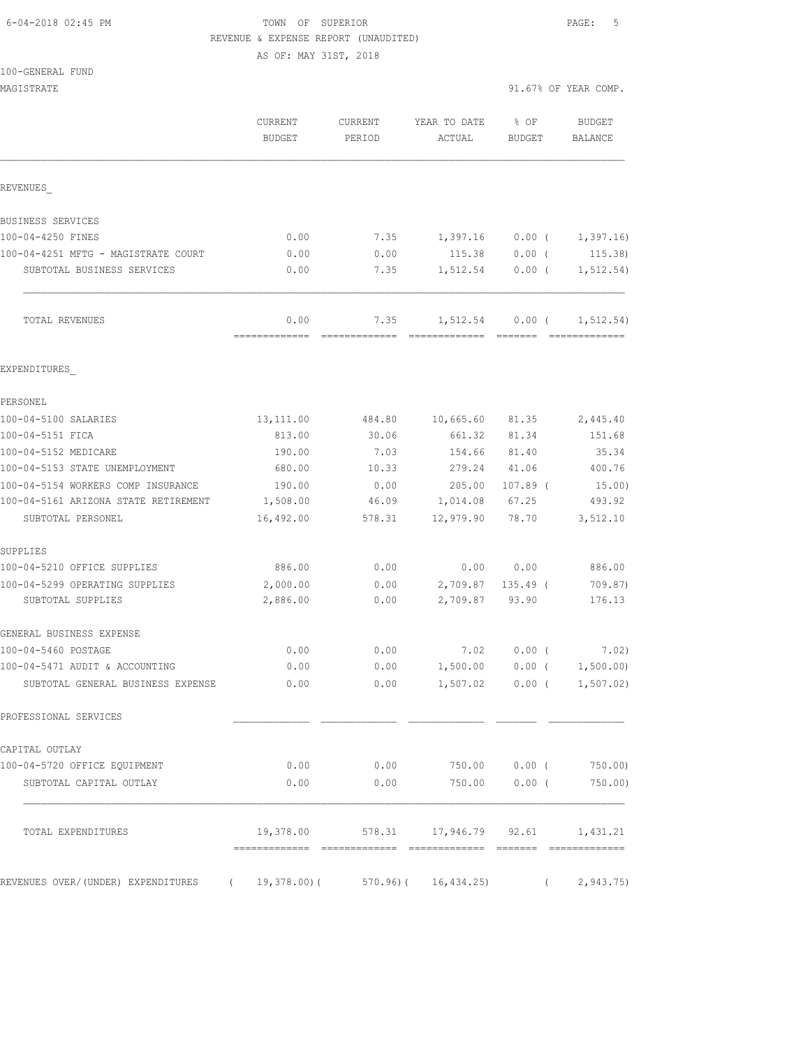6-04-2018 02:45 PM

TOWN OF SUPERIOR

REVENUE & EXPENSE REPORT (UNAUDITED)

AS OF: MAY 31ST, 2018

100-GENERAL FUND

MAGISTRATE

91.67% OF YEAR COMP.

| | CURRENT BUDGET | CURRENT PERIOD | YEAR TO DATE ACTUAL | % OF BUDGET | BUDGET BALANCE |
|---|---|---|---|---|---|
| REVENUES_ | | | | | |
| BUSINESS SERVICES | | | | | |
| 100-04-4250 FINES | 0.00 | 7.35 | 1,397.16 | 0.00 ( | 1,397.16) |
| 100-04-4251 MFTG - MAGISTRATE COURT | 0.00 | 0.00 | 115.38 | 0.00 ( | 115.38) |
| SUBTOTAL BUSINESS SERVICES | 0.00 | 7.35 | 1,512.54 | 0.00 ( | 1,512.54) |
| TOTAL REVENUES | 0.00 | 7.35 | 1,512.54 | 0.00 ( | 1,512.54) |
| EXPENDITURES_ | | | | | |
| PERSONEL | | | | | |
| 100-04-5100 SALARIES | 13,111.00 | 484.80 | 10,665.60 | 81.35 | 2,445.40 |
| 100-04-5151 FICA | 813.00 | 30.06 | 661.32 | 81.34 | 151.68 |
| 100-04-5152 MEDICARE | 190.00 | 7.03 | 154.66 | 81.40 | 35.34 |
| 100-04-5153 STATE UNEMPLOYMENT | 680.00 | 10.33 | 279.24 | 41.06 | 400.76 |
| 100-04-5154 WORKERS COMP INSURANCE | 190.00 | 0.00 | 205.00 | 107.89 ( | 15.00) |
| 100-04-5161 ARIZONA STATE RETIREMENT | 1,508.00 | 46.09 | 1,014.08 | 67.25 | 493.92 |
| SUBTOTAL PERSONEL | 16,492.00 | 578.31 | 12,979.90 | 78.70 | 3,512.10 |
| SUPPLIES | | | | | |
| 100-04-5210 OFFICE SUPPLIES | 886.00 | 0.00 | 0.00 | 0.00 | 886.00 |
| 100-04-5299 OPERATING SUPPLIES | 2,000.00 | 0.00 | 2,709.87 | 135.49 ( | 709.87) |
| SUBTOTAL SUPPLIES | 2,886.00 | 0.00 | 2,709.87 | 93.90 | 176.13 |
| GENERAL BUSINESS EXPENSE | | | | | |
| 100-04-5460 POSTAGE | 0.00 | 0.00 | 7.02 | 0.00 ( | 7.02) |
| 100-04-5471 AUDIT & ACCOUNTING | 0.00 | 0.00 | 1,500.00 | 0.00 ( | 1,500.00) |
| SUBTOTAL GENERAL BUSINESS EXPENSE | 0.00 | 0.00 | 1,507.02 | 0.00 ( | 1,507.02) |
| PROFESSIONAL SERVICES | | | | | |
| CAPITAL OUTLAY | | | | | |
| 100-04-5720 OFFICE EQUIPMENT | 0.00 | 0.00 | 750.00 | 0.00 ( | 750.00) |
| SUBTOTAL CAPITAL OUTLAY | 0.00 | 0.00 | 750.00 | 0.00 ( | 750.00) |
| TOTAL EXPENDITURES | 19,378.00 | 578.31 | 17,946.79 | 92.61 | 1,431.21 |
| REVENUES OVER/(UNDER) EXPENDITURES | ( 19,378.00)( | 570.96)( | 16,434.25) | ( | 2,943.75) |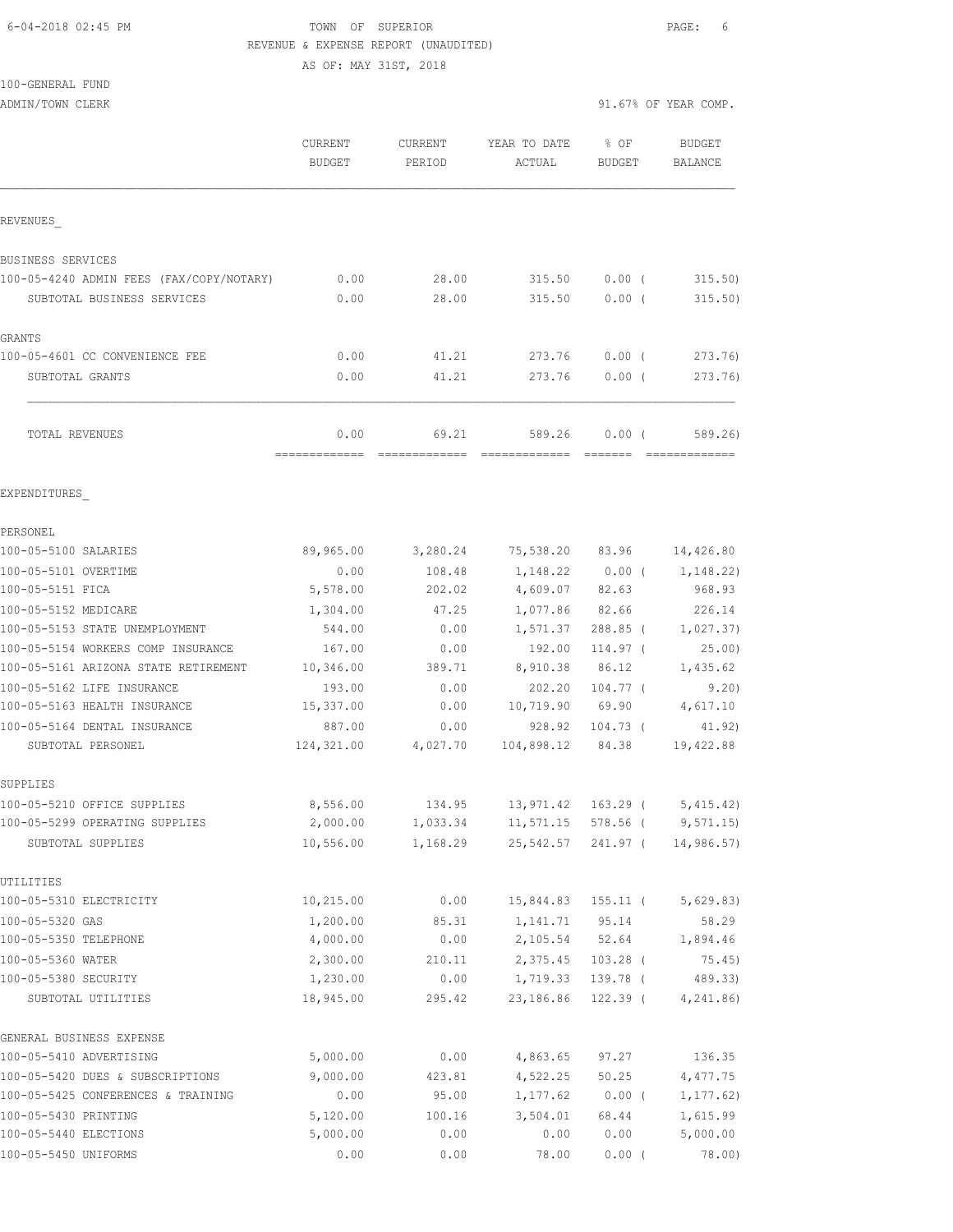TOWN OF SUPERIOR
REVENUE & EXPENSE REPORT (UNAUDITED)
AS OF: MAY 31ST, 2018

100-GENERAL FUND
ADMIN/TOWN CLERK

91.67% OF YEAR COMP.

| | CURRENT BUDGET | CURRENT PERIOD | YEAR TO DATE ACTUAL | % OF BUDGET | BUDGET BALANCE |
|---|---|---|---|---|---|
| **REVENUES** | | | | | |
| **BUSINESS SERVICES** | | | | | |
| 100-05-4240 ADMIN FEES (FAX/COPY/NOTARY) | 0.00 | 28.00 | 315.50 | 0.00 ( | 315.50) |
| SUBTOTAL BUSINESS SERVICES | 0.00 | 28.00 | 315.50 | 0.00 ( | 315.50) |
| **GRANTS** | | | | | |
| 100-05-4601 CC CONVENIENCE FEE | 0.00 | 41.21 | 273.76 | 0.00 ( | 273.76) |
| SUBTOTAL GRANTS | 0.00 | 41.21 | 273.76 | 0.00 ( | 273.76) |
| TOTAL REVENUES | 0.00 | 69.21 | 589.26 | 0.00 ( | 589.26) |
| **EXPENDITURES** | | | | | |
| **PERSONEL** | | | | | |
| 100-05-5100 SALARIES | 89,965.00 | 3,280.24 | 75,538.20 | 83.96 | 14,426.80 |
| 100-05-5101 OVERTIME | 0.00 | 108.48 | 1,148.22 | 0.00 ( | 1,148.22) |
| 100-05-5151 FICA | 5,578.00 | 202.02 | 4,609.07 | 82.63 | 968.93 |
| 100-05-5152 MEDICARE | 1,304.00 | 47.25 | 1,077.86 | 82.66 | 226.14 |
| 100-05-5153 STATE UNEMPLOYMENT | 544.00 | 0.00 | 1,571.37 | 288.85 ( | 1,027.37) |
| 100-05-5154 WORKERS COMP INSURANCE | 167.00 | 0.00 | 192.00 | 114.97 ( | 25.00) |
| 100-05-5161 ARIZONA STATE RETIREMENT | 10,346.00 | 389.71 | 8,910.38 | 86.12 | 1,435.62 |
| 100-05-5162 LIFE INSURANCE | 193.00 | 0.00 | 202.20 | 104.77 ( | 9.20) |
| 100-05-5163 HEALTH INSURANCE | 15,337.00 | 0.00 | 10,719.90 | 69.90 | 4,617.10 |
| 100-05-5164 DENTAL INSURANCE | 887.00 | 0.00 | 928.92 | 104.73 ( | 41.92) |
| SUBTOTAL PERSONEL | 124,321.00 | 4,027.70 | 104,898.12 | 84.38 | 19,422.88 |
| **SUPPLIES** | | | | | |
| 100-05-5210 OFFICE SUPPLIES | 8,556.00 | 134.95 | 13,971.42 | 163.29 ( | 5,415.42) |
| 100-05-5299 OPERATING SUPPLIES | 2,000.00 | 1,033.34 | 11,571.15 | 578.56 ( | 9,571.15) |
| SUBTOTAL SUPPLIES | 10,556.00 | 1,168.29 | 25,542.57 | 241.97 ( | 14,986.57) |
| **UTILITIES** | | | | | |
| 100-05-5310 ELECTRICITY | 10,215.00 | 0.00 | 15,844.83 | 155.11 ( | 5,629.83) |
| 100-05-5320 GAS | 1,200.00 | 85.31 | 1,141.71 | 95.14 | 58.29 |
| 100-05-5350 TELEPHONE | 4,000.00 | 0.00 | 2,105.54 | 52.64 | 1,894.46 |
| 100-05-5360 WATER | 2,300.00 | 210.11 | 2,375.45 | 103.28 ( | 75.45) |
| 100-05-5380 SECURITY | 1,230.00 | 0.00 | 1,719.33 | 139.78 ( | 489.33) |
| SUBTOTAL UTILITIES | 18,945.00 | 295.42 | 23,186.86 | 122.39 ( | 4,241.86) |
| **GENERAL BUSINESS EXPENSE** | | | | | |
| 100-05-5410 ADVERTISING | 5,000.00 | 0.00 | 4,863.65 | 97.27 | 136.35 |
| 100-05-5420 DUES & SUBSCRIPTIONS | 9,000.00 | 423.81 | 4,522.25 | 50.25 | 4,477.75 |
| 100-05-5425 CONFERENCES & TRAINING | 0.00 | 95.00 | 1,177.62 | 0.00 ( | 1,177.62) |
| 100-05-5430 PRINTING | 5,120.00 | 100.16 | 3,504.01 | 68.44 | 1,615.99 |
| 100-05-5440 ELECTIONS | 5,000.00 | 0.00 | 0.00 | 0.00 | 5,000.00 |
| 100-05-5450 UNIFORMS | 0.00 | 0.00 | 78.00 | 0.00 ( | 78.00) |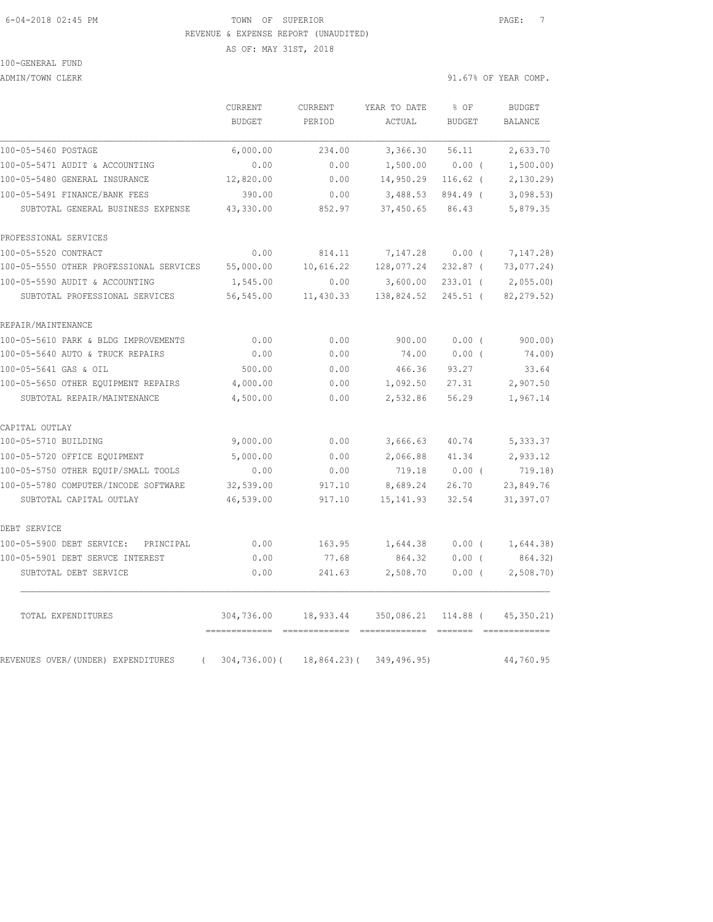6-04-2018 02:45 PM TOWN OF SUPERIOR

REVENUE & EXPENSE REPORT (UNAUDITED)

AS OF: MAY 31ST, 2018

100-GENERAL FUND

ADMIN/TOWN CLERK 91.67% OF YEAR COMP.

| | CURRENT BUDGET | CURRENT PERIOD | YEAR TO DATE ACTUAL | % OF BUDGET | BUDGET BALANCE |
|---|---|---|---|---|---|
| 100-05-5460 POSTAGE | 6,000.00 | 234.00 | 3,366.30 | 56.11 | 2,633.70 |
| 100-05-5471 AUDIT & ACCOUNTING | 0.00 | 0.00 | 1,500.00 | 0.00 ( | 1,500.00) |
| 100-05-5480 GENERAL INSURANCE | 12,820.00 | 0.00 | 14,950.29 | 116.62 ( | 2,130.29) |
| 100-05-5491 FINANCE/BANK FEES | 390.00 | 0.00 | 3,488.53 | 894.49 ( | 3,098.53) |
| SUBTOTAL GENERAL BUSINESS EXPENSE | 43,330.00 | 852.97 | 37,450.65 | 86.43 | 5,879.35 |
| PROFESSIONAL SERVICES | | | | | |
| 100-05-5520 CONTRACT | 0.00 | 814.11 | 7,147.28 | 0.00 ( | 7,147.28) |
| 100-05-5550 OTHER PROFESSIONAL SERVICES | 55,000.00 | 10,616.22 | 128,077.24 | 232.87 ( | 73,077.24) |
| 100-05-5590 AUDIT & ACCOUNTING | 1,545.00 | 0.00 | 3,600.00 | 233.01 ( | 2,055.00) |
| SUBTOTAL PROFESSIONAL SERVICES | 56,545.00 | 11,430.33 | 138,824.52 | 245.51 ( | 82,279.52) |
| REPAIR/MAINTENANCE | | | | | |
| 100-05-5610 PARK & BLDG IMPROVEMENTS | 0.00 | 0.00 | 900.00 | 0.00 ( | 900.00) |
| 100-05-5640 AUTO & TRUCK REPAIRS | 0.00 | 0.00 | 74.00 | 0.00 ( | 74.00) |
| 100-05-5641 GAS & OIL | 500.00 | 0.00 | 466.36 | 93.27 | 33.64 |
| 100-05-5650 OTHER EQUIPMENT REPAIRS | 4,000.00 | 0.00 | 1,092.50 | 27.31 | 2,907.50 |
| SUBTOTAL REPAIR/MAINTENANCE | 4,500.00 | 0.00 | 2,532.86 | 56.29 | 1,967.14 |
| CAPITAL OUTLAY | | | | | |
| 100-05-5710 BUILDING | 9,000.00 | 0.00 | 3,666.63 | 40.74 | 5,333.37 |
| 100-05-5720 OFFICE EQUIPMENT | 5,000.00 | 0.00 | 2,066.88 | 41.34 | 2,933.12 |
| 100-05-5750 OTHER EQUIP/SMALL TOOLS | 0.00 | 0.00 | 719.18 | 0.00 ( | 719.18) |
| 100-05-5780 COMPUTER/INCODE SOFTWARE | 32,539.00 | 917.10 | 8,689.24 | 26.70 | 23,849.76 |
| SUBTOTAL CAPITAL OUTLAY | 46,539.00 | 917.10 | 15,141.93 | 32.54 | 31,397.07 |
| DEBT SERVICE | | | | | |
| 100-05-5900 DEBT SERVICE: PRINCIPAL | 0.00 | 163.95 | 1,644.38 | 0.00 ( | 1,644.38) |
| 100-05-5901 DEBT SERVCE INTEREST | 0.00 | 77.68 | 864.32 | 0.00 ( | 864.32) |
| SUBTOTAL DEBT SERVICE | 0.00 | 241.63 | 2,508.70 | 0.00 ( | 2,508.70) |
| TOTAL EXPENDITURES | 304,736.00 | 18,933.44 | 350,086.21 | 114.88 ( | 45,350.21) |
| REVENUES OVER/(UNDER) EXPENDITURES | ( 304,736.00)( | 18,864.23)( | 349,496.95) | | 44,760.95 |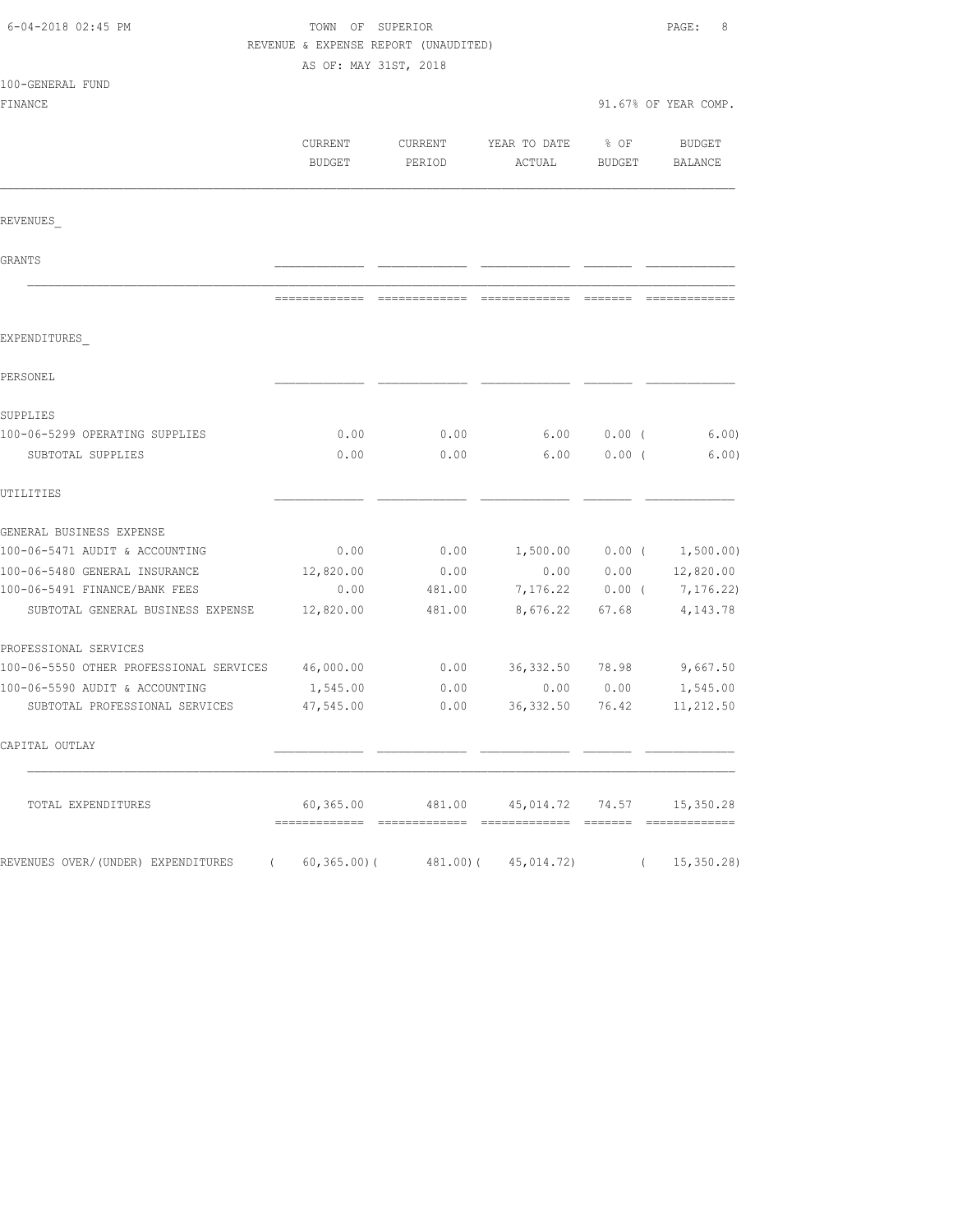6-04-2018 02:45 PM

TOWN OF SUPERIOR

REVENUE & EXPENSE REPORT (UNAUDITED)

AS OF: MAY 31ST, 2018

100-GENERAL FUND

FINANCE

91.67% OF YEAR COMP.

| | CURRENT BUDGET | CURRENT PERIOD | YEAR TO DATE ACTUAL | % OF BUDGET | BUDGET BALANCE |
|---|---|---|---|---|---|
| REVENUES_ | | | | | |
| GRANTS | | | | | |
| EXPENDITURES_ | | | | | |
| PERSONEL | | | | | |
| SUPPLIES | | | | | |
| 100-06-5299 OPERATING SUPPLIES | 0.00 | 0.00 | 6.00 | 0.00 ( | 6.00) |
| SUBTOTAL SUPPLIES | 0.00 | 0.00 | 6.00 | 0.00 ( | 6.00) |
| UTILITIES | | | | | |
| GENERAL BUSINESS EXPENSE | | | | | |
| 100-06-5471 AUDIT & ACCOUNTING | 0.00 | 0.00 | 1,500.00 | 0.00 ( | 1,500.00) |
| 100-06-5480 GENERAL INSURANCE | 12,820.00 | 0.00 | 0.00 | 0.00 | 12,820.00 |
| 100-06-5491 FINANCE/BANK FEES | 0.00 | 481.00 | 7,176.22 | 0.00 ( | 7,176.22) |
| SUBTOTAL GENERAL BUSINESS EXPENSE | 12,820.00 | 481.00 | 8,676.22 | 67.68 | 4,143.78 |
| PROFESSIONAL SERVICES | | | | | |
| 100-06-5550 OTHER PROFESSIONAL SERVICES | 46,000.00 | 0.00 | 36,332.50 | 78.98 | 9,667.50 |
| 100-06-5590 AUDIT & ACCOUNTING | 1,545.00 | 0.00 | 0.00 | 0.00 | 1,545.00 |
| SUBTOTAL PROFESSIONAL SERVICES | 47,545.00 | 0.00 | 36,332.50 | 76.42 | 11,212.50 |
| CAPITAL OUTLAY | | | | | |
| TOTAL EXPENDITURES | 60,365.00 | 481.00 | 45,014.72 | 74.57 | 15,350.28 |
| REVENUES OVER/(UNDER) EXPENDITURES | ( 60,365.00)( | 481.00)( | 45,014.72) | ( | 15,350.28) |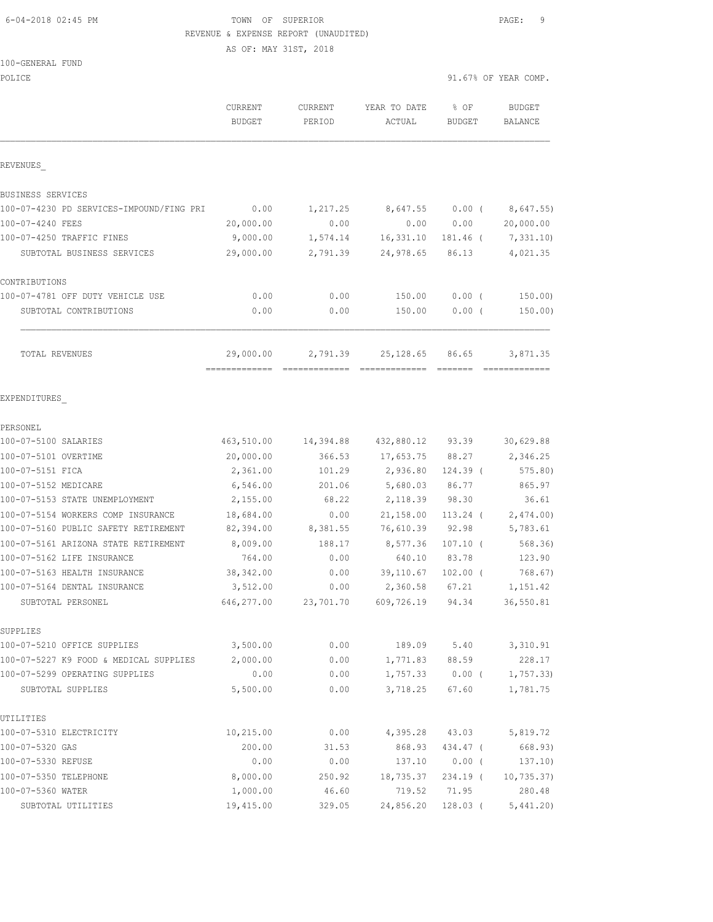6-04-2018 02:45 PM TOWN OF SUPERIOR

REVENUE & EXPENSE REPORT (UNAUDITED)

AS OF: MAY 31ST, 2018

100-GENERAL FUND

POLICE 91.67% OF YEAR COMP.

| | CURRENT BUDGET | CURRENT PERIOD | YEAR TO DATE ACTUAL | % OF BUDGET | BUDGET BALANCE |
|---|---|---|---|---|---|
| **REVENUES** | | | | | |
| BUSINESS SERVICES | | | | | |
| 100-07-4230 PD SERVICES-IMPOUND/FING PRI | 0.00 | 1,217.25 | 8,647.55 | 0.00 ( | 8,647.55) |
| 100-07-4240 FEES | 20,000.00 | 0.00 | 0.00 | 0.00 | 20,000.00 |
| 100-07-4250 TRAFFIC FINES | 9,000.00 | 1,574.14 | 16,331.10 | 181.46 ( | 7,331.10) |
| SUBTOTAL BUSINESS SERVICES | 29,000.00 | 2,791.39 | 24,978.65 | 86.13 | 4,021.35 |
| CONTRIBUTIONS | | | | | |
| 100-07-4781 OFF DUTY VEHICLE USE | 0.00 | 0.00 | 150.00 | 0.00 ( | 150.00) |
| SUBTOTAL CONTRIBUTIONS | 0.00 | 0.00 | 150.00 | 0.00 ( | 150.00) |
| TOTAL REVENUES | 29,000.00 | 2,791.39 | 25,128.65 | 86.65 | 3,871.35 |
| **EXPENDITURES** | | | | | |
| PERSONEL | | | | | |
| 100-07-5100 SALARIES | 463,510.00 | 14,394.88 | 432,880.12 | 93.39 | 30,629.88 |
| 100-07-5101 OVERTIME | 20,000.00 | 366.53 | 17,653.75 | 88.27 | 2,346.25 |
| 100-07-5151 FICA | 2,361.00 | 101.29 | 2,936.80 | 124.39 ( | 575.80) |
| 100-07-5152 MEDICARE | 6,546.00 | 201.06 | 5,680.03 | 86.77 | 865.97 |
| 100-07-5153 STATE UNEMPLOYMENT | 2,155.00 | 68.22 | 2,118.39 | 98.30 | 36.61 |
| 100-07-5154 WORKERS COMP INSURANCE | 18,684.00 | 0.00 | 21,158.00 | 113.24 ( | 2,474.00) |
| 100-07-5160 PUBLIC SAFETY RETIREMENT | 82,394.00 | 8,381.55 | 76,610.39 | 92.98 | 5,783.61 |
| 100-07-5161 ARIZONA STATE RETIREMENT | 8,009.00 | 188.17 | 8,577.36 | 107.10 ( | 568.36) |
| 100-07-5162 LIFE INSURANCE | 764.00 | 0.00 | 640.10 | 83.78 | 123.90 |
| 100-07-5163 HEALTH INSURANCE | 38,342.00 | 0.00 | 39,110.67 | 102.00 ( | 768.67) |
| 100-07-5164 DENTAL INSURANCE | 3,512.00 | 0.00 | 2,360.58 | 67.21 | 1,151.42 |
| SUBTOTAL PERSONEL | 646,277.00 | 23,701.70 | 609,726.19 | 94.34 | 36,550.81 |
| SUPPLIES | | | | | |
| 100-07-5210 OFFICE SUPPLIES | 3,500.00 | 0.00 | 189.09 | 5.40 | 3,310.91 |
| 100-07-5227 K9 FOOD & MEDICAL SUPPLIES | 2,000.00 | 0.00 | 1,771.83 | 88.59 | 228.17 |
| 100-07-5299 OPERATING SUPPLIES | 0.00 | 0.00 | 1,757.33 | 0.00 ( | 1,757.33) |
| SUBTOTAL SUPPLIES | 5,500.00 | 0.00 | 3,718.25 | 67.60 | 1,781.75 |
| UTILITIES | | | | | |
| 100-07-5310 ELECTRICITY | 10,215.00 | 0.00 | 4,395.28 | 43.03 | 5,819.72 |
| 100-07-5320 GAS | 200.00 | 31.53 | 868.93 | 434.47 ( | 668.93) |
| 100-07-5330 REFUSE | 0.00 | 0.00 | 137.10 | 0.00 ( | 137.10) |
| 100-07-5350 TELEPHONE | 8,000.00 | 250.92 | 18,735.37 | 234.19 ( | 10,735.37) |
| 100-07-5360 WATER | 1,000.00 | 46.60 | 719.52 | 71.95 | 280.48 |
| SUBTOTAL UTILITIES | 19,415.00 | 329.05 | 24,856.20 | 128.03 ( | 5,441.20) |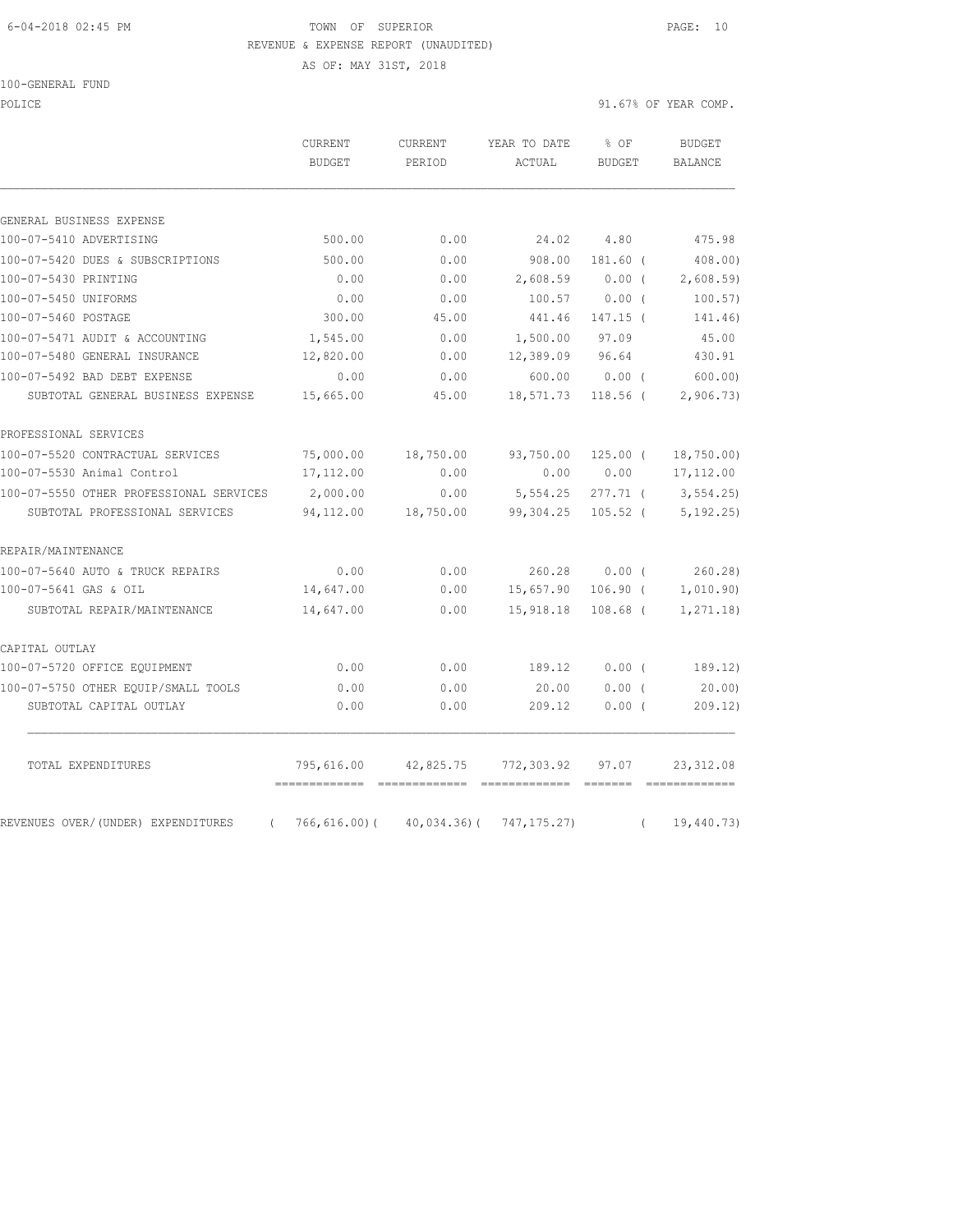TOWN OF SUPERIOR

REVENUE & EXPENSE REPORT (UNAUDITED)

AS OF: MAY 31ST, 2018

100-GENERAL FUND

POLICE — 91.67% OF YEAR COMP.

| | CURRENT BUDGET | CURRENT PERIOD | YEAR TO DATE ACTUAL | % OF BUDGET | BUDGET BALANCE |
|---|---|---|---|---|---|
| **GENERAL BUSINESS EXPENSE** | | | | | |
| 100-07-5410 ADVERTISING | 500.00 | 0.00 | 24.02 | 4.80 | 475.98 |
| 100-07-5420 DUES & SUBSCRIPTIONS | 500.00 | 0.00 | 908.00 | 181.60 ( | 408.00) |
| 100-07-5430 PRINTING | 0.00 | 0.00 | 2,608.59 | 0.00 ( | 2,608.59) |
| 100-07-5450 UNIFORMS | 0.00 | 0.00 | 100.57 | 0.00 ( | 100.57) |
| 100-07-5460 POSTAGE | 300.00 | 45.00 | 441.46 | 147.15 ( | 141.46) |
| 100-07-5471 AUDIT & ACCOUNTING | 1,545.00 | 0.00 | 1,500.00 | 97.09 | 45.00 |
| 100-07-5480 GENERAL INSURANCE | 12,820.00 | 0.00 | 12,389.09 | 96.64 | 430.91 |
| 100-07-5492 BAD DEBT EXPENSE | 0.00 | 0.00 | 600.00 | 0.00 ( | 600.00) |
| SUBTOTAL GENERAL BUSINESS EXPENSE | 15,665.00 | 45.00 | 18,571.73 | 118.56 ( | 2,906.73) |
| **PROFESSIONAL SERVICES** | | | | | |
| 100-07-5520 CONTRACTUAL SERVICES | 75,000.00 | 18,750.00 | 93,750.00 | 125.00 ( | 18,750.00) |
| 100-07-5530 Animal Control | 17,112.00 | 0.00 | 0.00 | 0.00 | 17,112.00 |
| 100-07-5550 OTHER PROFESSIONAL SERVICES | 2,000.00 | 0.00 | 5,554.25 | 277.71 ( | 3,554.25) |
| SUBTOTAL PROFESSIONAL SERVICES | 94,112.00 | 18,750.00 | 99,304.25 | 105.52 ( | 5,192.25) |
| **REPAIR/MAINTENANCE** | | | | | |
| 100-07-5640 AUTO & TRUCK REPAIRS | 0.00 | 0.00 | 260.28 | 0.00 ( | 260.28) |
| 100-07-5641 GAS & OIL | 14,647.00 | 0.00 | 15,657.90 | 106.90 ( | 1,010.90) |
| SUBTOTAL REPAIR/MAINTENANCE | 14,647.00 | 0.00 | 15,918.18 | 108.68 ( | 1,271.18) |
| **CAPITAL OUTLAY** | | | | | |
| 100-07-5720 OFFICE EQUIPMENT | 0.00 | 0.00 | 189.12 | 0.00 ( | 189.12) |
| 100-07-5750 OTHER EQUIP/SMALL TOOLS | 0.00 | 0.00 | 20.00 | 0.00 ( | 20.00) |
| SUBTOTAL CAPITAL OUTLAY | 0.00 | 0.00 | 209.12 | 0.00 ( | 209.12) |
| TOTAL EXPENDITURES | 795,616.00 | 42,825.75 | 772,303.92 | 97.07 | 23,312.08 |
| REVENUES OVER/(UNDER) EXPENDITURES | ( 766,616.00)( | 40,034.36)( | 747,175.27) | ( | 19,440.73) |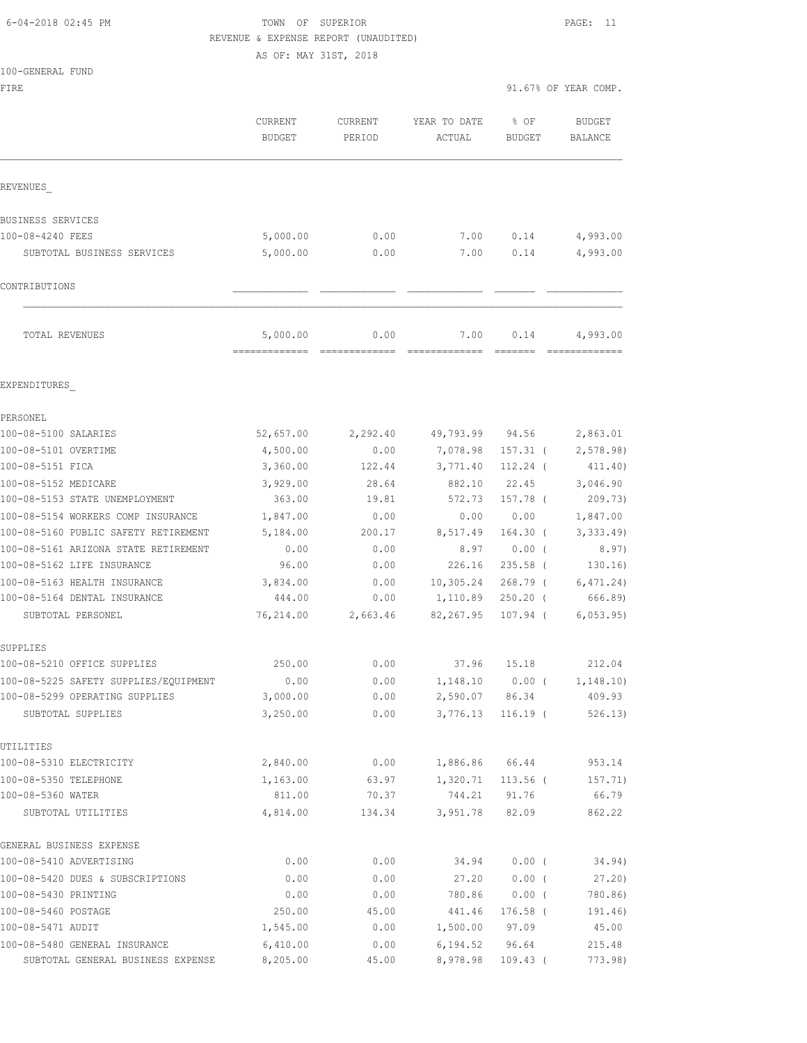6-04-2018 02:45 PM

TOWN OF SUPERIOR
REVENUE & EXPENSE REPORT (UNAUDITED)
AS OF: MAY 31ST, 2018

100-GENERAL FUND
FIRE

91.67% OF YEAR COMP.

| | CURRENT BUDGET | CURRENT PERIOD | YEAR TO DATE ACTUAL | % OF BUDGET | BUDGET BALANCE |
|---|---|---|---|---|---|
| REVENUES_ | | | | | |
| BUSINESS SERVICES | | | | | |
| 100-08-4240 FEES | 5,000.00 | 0.00 | 7.00 | 0.14 | 4,993.00 |
| SUBTOTAL BUSINESS SERVICES | 5,000.00 | 0.00 | 7.00 | 0.14 | 4,993.00 |
| CONTRIBUTIONS | | | | | |
| TOTAL REVENUES | 5,000.00 | 0.00 | 7.00 | 0.14 | 4,993.00 |
| EXPENDITURES_ | | | | | |
| PERSONEL | | | | | |
| 100-08-5100 SALARIES | 52,657.00 | 2,292.40 | 49,793.99 | 94.56 | 2,863.01 |
| 100-08-5101 OVERTIME | 4,500.00 | 0.00 | 7,078.98 | 157.31 ( | 2,578.98) |
| 100-08-5151 FICA | 3,360.00 | 122.44 | 3,771.40 | 112.24 ( | 411.40) |
| 100-08-5152 MEDICARE | 3,929.00 | 28.64 | 882.10 | 22.45 | 3,046.90 |
| 100-08-5153 STATE UNEMPLOYMENT | 363.00 | 19.81 | 572.73 | 157.78 ( | 209.73) |
| 100-08-5154 WORKERS COMP INSURANCE | 1,847.00 | 0.00 | 0.00 | 0.00 | 1,847.00 |
| 100-08-5160 PUBLIC SAFETY RETIREMENT | 5,184.00 | 200.17 | 8,517.49 | 164.30 ( | 3,333.49) |
| 100-08-5161 ARIZONA STATE RETIREMENT | 0.00 | 0.00 | 8.97 | 0.00 ( | 8.97) |
| 100-08-5162 LIFE INSURANCE | 96.00 | 0.00 | 226.16 | 235.58 ( | 130.16) |
| 100-08-5163 HEALTH INSURANCE | 3,834.00 | 0.00 | 10,305.24 | 268.79 ( | 6,471.24) |
| 100-08-5164 DENTAL INSURANCE | 444.00 | 0.00 | 1,110.89 | 250.20 ( | 666.89) |
| SUBTOTAL PERSONEL | 76,214.00 | 2,663.46 | 82,267.95 | 107.94 ( | 6,053.95) |
| SUPPLIES | | | | | |
| 100-08-5210 OFFICE SUPPLIES | 250.00 | 0.00 | 37.96 | 15.18 | 212.04 |
| 100-08-5225 SAFETY SUPPLIES/EQUIPMENT | 0.00 | 0.00 | 1,148.10 | 0.00 ( | 1,148.10) |
| 100-08-5299 OPERATING SUPPLIES | 3,000.00 | 0.00 | 2,590.07 | 86.34 | 409.93 |
| SUBTOTAL SUPPLIES | 3,250.00 | 0.00 | 3,776.13 | 116.19 ( | 526.13) |
| UTILITIES | | | | | |
| 100-08-5310 ELECTRICITY | 2,840.00 | 0.00 | 1,886.86 | 66.44 | 953.14 |
| 100-08-5350 TELEPHONE | 1,163.00 | 63.97 | 1,320.71 | 113.56 ( | 157.71) |
| 100-08-5360 WATER | 811.00 | 70.37 | 744.21 | 91.76 | 66.79 |
| SUBTOTAL UTILITIES | 4,814.00 | 134.34 | 3,951.78 | 82.09 | 862.22 |
| GENERAL BUSINESS EXPENSE | | | | | |
| 100-08-5410 ADVERTISING | 0.00 | 0.00 | 34.94 | 0.00 ( | 34.94) |
| 100-08-5420 DUES & SUBSCRIPTIONS | 0.00 | 0.00 | 27.20 | 0.00 ( | 27.20) |
| 100-08-5430 PRINTING | 0.00 | 0.00 | 780.86 | 0.00 ( | 780.86) |
| 100-08-5460 POSTAGE | 250.00 | 45.00 | 441.46 | 176.58 ( | 191.46) |
| 100-08-5471 AUDIT | 1,545.00 | 0.00 | 1,500.00 | 97.09 | 45.00 |
| 100-08-5480 GENERAL INSURANCE | 6,410.00 | 0.00 | 6,194.52 | 96.64 | 215.48 |
| SUBTOTAL GENERAL BUSINESS EXPENSE | 8,205.00 | 45.00 | 8,978.98 | 109.43 ( | 773.98) |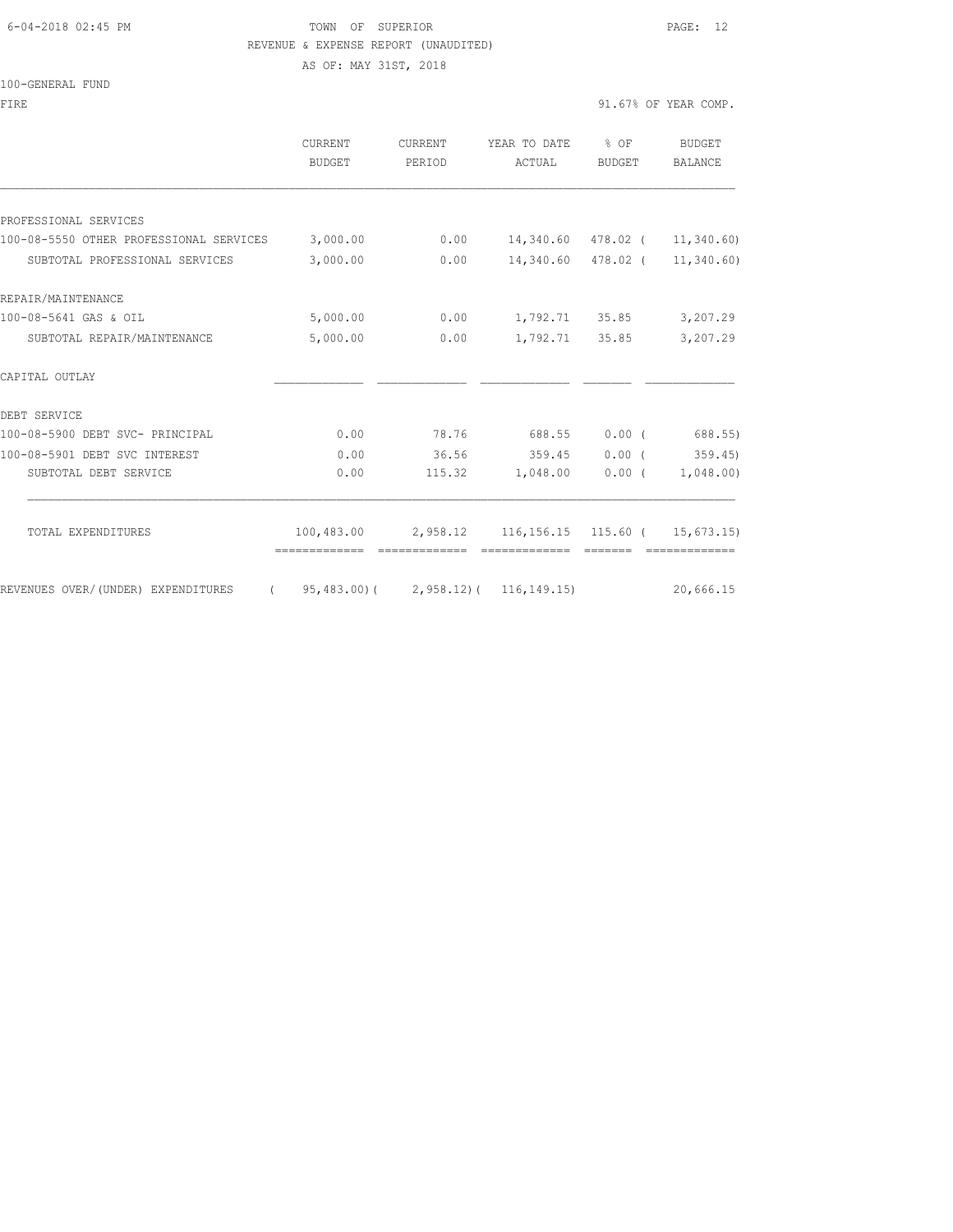TOWN OF SUPERIOR

REVENUE & EXPENSE REPORT (UNAUDITED)

AS OF: MAY 31ST, 2018

100-GENERAL FUND

FIRE

91.67% OF YEAR COMP.

| | CURRENT BUDGET | CURRENT PERIOD | YEAR TO DATE ACTUAL | % OF BUDGET | BUDGET BALANCE |
|---|---|---|---|---|---|
| PROFESSIONAL SERVICES | | | | | |
| 100-08-5550 OTHER PROFESSIONAL SERVICES | 3,000.00 | 0.00 | 14,340.60 | 478.02 | ( 11,340.60) |
| SUBTOTAL PROFESSIONAL SERVICES | 3,000.00 | 0.00 | 14,340.60 | 478.02 | ( 11,340.60) |
| REPAIR/MAINTENANCE | | | | | |
| 100-08-5641 GAS & OIL | 5,000.00 | 0.00 | 1,792.71 | 35.85 | 3,207.29 |
| SUBTOTAL REPAIR/MAINTENANCE | 5,000.00 | 0.00 | 1,792.71 | 35.85 | 3,207.29 |
| CAPITAL OUTLAY | | | | | |
| DEBT SERVICE | | | | | |
| 100-08-5900 DEBT SVC- PRINCIPAL | 0.00 | 78.76 | 688.55 | 0.00 | ( 688.55) |
| 100-08-5901 DEBT SVC INTEREST | 0.00 | 36.56 | 359.45 | 0.00 | ( 359.45) |
| SUBTOTAL DEBT SERVICE | 0.00 | 115.32 | 1,048.00 | 0.00 | ( 1,048.00) |
| TOTAL EXPENDITURES | 100,483.00 | 2,958.12 | 116,156.15 | 115.60 | ( 15,673.15) |
| REVENUES OVER/(UNDER) EXPENDITURES | ( 95,483.00) | ( 2,958.12) | ( 116,149.15) | | 20,666.15 |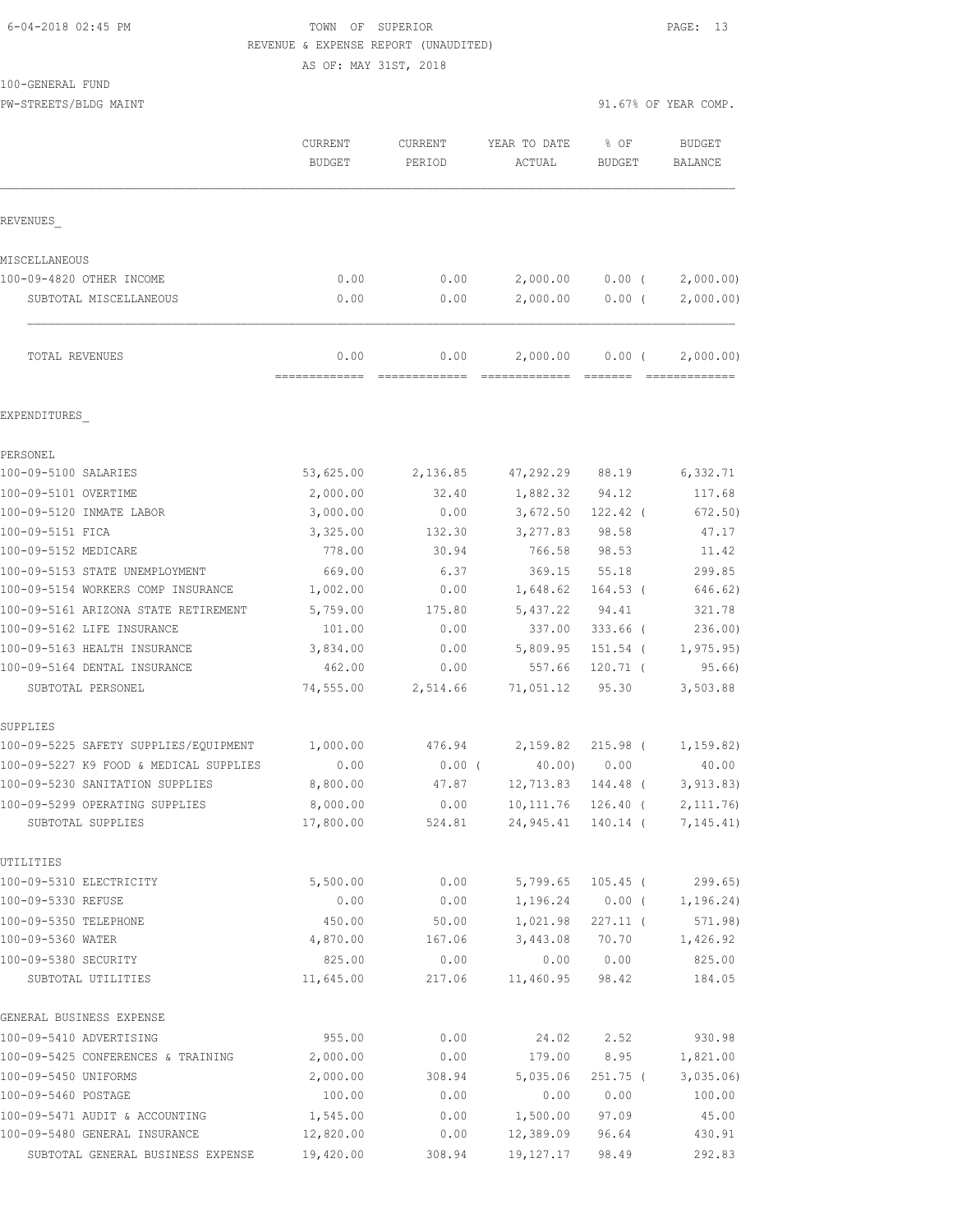6-04-2018 02:45 PM TOWN OF SUPERIOR

REVENUE & EXPENSE REPORT (UNAUDITED)

AS OF: MAY 31ST, 2018

100-GENERAL FUND

PW-STREETS/BLDG MAINT 91.67% OF YEAR COMP.

| | CURRENT BUDGET | CURRENT PERIOD | YEAR TO DATE ACTUAL | % OF BUDGET | BUDGET BALANCE |
|---|---|---|---|---|---|
| REVENUES_ | | | | | |
| MISCELLANEOUS | | | | | |
| 100-09-4820 OTHER INCOME | 0.00 | 0.00 | 2,000.00 | 0.00 ( | 2,000.00) |
| SUBTOTAL MISCELLANEOUS | 0.00 | 0.00 | 2,000.00 | 0.00 ( | 2,000.00) |
| TOTAL REVENUES | 0.00 | 0.00 | 2,000.00 | 0.00 ( | 2,000.00) |
| EXPENDITURES_ | | | | | |
| PERSONEL | | | | | |
| 100-09-5100 SALARIES | 53,625.00 | 2,136.85 | 47,292.29 | 88.19 | 6,332.71 |
| 100-09-5101 OVERTIME | 2,000.00 | 32.40 | 1,882.32 | 94.12 | 117.68 |
| 100-09-5120 INMATE LABOR | 3,000.00 | 0.00 | 3,672.50 | 122.42 ( | 672.50) |
| 100-09-5151 FICA | 3,325.00 | 132.30 | 3,277.83 | 98.58 | 47.17 |
| 100-09-5152 MEDICARE | 778.00 | 30.94 | 766.58 | 98.53 | 11.42 |
| 100-09-5153 STATE UNEMPLOYMENT | 669.00 | 6.37 | 369.15 | 55.18 | 299.85 |
| 100-09-5154 WORKERS COMP INSURANCE | 1,002.00 | 0.00 | 1,648.62 | 164.53 ( | 646.62) |
| 100-09-5161 ARIZONA STATE RETIREMENT | 5,759.00 | 175.80 | 5,437.22 | 94.41 | 321.78 |
| 100-09-5162 LIFE INSURANCE | 101.00 | 0.00 | 337.00 | 333.66 ( | 236.00) |
| 100-09-5163 HEALTH INSURANCE | 3,834.00 | 0.00 | 5,809.95 | 151.54 ( | 1,975.95) |
| 100-09-5164 DENTAL INSURANCE | 462.00 | 0.00 | 557.66 | 120.71 ( | 95.66) |
| SUBTOTAL PERSONEL | 74,555.00 | 2,514.66 | 71,051.12 | 95.30 | 3,503.88 |
| SUPPLIES | | | | | |
| 100-09-5225 SAFETY SUPPLIES/EQUIPMENT | 1,000.00 | 476.94 | 2,159.82 | 215.98 ( | 1,159.82) |
| 100-09-5227 K9 FOOD & MEDICAL SUPPLIES | 0.00 | 0.00 ( | 40.00) | 0.00 | 40.00 |
| 100-09-5230 SANITATION SUPPLIES | 8,800.00 | 47.87 | 12,713.83 | 144.48 ( | 3,913.83) |
| 100-09-5299 OPERATING SUPPLIES | 8,000.00 | 0.00 | 10,111.76 | 126.40 ( | 2,111.76) |
| SUBTOTAL SUPPLIES | 17,800.00 | 524.81 | 24,945.41 | 140.14 ( | 7,145.41) |
| UTILITIES | | | | | |
| 100-09-5310 ELECTRICITY | 5,500.00 | 0.00 | 5,799.65 | 105.45 ( | 299.65) |
| 100-09-5330 REFUSE | 0.00 | 0.00 | 1,196.24 | 0.00 ( | 1,196.24) |
| 100-09-5350 TELEPHONE | 450.00 | 50.00 | 1,021.98 | 227.11 ( | 571.98) |
| 100-09-5360 WATER | 4,870.00 | 167.06 | 3,443.08 | 70.70 | 1,426.92 |
| 100-09-5380 SECURITY | 825.00 | 0.00 | 0.00 | 0.00 | 825.00 |
| SUBTOTAL UTILITIES | 11,645.00 | 217.06 | 11,460.95 | 98.42 | 184.05 |
| GENERAL BUSINESS EXPENSE | | | | | |
| 100-09-5410 ADVERTISING | 955.00 | 0.00 | 24.02 | 2.52 | 930.98 |
| 100-09-5425 CONFERENCES & TRAINING | 2,000.00 | 0.00 | 179.00 | 8.95 | 1,821.00 |
| 100-09-5450 UNIFORMS | 2,000.00 | 308.94 | 5,035.06 | 251.75 ( | 3,035.06) |
| 100-09-5460 POSTAGE | 100.00 | 0.00 | 0.00 | 0.00 | 100.00 |
| 100-09-5471 AUDIT & ACCOUNTING | 1,545.00 | 0.00 | 1,500.00 | 97.09 | 45.00 |
| 100-09-5480 GENERAL INSURANCE | 12,820.00 | 0.00 | 12,389.09 | 96.64 | 430.91 |
| SUBTOTAL GENERAL BUSINESS EXPENSE | 19,420.00 | 308.94 | 19,127.17 | 98.49 | 292.83 |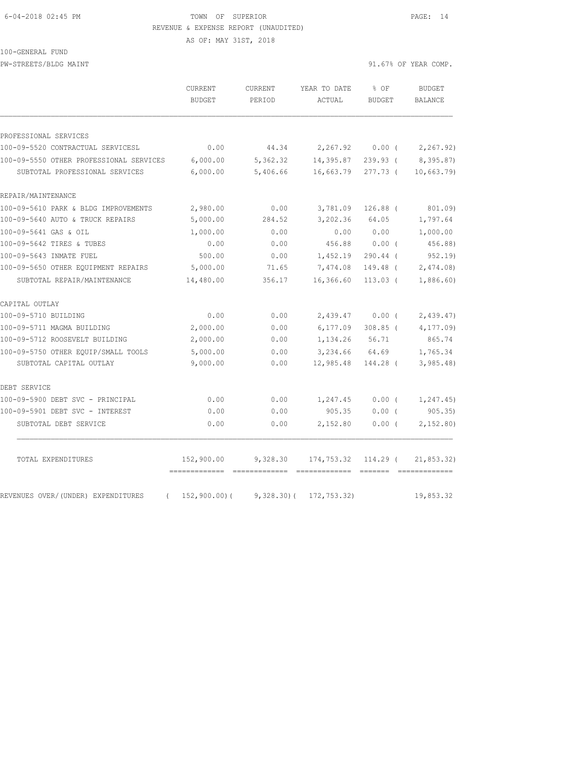TOWN OF SUPERIOR
REVENUE & EXPENSE REPORT (UNAUDITED)
AS OF: MAY 31ST, 2018

100-GENERAL FUND
PW-STREETS/BLDG MAINT

91.67% OF YEAR COMP.

| | CURRENT BUDGET | CURRENT PERIOD | YEAR TO DATE ACTUAL | % OF BUDGET | BUDGET BALANCE |
|---|---|---|---|---|---|
| PROFESSIONAL SERVICES | | | | | |
| 100-09-5520 CONTRACTUAL SERVICESL | 0.00 | 44.34 | 2,267.92 | 0.00 ( | 2,267.92) |
| 100-09-5550 OTHER PROFESSIONAL SERVICES | 6,000.00 | 5,362.32 | 14,395.87 | 239.93 ( | 8,395.87) |
| SUBTOTAL PROFESSIONAL SERVICES | 6,000.00 | 5,406.66 | 16,663.79 | 277.73 ( | 10,663.79) |
| REPAIR/MAINTENANCE | | | | | |
| 100-09-5610 PARK & BLDG IMPROVEMENTS | 2,980.00 | 0.00 | 3,781.09 | 126.88 ( | 801.09) |
| 100-09-5640 AUTO & TRUCK REPAIRS | 5,000.00 | 284.52 | 3,202.36 | 64.05 | 1,797.64 |
| 100-09-5641 GAS & OIL | 1,000.00 | 0.00 | 0.00 | 0.00 | 1,000.00 |
| 100-09-5642 TIRES & TUBES | 0.00 | 0.00 | 456.88 | 0.00 ( | 456.88) |
| 100-09-5643 INMATE FUEL | 500.00 | 0.00 | 1,452.19 | 290.44 ( | 952.19) |
| 100-09-5650 OTHER EQUIPMENT REPAIRS | 5,000.00 | 71.65 | 7,474.08 | 149.48 ( | 2,474.08) |
| SUBTOTAL REPAIR/MAINTENANCE | 14,480.00 | 356.17 | 16,366.60 | 113.03 ( | 1,886.60) |
| CAPITAL OUTLAY | | | | | |
| 100-09-5710 BUILDING | 0.00 | 0.00 | 2,439.47 | 0.00 ( | 2,439.47) |
| 100-09-5711 MAGMA BUILDING | 2,000.00 | 0.00 | 6,177.09 | 308.85 ( | 4,177.09) |
| 100-09-5712 ROOSEVELT BUILDING | 2,000.00 | 0.00 | 1,134.26 | 56.71 | 865.74 |
| 100-09-5750 OTHER EQUIP/SMALL TOOLS | 5,000.00 | 0.00 | 3,234.66 | 64.69 | 1,765.34 |
| SUBTOTAL CAPITAL OUTLAY | 9,000.00 | 0.00 | 12,985.48 | 144.28 ( | 3,985.48) |
| DEBT SERVICE | | | | | |
| 100-09-5900 DEBT SVC - PRINCIPAL | 0.00 | 0.00 | 1,247.45 | 0.00 ( | 1,247.45) |
| 100-09-5901 DEBT SVC - INTEREST | 0.00 | 0.00 | 905.35 | 0.00 ( | 905.35) |
| SUBTOTAL DEBT SERVICE | 0.00 | 0.00 | 2,152.80 | 0.00 ( | 2,152.80) |
| TOTAL EXPENDITURES | 152,900.00 | 9,328.30 | 174,753.32 | 114.29 ( | 21,853.32) |
| REVENUES OVER/(UNDER) EXPENDITURES | ( 152,900.00)( | 9,328.30)( | 172,753.32) | | 19,853.32 |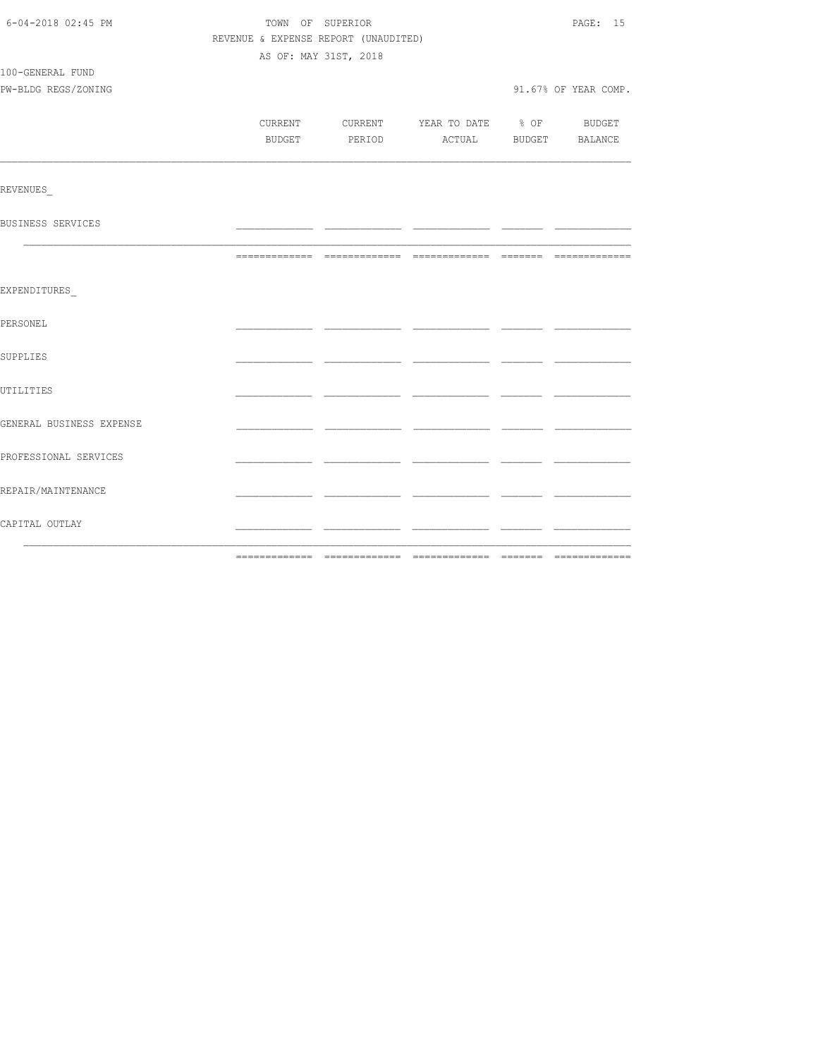TOWN OF SUPERIOR

REVENUE & EXPENSE REPORT (UNAUDITED)

AS OF: MAY 31ST, 2018

100-GENERAL FUND

PW-BLDG REGS/ZONING

91.67% OF YEAR COMP.

| | CURRENT BUDGET | CURRENT PERIOD | YEAR TO DATE ACTUAL | % OF BUDGET | BUDGET BALANCE |
|---|---|---|---|---|---|
| REVENUES | | | | | |
| BUSINESS SERVICES | | | | | |
| | | | | | |
| EXPENDITURES | | | | | |
| PERSONEL | | | | | |
| SUPPLIES | | | | | |
| UTILITIES | | | | | |
| GENERAL BUSINESS EXPENSE | | | | | |
| PROFESSIONAL SERVICES | | | | | |
| REPAIR/MAINTENANCE | | | | | |
| CAPITAL OUTLAY | | | | | |
| | | | | | |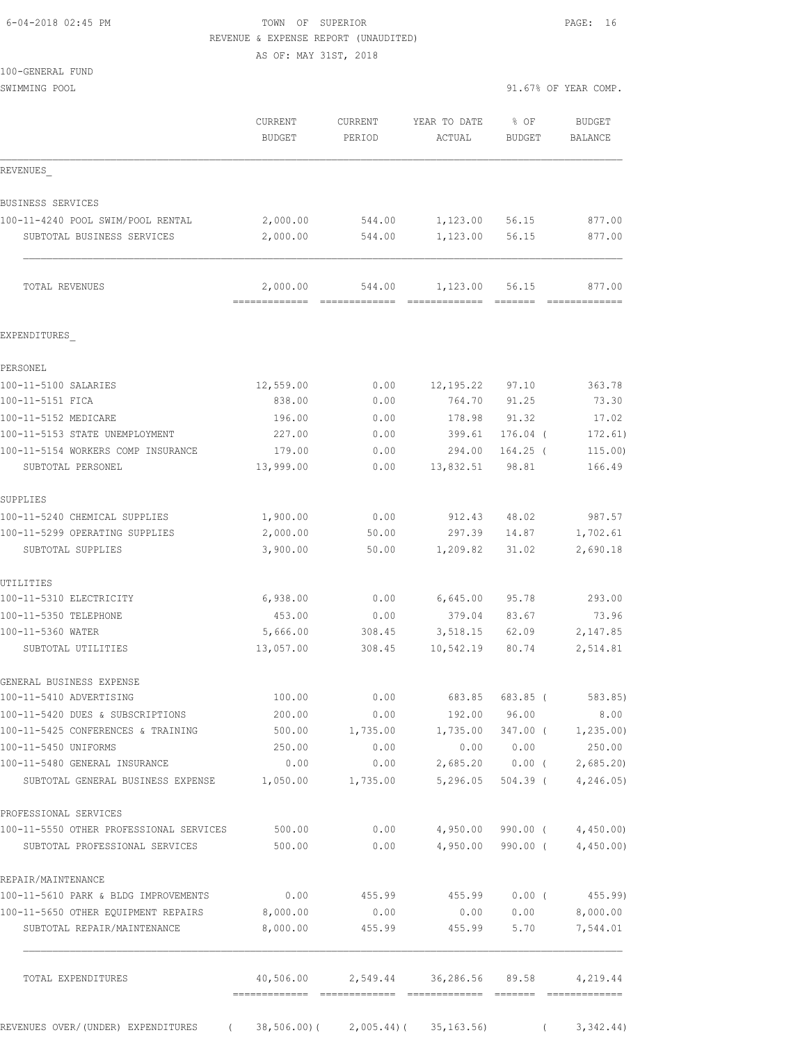6-04-2018 02:45 PM TOWN OF SUPERIOR

REVENUE & EXPENSE REPORT (UNAUDITED)

AS OF: MAY 31ST, 2018

100-GENERAL FUND

SWIMMING POOL — 91.67% OF YEAR COMP.

| | CURRENT BUDGET | CURRENT PERIOD | YEAR TO DATE ACTUAL | % OF BUDGET | BUDGET BALANCE |
|---|---|---|---|---|---|
| **REVENUES** | | | | | |
| BUSINESS SERVICES | | | | | |
| 100-11-4240 POOL SWIM/POOL RENTAL | 2,000.00 | 544.00 | 1,123.00 | 56.15 | 877.00 |
| SUBTOTAL BUSINESS SERVICES | 2,000.00 | 544.00 | 1,123.00 | 56.15 | 877.00 |
| TOTAL REVENUES | 2,000.00 | 544.00 | 1,123.00 | 56.15 | 877.00 |
| **EXPENDITURES** | | | | | |
| PERSONEL | | | | | |
| 100-11-5100 SALARIES | 12,559.00 | 0.00 | 12,195.22 | 97.10 | 363.78 |
| 100-11-5151 FICA | 838.00 | 0.00 | 764.70 | 91.25 | 73.30 |
| 100-11-5152 MEDICARE | 196.00 | 0.00 | 178.98 | 91.32 | 17.02 |
| 100-11-5153 STATE UNEMPLOYMENT | 227.00 | 0.00 | 399.61 | 176.04 | ( 172.61) |
| 100-11-5154 WORKERS COMP INSURANCE | 179.00 | 0.00 | 294.00 | 164.25 | ( 115.00) |
| SUBTOTAL PERSONEL | 13,999.00 | 0.00 | 13,832.51 | 98.81 | 166.49 |
| SUPPLIES | | | | | |
| 100-11-5240 CHEMICAL SUPPLIES | 1,900.00 | 0.00 | 912.43 | 48.02 | 987.57 |
| 100-11-5299 OPERATING SUPPLIES | 2,000.00 | 50.00 | 297.39 | 14.87 | 1,702.61 |
| SUBTOTAL SUPPLIES | 3,900.00 | 50.00 | 1,209.82 | 31.02 | 2,690.18 |
| UTILITIES | | | | | |
| 100-11-5310 ELECTRICITY | 6,938.00 | 0.00 | 6,645.00 | 95.78 | 293.00 |
| 100-11-5350 TELEPHONE | 453.00 | 0.00 | 379.04 | 83.67 | 73.96 |
| 100-11-5360 WATER | 5,666.00 | 308.45 | 3,518.15 | 62.09 | 2,147.85 |
| SUBTOTAL UTILITIES | 13,057.00 | 308.45 | 10,542.19 | 80.74 | 2,514.81 |
| GENERAL BUSINESS EXPENSE | | | | | |
| 100-11-5410 ADVERTISING | 100.00 | 0.00 | 683.85 | 683.85 | ( 583.85) |
| 100-11-5420 DUES & SUBSCRIPTIONS | 200.00 | 0.00 | 192.00 | 96.00 | 8.00 |
| 100-11-5425 CONFERENCES & TRAINING | 500.00 | 1,735.00 | 1,735.00 | 347.00 | ( 1,235.00) |
| 100-11-5450 UNIFORMS | 250.00 | 0.00 | 0.00 | 0.00 | 250.00 |
| 100-11-5480 GENERAL INSURANCE | 0.00 | 0.00 | 2,685.20 | 0.00 | ( 2,685.20) |
| SUBTOTAL GENERAL BUSINESS EXPENSE | 1,050.00 | 1,735.00 | 5,296.05 | 504.39 | ( 4,246.05) |
| PROFESSIONAL SERVICES | | | | | |
| 100-11-5550 OTHER PROFESSIONAL SERVICES | 500.00 | 0.00 | 4,950.00 | 990.00 | ( 4,450.00) |
| SUBTOTAL PROFESSIONAL SERVICES | 500.00 | 0.00 | 4,950.00 | 990.00 | ( 4,450.00) |
| REPAIR/MAINTENANCE | | | | | |
| 100-11-5610 PARK & BLDG IMPROVEMENTS | 0.00 | 455.99 | 455.99 | 0.00 | ( 455.99) |
| 100-11-5650 OTHER EQUIPMENT REPAIRS | 8,000.00 | 0.00 | 0.00 | 0.00 | 8,000.00 |
| SUBTOTAL REPAIR/MAINTENANCE | 8,000.00 | 455.99 | 455.99 | 5.70 | 7,544.01 |
| TOTAL EXPENDITURES | 40,506.00 | 2,549.44 | 36,286.56 | 89.58 | 4,219.44 |
| REVENUES OVER/(UNDER) EXPENDITURES | ( 38,506.00) | ( 2,005.44) | ( 35,163.56) | | ( 3,342.44) |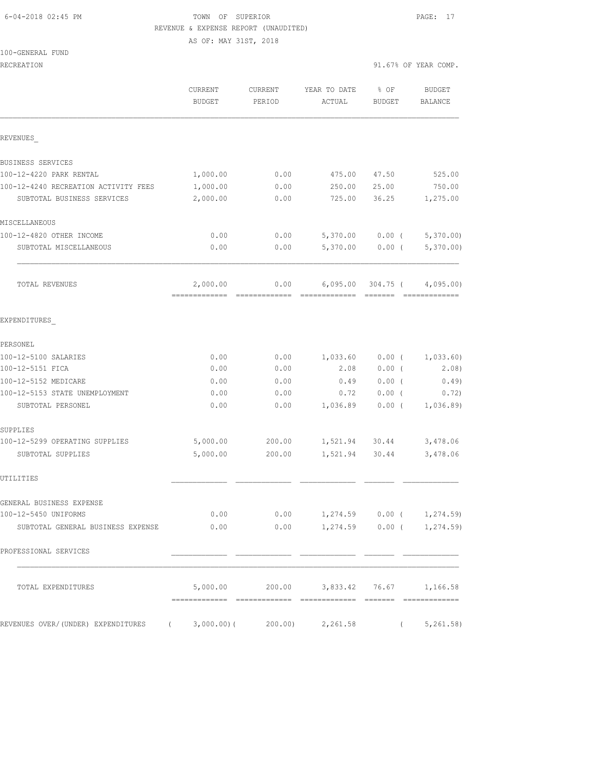6-04-2018 02:45 PM

TOWN OF SUPERIOR

REVENUE & EXPENSE REPORT (UNAUDITED)

AS OF: MAY 31ST, 2018

100-GENERAL FUND

RECREATION

91.67% OF YEAR COMP.

| | CURRENT BUDGET | CURRENT PERIOD | YEAR TO DATE ACTUAL | % OF BUDGET | BUDGET BALANCE |
|---|---|---|---|---|---|
| REVENUES_ | | | | | |
| BUSINESS SERVICES | | | | | |
| 100-12-4220 PARK RENTAL | 1,000.00 | 0.00 | 475.00 | 47.50 | 525.00 |
| 100-12-4240 RECREATION ACTIVITY FEES | 1,000.00 | 0.00 | 250.00 | 25.00 | 750.00 |
| SUBTOTAL BUSINESS SERVICES | 2,000.00 | 0.00 | 725.00 | 36.25 | 1,275.00 |
| MISCELLANEOUS | | | | | |
| 100-12-4820 OTHER INCOME | 0.00 | 0.00 | 5,370.00 | 0.00 ( | 5,370.00) |
| SUBTOTAL MISCELLANEOUS | 0.00 | 0.00 | 5,370.00 | 0.00 ( | 5,370.00) |
| TOTAL REVENUES | 2,000.00 | 0.00 | 6,095.00 | 304.75 ( | 4,095.00) |
| EXPENDITURES_ | | | | | |
| PERSONEL | | | | | |
| 100-12-5100 SALARIES | 0.00 | 0.00 | 1,033.60 | 0.00 ( | 1,033.60) |
| 100-12-5151 FICA | 0.00 | 0.00 | 2.08 | 0.00 ( | 2.08) |
| 100-12-5152 MEDICARE | 0.00 | 0.00 | 0.49 | 0.00 ( | 0.49) |
| 100-12-5153 STATE UNEMPLOYMENT | 0.00 | 0.00 | 0.72 | 0.00 ( | 0.72) |
| SUBTOTAL PERSONEL | 0.00 | 0.00 | 1,036.89 | 0.00 ( | 1,036.89) |
| SUPPLIES | | | | | |
| 100-12-5299 OPERATING SUPPLIES | 5,000.00 | 200.00 | 1,521.94 | 30.44 | 3,478.06 |
| SUBTOTAL SUPPLIES | 5,000.00 | 200.00 | 1,521.94 | 30.44 | 3,478.06 |
| UTILITIES | | | | | |
| GENERAL BUSINESS EXPENSE | | | | | |
| 100-12-5450 UNIFORMS | 0.00 | 0.00 | 1,274.59 | 0.00 ( | 1,274.59) |
| SUBTOTAL GENERAL BUSINESS EXPENSE | 0.00 | 0.00 | 1,274.59 | 0.00 ( | 1,274.59) |
| PROFESSIONAL SERVICES | | | | | |
| TOTAL EXPENDITURES | 5,000.00 | 200.00 | 3,833.42 | 76.67 | 1,166.58 |
| REVENUES OVER/(UNDER) EXPENDITURES | ( 3,000.00)( | 200.00) | 2,261.58 | ( | 5,261.58) |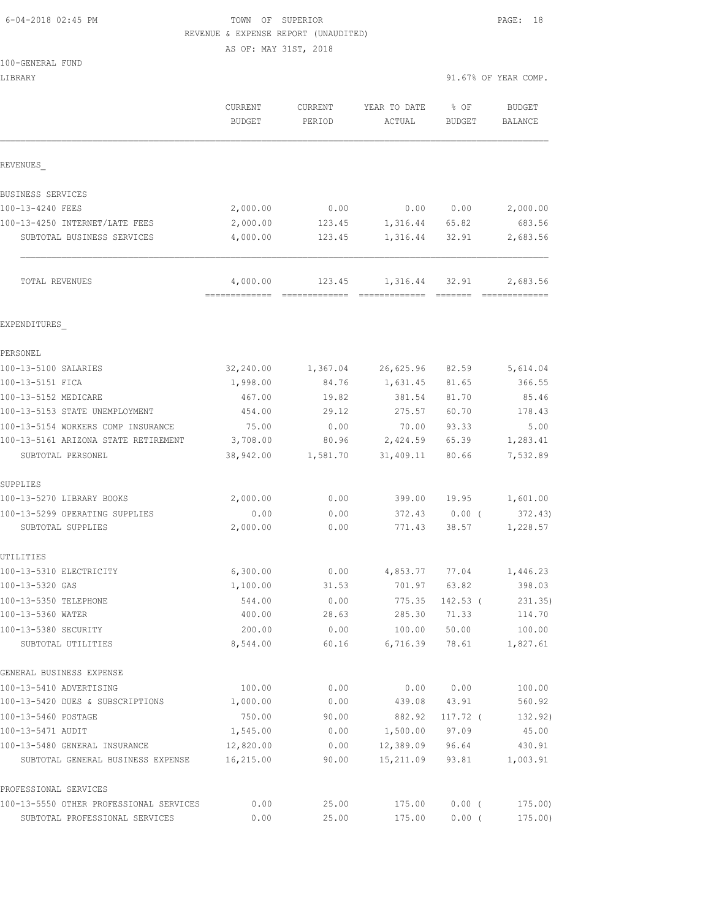6-04-2018 02:45 PM TOWN OF SUPERIOR

REVENUE & EXPENSE REPORT (UNAUDITED)

AS OF: MAY 31ST, 2018

100-GENERAL FUND

LIBRARY 91.67% OF YEAR COMP.

| | CURRENT BUDGET | CURRENT PERIOD | YEAR TO DATE ACTUAL | % OF BUDGET | BUDGET BALANCE |
|---|---|---|---|---|---|
| REVENUES_ | | | | | |
| BUSINESS SERVICES | | | | | |
| 100-13-4240 FEES | 2,000.00 | 0.00 | 0.00 | 0.00 | 2,000.00 |
| 100-13-4250 INTERNET/LATE FEES | 2,000.00 | 123.45 | 1,316.44 | 65.82 | 683.56 |
| SUBTOTAL BUSINESS SERVICES | 4,000.00 | 123.45 | 1,316.44 | 32.91 | 2,683.56 |
| TOTAL REVENUES | 4,000.00 | 123.45 | 1,316.44 | 32.91 | 2,683.56 |
| EXPENDITURES_ | | | | | |
| PERSONEL | | | | | |
| 100-13-5100 SALARIES | 32,240.00 | 1,367.04 | 26,625.96 | 82.59 | 5,614.04 |
| 100-13-5151 FICA | 1,998.00 | 84.76 | 1,631.45 | 81.65 | 366.55 |
| 100-13-5152 MEDICARE | 467.00 | 19.82 | 381.54 | 81.70 | 85.46 |
| 100-13-5153 STATE UNEMPLOYMENT | 454.00 | 29.12 | 275.57 | 60.70 | 178.43 |
| 100-13-5154 WORKERS COMP INSURANCE | 75.00 | 0.00 | 70.00 | 93.33 | 5.00 |
| 100-13-5161 ARIZONA STATE RETIREMENT | 3,708.00 | 80.96 | 2,424.59 | 65.39 | 1,283.41 |
| SUBTOTAL PERSONEL | 38,942.00 | 1,581.70 | 31,409.11 | 80.66 | 7,532.89 |
| SUPPLIES | | | | | |
| 100-13-5270 LIBRARY BOOKS | 2,000.00 | 0.00 | 399.00 | 19.95 | 1,601.00 |
| 100-13-5299 OPERATING SUPPLIES | 0.00 | 0.00 | 372.43 | 0.00 ( | 372.43) |
| SUBTOTAL SUPPLIES | 2,000.00 | 0.00 | 771.43 | 38.57 | 1,228.57 |
| UTILITIES | | | | | |
| 100-13-5310 ELECTRICITY | 6,300.00 | 0.00 | 4,853.77 | 77.04 | 1,446.23 |
| 100-13-5320 GAS | 1,100.00 | 31.53 | 701.97 | 63.82 | 398.03 |
| 100-13-5350 TELEPHONE | 544.00 | 0.00 | 775.35 | 142.53 ( | 231.35) |
| 100-13-5360 WATER | 400.00 | 28.63 | 285.30 | 71.33 | 114.70 |
| 100-13-5380 SECURITY | 200.00 | 0.00 | 100.00 | 50.00 | 100.00 |
| SUBTOTAL UTILITIES | 8,544.00 | 60.16 | 6,716.39 | 78.61 | 1,827.61 |
| GENERAL BUSINESS EXPENSE | | | | | |
| 100-13-5410 ADVERTISING | 100.00 | 0.00 | 0.00 | 0.00 | 100.00 |
| 100-13-5420 DUES & SUBSCRIPTIONS | 1,000.00 | 0.00 | 439.08 | 43.91 | 560.92 |
| 100-13-5460 POSTAGE | 750.00 | 90.00 | 882.92 | 117.72 ( | 132.92) |
| 100-13-5471 AUDIT | 1,545.00 | 0.00 | 1,500.00 | 97.09 | 45.00 |
| 100-13-5480 GENERAL INSURANCE | 12,820.00 | 0.00 | 12,389.09 | 96.64 | 430.91 |
| SUBTOTAL GENERAL BUSINESS EXPENSE | 16,215.00 | 90.00 | 15,211.09 | 93.81 | 1,003.91 |
| PROFESSIONAL SERVICES | | | | | |
| 100-13-5550 OTHER PROFESSIONAL SERVICES | 0.00 | 25.00 | 175.00 | 0.00 ( | 175.00) |
| SUBTOTAL PROFESSIONAL SERVICES | 0.00 | 25.00 | 175.00 | 0.00 ( | 175.00) |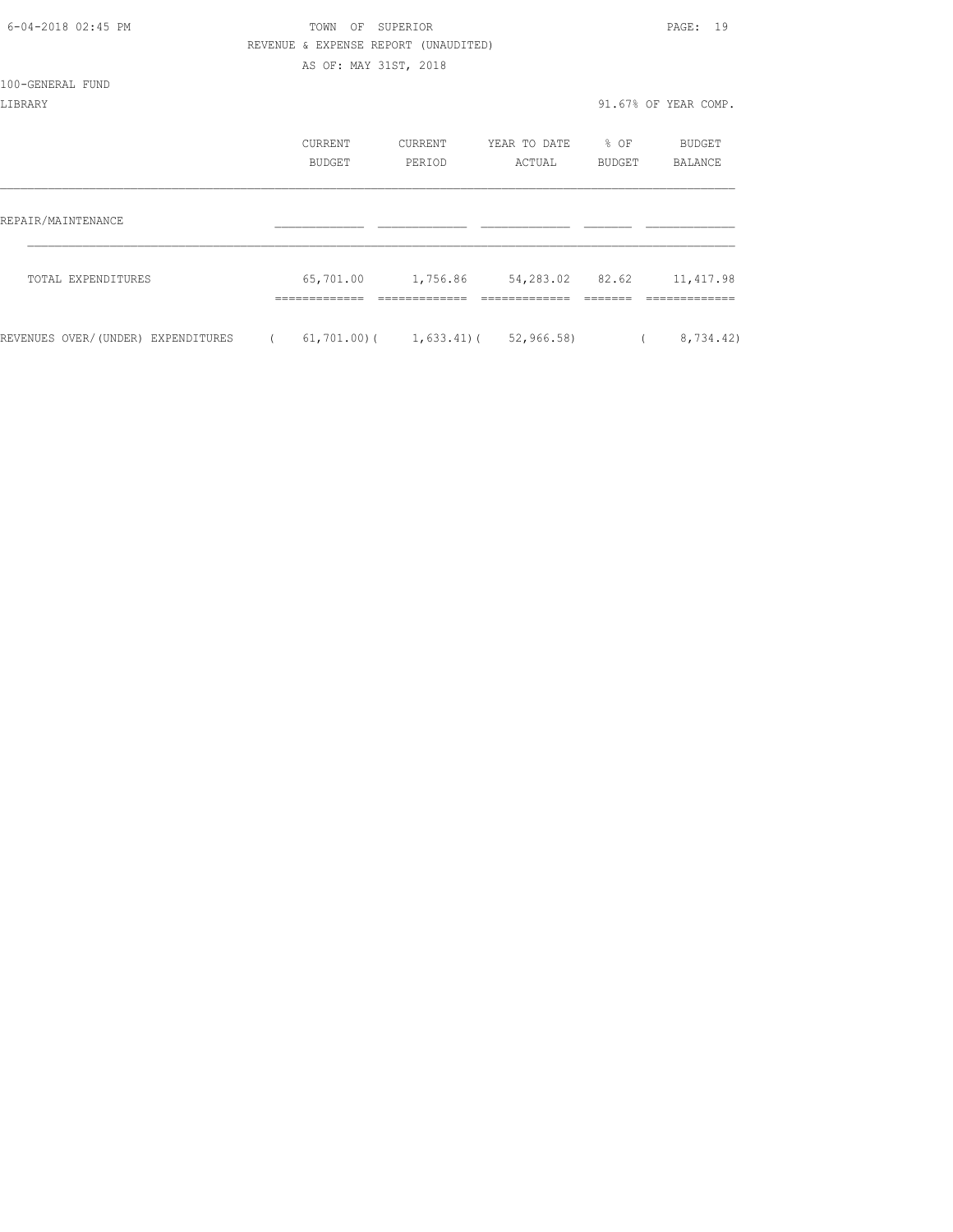TOWN OF SUPERIOR
REVENUE & EXPENSE REPORT (UNAUDITED)
AS OF: MAY 31ST, 2018

100-GENERAL FUND

LIBRARY 91.67% OF YEAR COMP.

| | CURRENT BUDGET | CURRENT PERIOD | YEAR TO DATE ACTUAL | % OF BUDGET | BUDGET BALANCE |
|---|---|---|---|---|---|
| REPAIR/MAINTENANCE | | | | | |
| TOTAL EXPENDITURES | 65,701.00 | 1,756.86 | 54,283.02 | 82.62 | 11,417.98 |
| REVENUES OVER/(UNDER) EXPENDITURES | ( 61,701.00) | ( 1,633.41) | ( 52,966.58) | | ( 8,734.42) |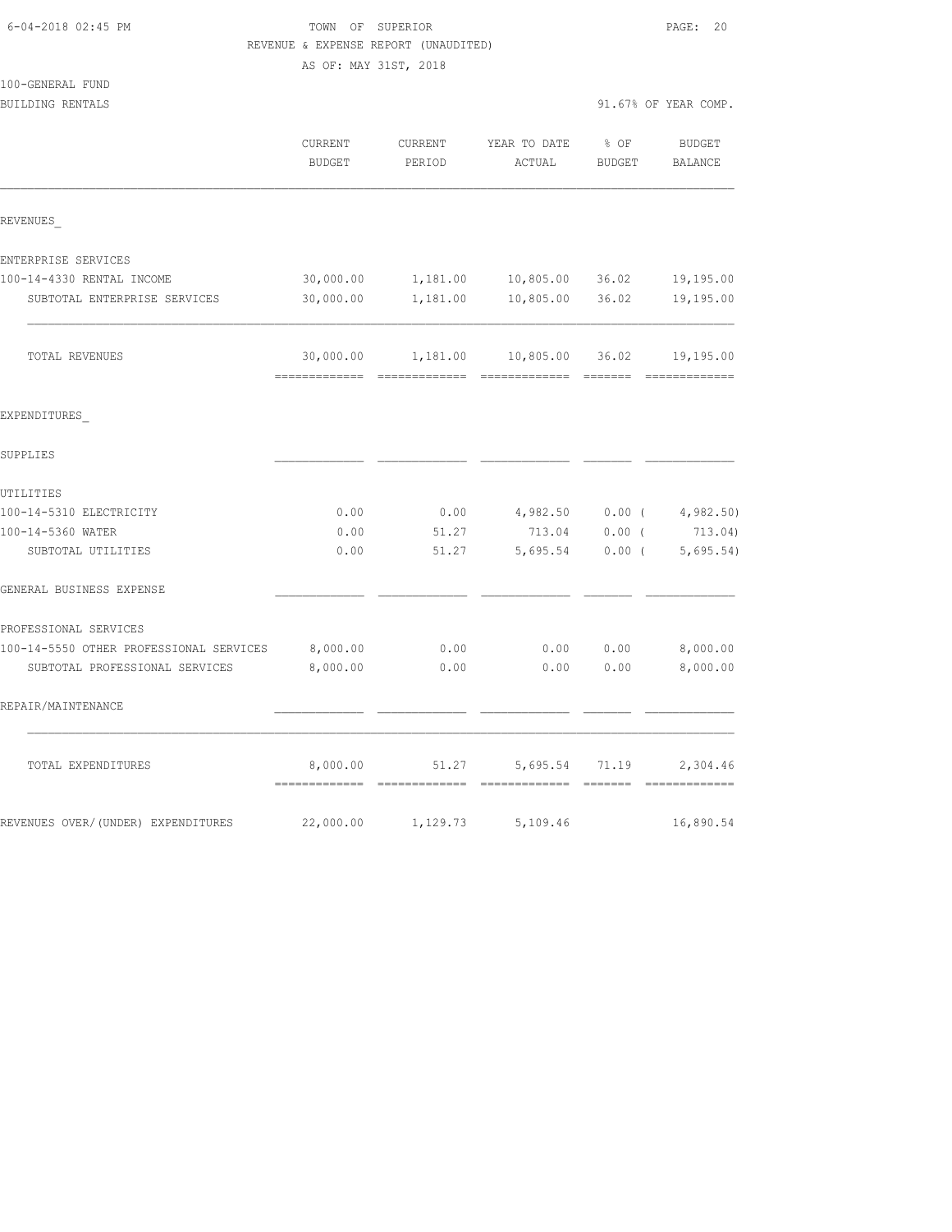TOWN OF SUPERIOR
REVENUE & EXPENSE REPORT (UNAUDITED)
AS OF: MAY 31ST, 2018

100-GENERAL FUND
BUILDING RENTALS — 91.67% OF YEAR COMP.

| | CURRENT BUDGET | CURRENT PERIOD | YEAR TO DATE ACTUAL | % OF BUDGET | BUDGET BALANCE |
|---|---|---|---|---|---|
| **REVENUES_** | | | | | |
| ENTERPRISE SERVICES | | | | | |
| 100-14-4330 RENTAL INCOME | 30,000.00 | 1,181.00 | 10,805.00 | 36.02 | 19,195.00 |
| SUBTOTAL ENTERPRISE SERVICES | 30,000.00 | 1,181.00 | 10,805.00 | 36.02 | 19,195.00 |
| TOTAL REVENUES | 30,000.00 | 1,181.00 | 10,805.00 | 36.02 | 19,195.00 |
| **EXPENDITURES_** | | | | | |
| SUPPLIES | | | | | |
| UTILITIES | | | | | |
| 100-14-5310 ELECTRICITY | 0.00 | 0.00 | 4,982.50 | 0.00 | ( 4,982.50) |
| 100-14-5360 WATER | 0.00 | 51.27 | 713.04 | 0.00 | ( 713.04) |
| SUBTOTAL UTILITIES | 0.00 | 51.27 | 5,695.54 | 0.00 | ( 5,695.54) |
| GENERAL BUSINESS EXPENSE | | | | | |
| PROFESSIONAL SERVICES | | | | | |
| 100-14-5550 OTHER PROFESSIONAL SERVICES | 8,000.00 | 0.00 | 0.00 | 0.00 | 8,000.00 |
| SUBTOTAL PROFESSIONAL SERVICES | 8,000.00 | 0.00 | 0.00 | 0.00 | 8,000.00 |
| REPAIR/MAINTENANCE | | | | | |
| TOTAL EXPENDITURES | 8,000.00 | 51.27 | 5,695.54 | 71.19 | 2,304.46 |
| REVENUES OVER/(UNDER) EXPENDITURES | 22,000.00 | 1,129.73 | 5,109.46 | | 16,890.54 |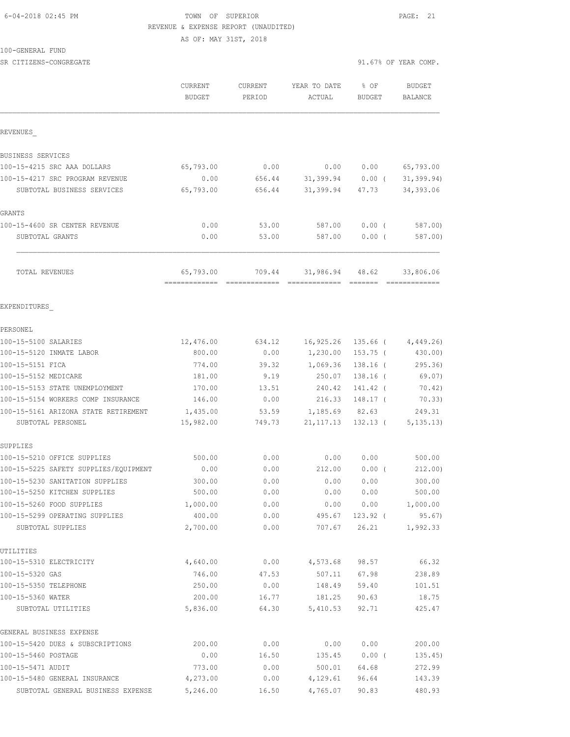6-04-2018 02:45 PM

TOWN OF SUPERIOR
REVENUE & EXPENSE REPORT (UNAUDITED)
AS OF: MAY 31ST, 2018

100-GENERAL FUND
SR CITIZENS-CONGREGATE

91.67% OF YEAR COMP.

| | CURRENT BUDGET | CURRENT PERIOD | YEAR TO DATE ACTUAL | % OF BUDGET | BUDGET BALANCE |
|---|---|---|---|---|---|
| REVENUES_ | | | | | |
| BUSINESS SERVICES | | | | | |
| 100-15-4215 SRC AAA DOLLARS | 65,793.00 | 0.00 | 0.00 | 0.00 | 65,793.00 |
| 100-15-4217 SRC PROGRAM REVENUE | 0.00 | 656.44 | 31,399.94 | 0.00 ( | 31,399.94) |
| SUBTOTAL BUSINESS SERVICES | 65,793.00 | 656.44 | 31,399.94 | 47.73 | 34,393.06 |
| GRANTS | | | | | |
| 100-15-4600 SR CENTER REVENUE | 0.00 | 53.00 | 587.00 | 0.00 ( | 587.00) |
| SUBTOTAL GRANTS | 0.00 | 53.00 | 587.00 | 0.00 ( | 587.00) |
| TOTAL REVENUES | 65,793.00 | 709.44 | 31,986.94 | 48.62 | 33,806.06 |
| EXPENDITURES_ | | | | | |
| PERSONEL | | | | | |
| 100-15-5100 SALARIES | 12,476.00 | 634.12 | 16,925.26 | 135.66 ( | 4,449.26) |
| 100-15-5120 INMATE LABOR | 800.00 | 0.00 | 1,230.00 | 153.75 ( | 430.00) |
| 100-15-5151 FICA | 774.00 | 39.32 | 1,069.36 | 138.16 ( | 295.36) |
| 100-15-5152 MEDICARE | 181.00 | 9.19 | 250.07 | 138.16 ( | 69.07) |
| 100-15-5153 STATE UNEMPLOYMENT | 170.00 | 13.51 | 240.42 | 141.42 ( | 70.42) |
| 100-15-5154 WORKERS COMP INSURANCE | 146.00 | 0.00 | 216.33 | 148.17 ( | 70.33) |
| 100-15-5161 ARIZONA STATE RETIREMENT | 1,435.00 | 53.59 | 1,185.69 | 82.63 | 249.31 |
| SUBTOTAL PERSONEL | 15,982.00 | 749.73 | 21,117.13 | 132.13 ( | 5,135.13) |
| SUPPLIES | | | | | |
| 100-15-5210 OFFICE SUPPLIES | 500.00 | 0.00 | 0.00 | 0.00 | 500.00 |
| 100-15-5225 SAFETY SUPPLIES/EQUIPMENT | 0.00 | 0.00 | 212.00 | 0.00 ( | 212.00) |
| 100-15-5230 SANITATION SUPPLIES | 300.00 | 0.00 | 0.00 | 0.00 | 300.00 |
| 100-15-5250 KITCHEN SUPPLIES | 500.00 | 0.00 | 0.00 | 0.00 | 500.00 |
| 100-15-5260 FOOD SUPPLIES | 1,000.00 | 0.00 | 0.00 | 0.00 | 1,000.00 |
| 100-15-5299 OPERATING SUPPLIES | 400.00 | 0.00 | 495.67 | 123.92 ( | 95.67) |
| SUBTOTAL SUPPLIES | 2,700.00 | 0.00 | 707.67 | 26.21 | 1,992.33 |
| UTILITIES | | | | | |
| 100-15-5310 ELECTRICITY | 4,640.00 | 0.00 | 4,573.68 | 98.57 | 66.32 |
| 100-15-5320 GAS | 746.00 | 47.53 | 507.11 | 67.98 | 238.89 |
| 100-15-5350 TELEPHONE | 250.00 | 0.00 | 148.49 | 59.40 | 101.51 |
| 100-15-5360 WATER | 200.00 | 16.77 | 181.25 | 90.63 | 18.75 |
| SUBTOTAL UTILITIES | 5,836.00 | 64.30 | 5,410.53 | 92.71 | 425.47 |
| GENERAL BUSINESS EXPENSE | | | | | |
| 100-15-5420 DUES & SUBSCRIPTIONS | 200.00 | 0.00 | 0.00 | 0.00 | 200.00 |
| 100-15-5460 POSTAGE | 0.00 | 16.50 | 135.45 | 0.00 ( | 135.45) |
| 100-15-5471 AUDIT | 773.00 | 0.00 | 500.01 | 64.68 | 272.99 |
| 100-15-5480 GENERAL INSURANCE | 4,273.00 | 0.00 | 4,129.61 | 96.64 | 143.39 |
| SUBTOTAL GENERAL BUSINESS EXPENSE | 5,246.00 | 16.50 | 4,765.07 | 90.83 | 480.93 |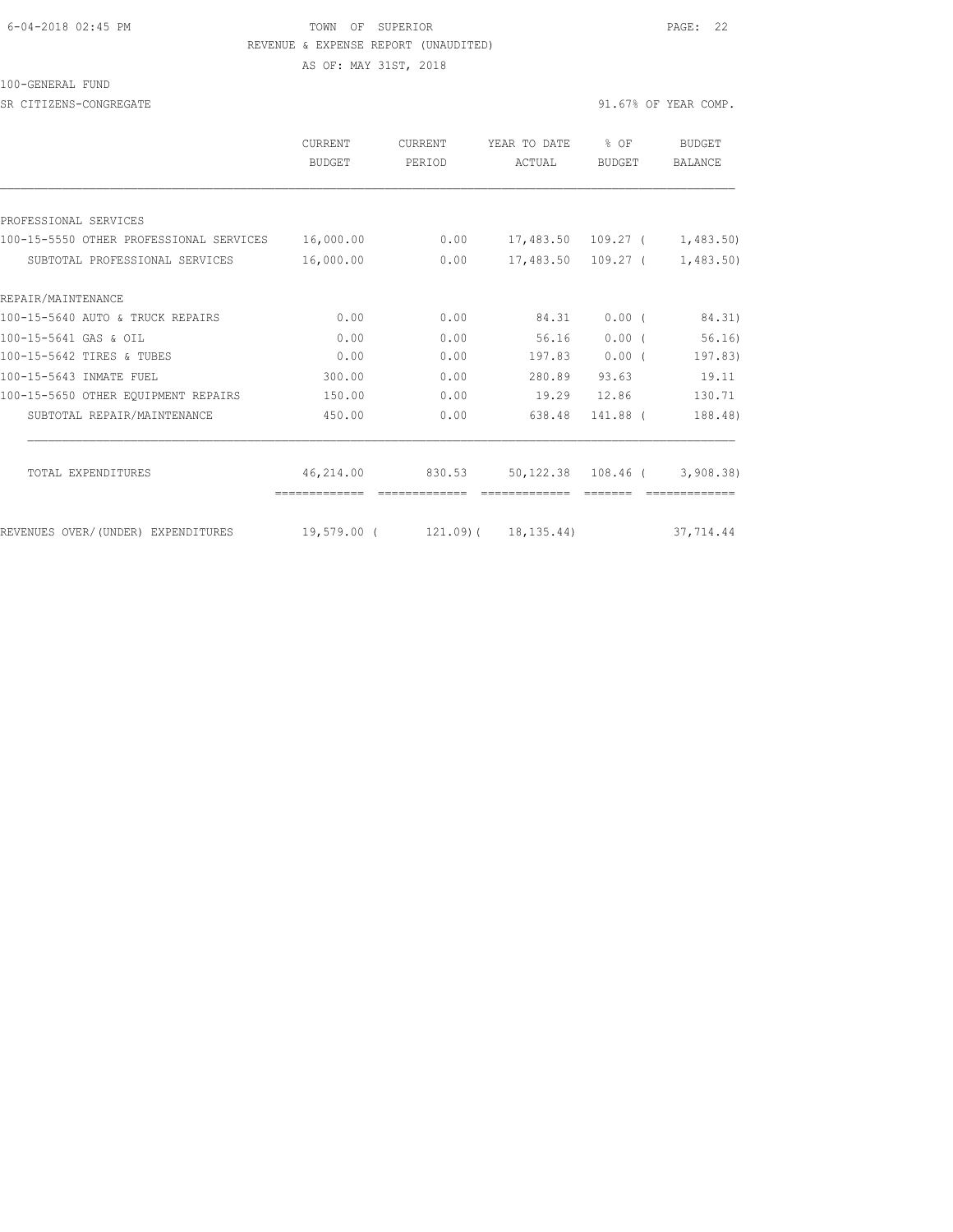TOWN OF SUPERIOR

REVENUE & EXPENSE REPORT (UNAUDITED)

AS OF: MAY 31ST, 2018

100-GENERAL FUND

SR CITIZENS-CONGREGATE — 91.67% OF YEAR COMP.

| | CURRENT BUDGET | CURRENT PERIOD | YEAR TO DATE ACTUAL | % OF BUDGET | BUDGET BALANCE |
|---|---|---|---|---|---|
| PROFESSIONAL SERVICES | | | | | |
| 100-15-5550 OTHER PROFESSIONAL SERVICES | 16,000.00 | 0.00 | 17,483.50 | 109.27 ( | 1,483.50) |
| SUBTOTAL PROFESSIONAL SERVICES | 16,000.00 | 0.00 | 17,483.50 | 109.27 ( | 1,483.50) |
| REPAIR/MAINTENANCE | | | | | |
| 100-15-5640 AUTO & TRUCK REPAIRS | 0.00 | 0.00 | 84.31 | 0.00 ( | 84.31) |
| 100-15-5641 GAS & OIL | 0.00 | 0.00 | 56.16 | 0.00 ( | 56.16) |
| 100-15-5642 TIRES & TUBES | 0.00 | 0.00 | 197.83 | 0.00 ( | 197.83) |
| 100-15-5643 INMATE FUEL | 300.00 | 0.00 | 280.89 | 93.63 | 19.11 |
| 100-15-5650 OTHER EQUIPMENT REPAIRS | 150.00 | 0.00 | 19.29 | 12.86 | 130.71 |
| SUBTOTAL REPAIR/MAINTENANCE | 450.00 | 0.00 | 638.48 | 141.88 ( | 188.48) |
| TOTAL EXPENDITURES | 46,214.00 | 830.53 | 50,122.38 | 108.46 ( | 3,908.38) |
| REVENUES OVER/(UNDER) EXPENDITURES | 19,579.00 ( | 121.09)( | 18,135.44) | | 37,714.44 |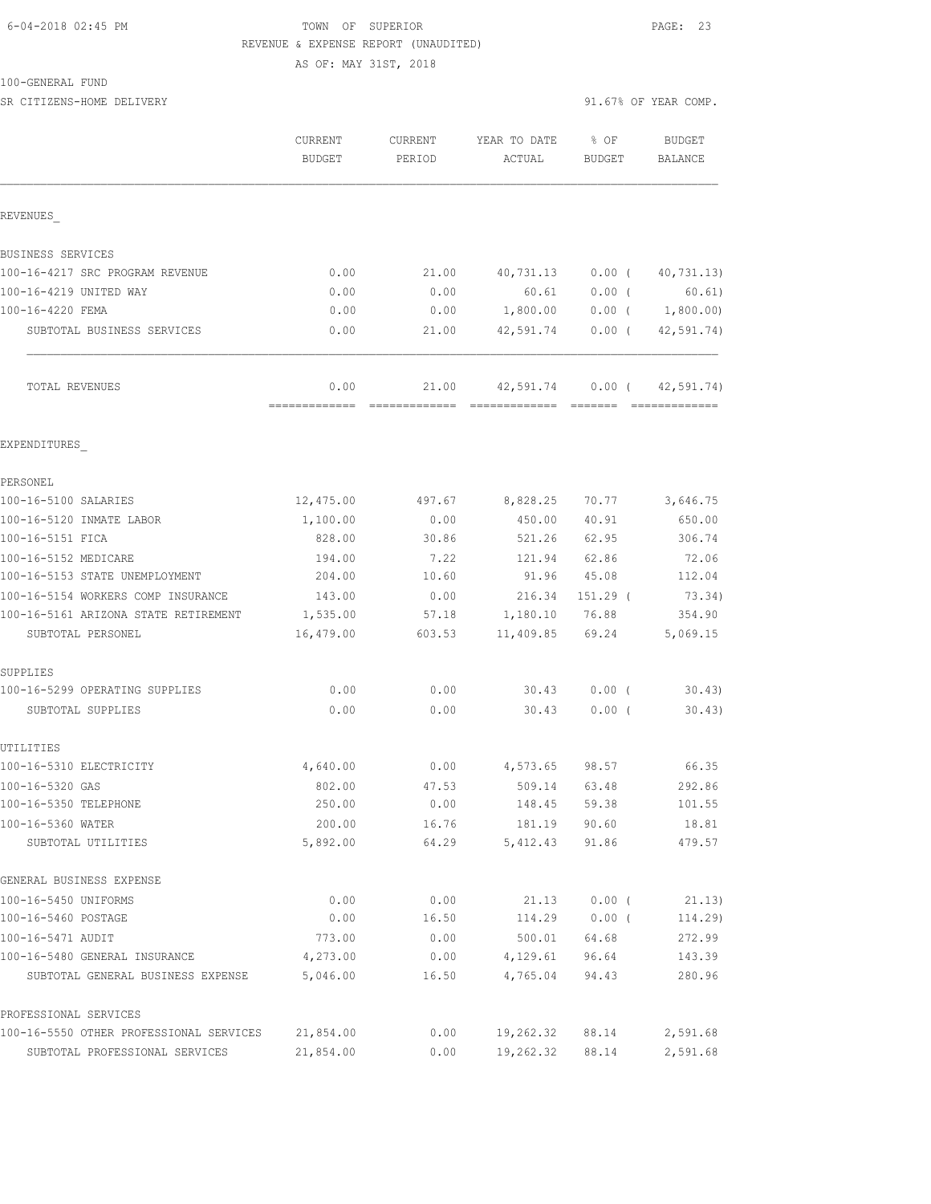6-04-2018 02:45 PM TOWN OF SUPERIOR

REVENUE & EXPENSE REPORT (UNAUDITED)

AS OF: MAY 31ST, 2018

100-GENERAL FUND

SR CITIZENS-HOME DELIVERY 91.67% OF YEAR COMP.

| | CURRENT BUDGET | CURRENT PERIOD | YEAR TO DATE ACTUAL | % OF BUDGET | BUDGET BALANCE |
|---|---|---|---|---|---|
| REVENUES_ | | | | | |
| BUSINESS SERVICES | | | | | |
| 100-16-4217 SRC PROGRAM REVENUE | 0.00 | 21.00 | 40,731.13 | 0.00 ( | 40,731.13) |
| 100-16-4219 UNITED WAY | 0.00 | 0.00 | 60.61 | 0.00 ( | 60.61) |
| 100-16-4220 FEMA | 0.00 | 0.00 | 1,800.00 | 0.00 ( | 1,800.00) |
| SUBTOTAL BUSINESS SERVICES | 0.00 | 21.00 | 42,591.74 | 0.00 ( | 42,591.74) |
| TOTAL REVENUES | 0.00 | 21.00 | 42,591.74 | 0.00 ( | 42,591.74) |
| EXPENDITURES_ | | | | | |
| PERSONEL | | | | | |
| 100-16-5100 SALARIES | 12,475.00 | 497.67 | 8,828.25 | 70.77 | 3,646.75 |
| 100-16-5120 INMATE LABOR | 1,100.00 | 0.00 | 450.00 | 40.91 | 650.00 |
| 100-16-5151 FICA | 828.00 | 30.86 | 521.26 | 62.95 | 306.74 |
| 100-16-5152 MEDICARE | 194.00 | 7.22 | 121.94 | 62.86 | 72.06 |
| 100-16-5153 STATE UNEMPLOYMENT | 204.00 | 10.60 | 91.96 | 45.08 | 112.04 |
| 100-16-5154 WORKERS COMP INSURANCE | 143.00 | 0.00 | 216.34 | 151.29 ( | 73.34) |
| 100-16-5161 ARIZONA STATE RETIREMENT | 1,535.00 | 57.18 | 1,180.10 | 76.88 | 354.90 |
| SUBTOTAL PERSONEL | 16,479.00 | 603.53 | 11,409.85 | 69.24 | 5,069.15 |
| SUPPLIES | | | | | |
| 100-16-5299 OPERATING SUPPLIES | 0.00 | 0.00 | 30.43 | 0.00 ( | 30.43) |
| SUBTOTAL SUPPLIES | 0.00 | 0.00 | 30.43 | 0.00 ( | 30.43) |
| UTILITIES | | | | | |
| 100-16-5310 ELECTRICITY | 4,640.00 | 0.00 | 4,573.65 | 98.57 | 66.35 |
| 100-16-5320 GAS | 802.00 | 47.53 | 509.14 | 63.48 | 292.86 |
| 100-16-5350 TELEPHONE | 250.00 | 0.00 | 148.45 | 59.38 | 101.55 |
| 100-16-5360 WATER | 200.00 | 16.76 | 181.19 | 90.60 | 18.81 |
| SUBTOTAL UTILITIES | 5,892.00 | 64.29 | 5,412.43 | 91.86 | 479.57 |
| GENERAL BUSINESS EXPENSE | | | | | |
| 100-16-5450 UNIFORMS | 0.00 | 0.00 | 21.13 | 0.00 ( | 21.13) |
| 100-16-5460 POSTAGE | 0.00 | 16.50 | 114.29 | 0.00 ( | 114.29) |
| 100-16-5471 AUDIT | 773.00 | 0.00 | 500.01 | 64.68 | 272.99 |
| 100-16-5480 GENERAL INSURANCE | 4,273.00 | 0.00 | 4,129.61 | 96.64 | 143.39 |
| SUBTOTAL GENERAL BUSINESS EXPENSE | 5,046.00 | 16.50 | 4,765.04 | 94.43 | 280.96 |
| PROFESSIONAL SERVICES | | | | | |
| 100-16-5550 OTHER PROFESSIONAL SERVICES | 21,854.00 | 0.00 | 19,262.32 | 88.14 | 2,591.68 |
| SUBTOTAL PROFESSIONAL SERVICES | 21,854.00 | 0.00 | 19,262.32 | 88.14 | 2,591.68 |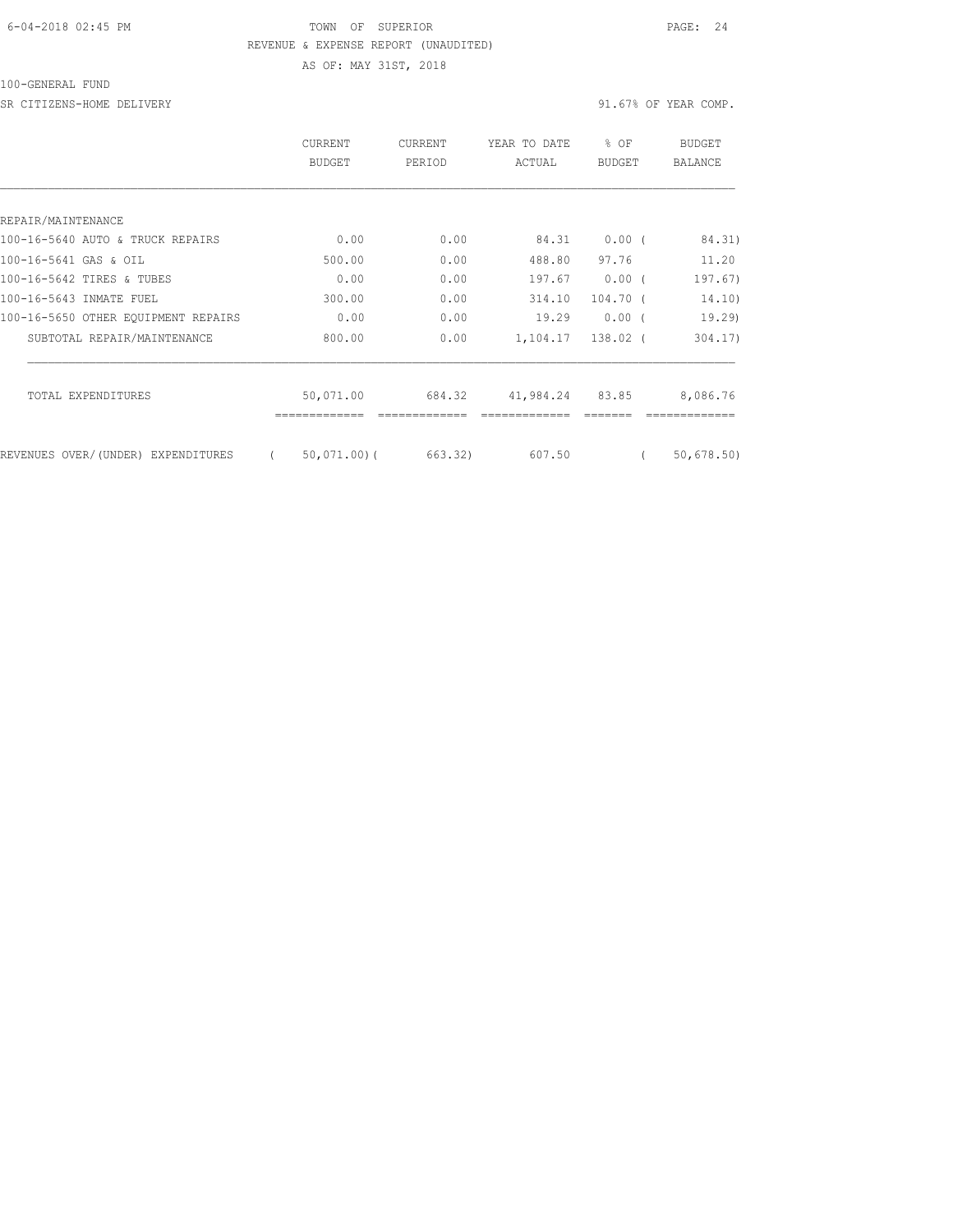TOWN OF SUPERIOR

REVENUE & EXPENSE REPORT (UNAUDITED)

AS OF: MAY 31ST, 2018

100-GENERAL FUND

SR CITIZENS-HOME DELIVERY — 91.67% OF YEAR COMP.

| | CURRENT BUDGET | CURRENT PERIOD | YEAR TO DATE ACTUAL | % OF BUDGET | BUDGET BALANCE |
|---|---|---|---|---|---|
| REPAIR/MAINTENANCE | | | | | |
| 100-16-5640 AUTO & TRUCK REPAIRS | 0.00 | 0.00 | 84.31 | 0.00 | ( 84.31) |
| 100-16-5641 GAS & OIL | 500.00 | 0.00 | 488.80 | 97.76 | 11.20 |
| 100-16-5642 TIRES & TUBES | 0.00 | 0.00 | 197.67 | 0.00 | ( 197.67) |
| 100-16-5643 INMATE FUEL | 300.00 | 0.00 | 314.10 | 104.70 | ( 14.10) |
| 100-16-5650 OTHER EQUIPMENT REPAIRS | 0.00 | 0.00 | 19.29 | 0.00 | ( 19.29) |
| SUBTOTAL REPAIR/MAINTENANCE | 800.00 | 0.00 | 1,104.17 | 138.02 | ( 304.17) |
| TOTAL EXPENDITURES | 50,071.00 | 684.32 | 41,984.24 | 83.85 | 8,086.76 |
| REVENUES OVER/(UNDER) EXPENDITURES | ( 50,071.00) | ( 663.32) | 607.50 | | ( 50,678.50) |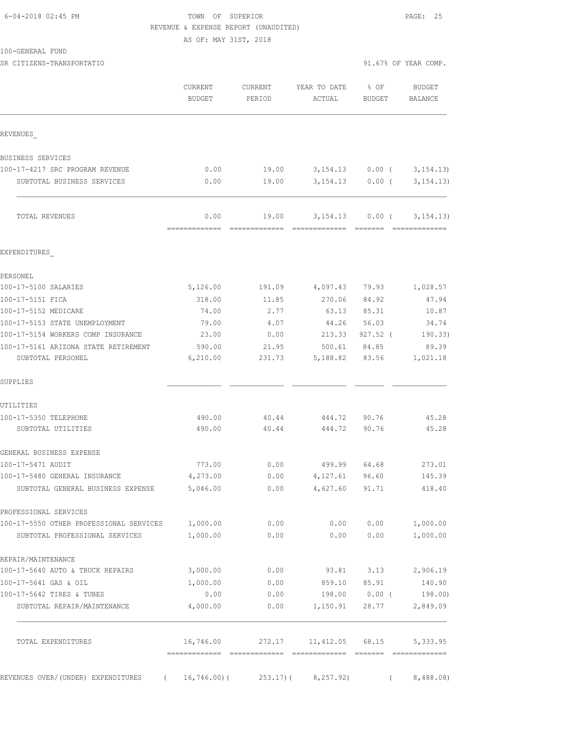6-04-2018 02:45 PM TOWN OF SUPERIOR

REVENUE & EXPENSE REPORT (UNAUDITED)

AS OF: MAY 31ST, 2018

100-GENERAL FUND

SR CITIZENS-TRANSPORTATIO — 91.67% OF YEAR COMP.

| | CURRENT BUDGET | CURRENT PERIOD | YEAR TO DATE ACTUAL | % OF BUDGET | BUDGET BALANCE |
|---|---|---|---|---|---|
| **REVENUES** | | | | | |
| BUSINESS SERVICES | | | | | |
| 100-17-4217 SRC PROGRAM REVENUE | 0.00 | 19.00 | 3,154.13 | 0.00 ( | 3,154.13) |
| SUBTOTAL BUSINESS SERVICES | 0.00 | 19.00 | 3,154.13 | 0.00 ( | 3,154.13) |
| TOTAL REVENUES | 0.00 | 19.00 | 3,154.13 | 0.00 ( | 3,154.13) |
| **EXPENDITURES** | | | | | |
| PERSONEL | | | | | |
| 100-17-5100 SALARIES | 5,126.00 | 191.09 | 4,097.43 | 79.93 | 1,028.57 |
| 100-17-5151 FICA | 318.00 | 11.85 | 270.06 | 84.92 | 47.94 |
| 100-17-5152 MEDICARE | 74.00 | 2.77 | 63.13 | 85.31 | 10.87 |
| 100-17-5153 STATE UNEMPLOYMENT | 79.00 | 4.07 | 44.26 | 56.03 | 34.74 |
| 100-17-5154 WORKERS COMP INSURANCE | 23.00 | 0.00 | 213.33 | 927.52 ( | 190.33) |
| 100-17-5161 ARIZONA STATE RETIREMENT | 590.00 | 21.95 | 500.61 | 84.85 | 89.39 |
| SUBTOTAL PERSONEL | 6,210.00 | 231.73 | 5,188.82 | 83.56 | 1,021.18 |
| SUPPLIES | | | | | |
| UTILITIES | | | | | |
| 100-17-5350 TELEPHONE | 490.00 | 40.44 | 444.72 | 90.76 | 45.28 |
| SUBTOTAL UTILITIES | 490.00 | 40.44 | 444.72 | 90.76 | 45.28 |
| GENERAL BUSINESS EXPENSE | | | | | |
| 100-17-5471 AUDIT | 773.00 | 0.00 | 499.99 | 64.68 | 273.01 |
| 100-17-5480 GENERAL INSURANCE | 4,273.00 | 0.00 | 4,127.61 | 96.60 | 145.39 |
| SUBTOTAL GENERAL BUSINESS EXPENSE | 5,046.00 | 0.00 | 4,627.60 | 91.71 | 418.40 |
| PROFESSIONAL SERVICES | | | | | |
| 100-17-5550 OTHER PROFESSIONAL SERVICES | 1,000.00 | 0.00 | 0.00 | 0.00 | 1,000.00 |
| SUBTOTAL PROFESSIONAL SERVICES | 1,000.00 | 0.00 | 0.00 | 0.00 | 1,000.00 |
| REPAIR/MAINTENANCE | | | | | |
| 100-17-5640 AUTO & TRUCK REPAIRS | 3,000.00 | 0.00 | 93.81 | 3.13 | 2,906.19 |
| 100-17-5641 GAS & OIL | 1,000.00 | 0.00 | 859.10 | 85.91 | 140.90 |
| 100-17-5642 TIRES & TUBES | 0.00 | 0.00 | 198.00 | 0.00 ( | 198.00) |
| SUBTOTAL REPAIR/MAINTENANCE | 4,000.00 | 0.00 | 1,150.91 | 28.77 | 2,849.09 |
| TOTAL EXPENDITURES | 16,746.00 | 272.17 | 11,412.05 | 68.15 | 5,333.95 |
| REVENUES OVER/(UNDER) EXPENDITURES | ( 16,746.00)( | 253.17)( | 8,257.92) | ( | 8,488.08) |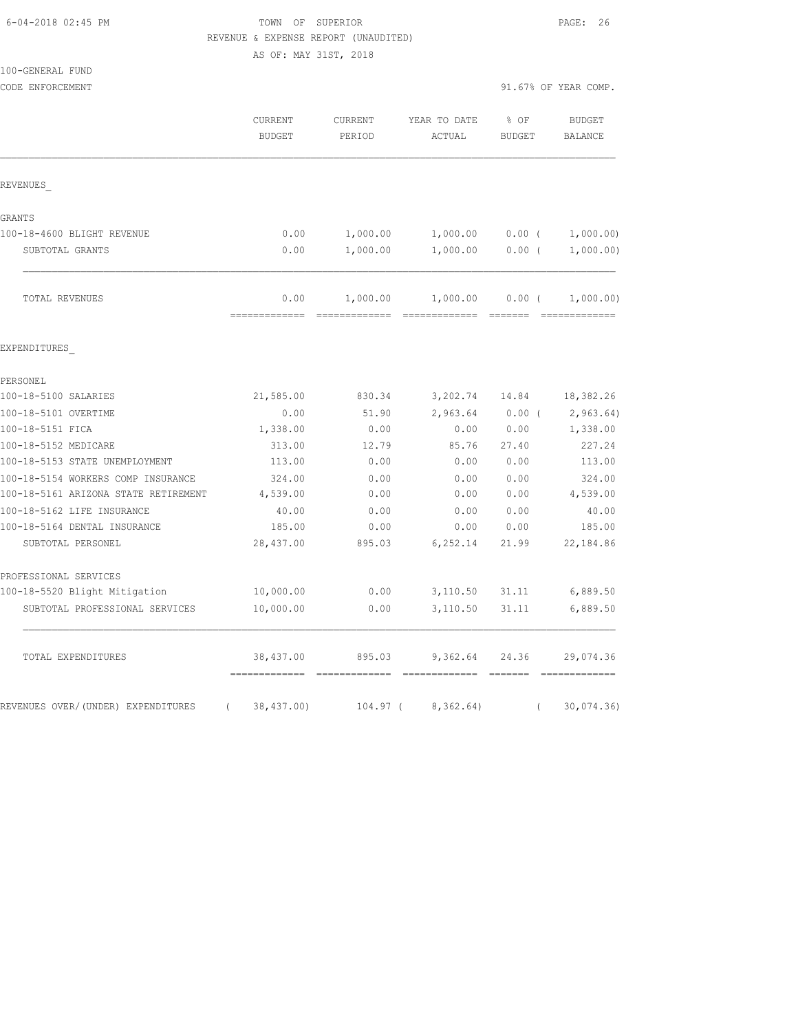TOWN OF SUPERIOR

REVENUE & EXPENSE REPORT (UNAUDITED)

AS OF: MAY 31ST, 2018

100-GENERAL FUND

CODE ENFORCEMENT — 91.67% OF YEAR COMP.

| | CURRENT BUDGET | CURRENT PERIOD | YEAR TO DATE ACTUAL | % OF BUDGET | BUDGET BALANCE |
|---|---|---|---|---|---|
| **REVENUES_** | | | | | |
| **GRANTS** | | | | | |
| 100-18-4600 BLIGHT REVENUE | 0.00 | 1,000.00 | 1,000.00 | 0.00 | ( 1,000.00) |
| SUBTOTAL GRANTS | 0.00 | 1,000.00 | 1,000.00 | 0.00 | ( 1,000.00) |
| TOTAL REVENUES | 0.00 | 1,000.00 | 1,000.00 | 0.00 | ( 1,000.00) |
| **EXPENDITURES_** | | | | | |
| **PERSONEL** | | | | | |
| 100-18-5100 SALARIES | 21,585.00 | 830.34 | 3,202.74 | 14.84 | 18,382.26 |
| 100-18-5101 OVERTIME | 0.00 | 51.90 | 2,963.64 | 0.00 | ( 2,963.64) |
| 100-18-5151 FICA | 1,338.00 | 0.00 | 0.00 | 0.00 | 1,338.00 |
| 100-18-5152 MEDICARE | 313.00 | 12.79 | 85.76 | 27.40 | 227.24 |
| 100-18-5153 STATE UNEMPLOYMENT | 113.00 | 0.00 | 0.00 | 0.00 | 113.00 |
| 100-18-5154 WORKERS COMP INSURANCE | 324.00 | 0.00 | 0.00 | 0.00 | 324.00 |
| 100-18-5161 ARIZONA STATE RETIREMENT | 4,539.00 | 0.00 | 0.00 | 0.00 | 4,539.00 |
| 100-18-5162 LIFE INSURANCE | 40.00 | 0.00 | 0.00 | 0.00 | 40.00 |
| 100-18-5164 DENTAL INSURANCE | 185.00 | 0.00 | 0.00 | 0.00 | 185.00 |
| SUBTOTAL PERSONEL | 28,437.00 | 895.03 | 6,252.14 | 21.99 | 22,184.86 |
| **PROFESSIONAL SERVICES** | | | | | |
| 100-18-5520 Blight Mitigation | 10,000.00 | 0.00 | 3,110.50 | 31.11 | 6,889.50 |
| SUBTOTAL PROFESSIONAL SERVICES | 10,000.00 | 0.00 | 3,110.50 | 31.11 | 6,889.50 |
| TOTAL EXPENDITURES | 38,437.00 | 895.03 | 9,362.64 | 24.36 | 29,074.36 |
| REVENUES OVER/(UNDER) EXPENDITURES | ( 38,437.00) | 104.97 | ( 8,362.64) | | ( 30,074.36) |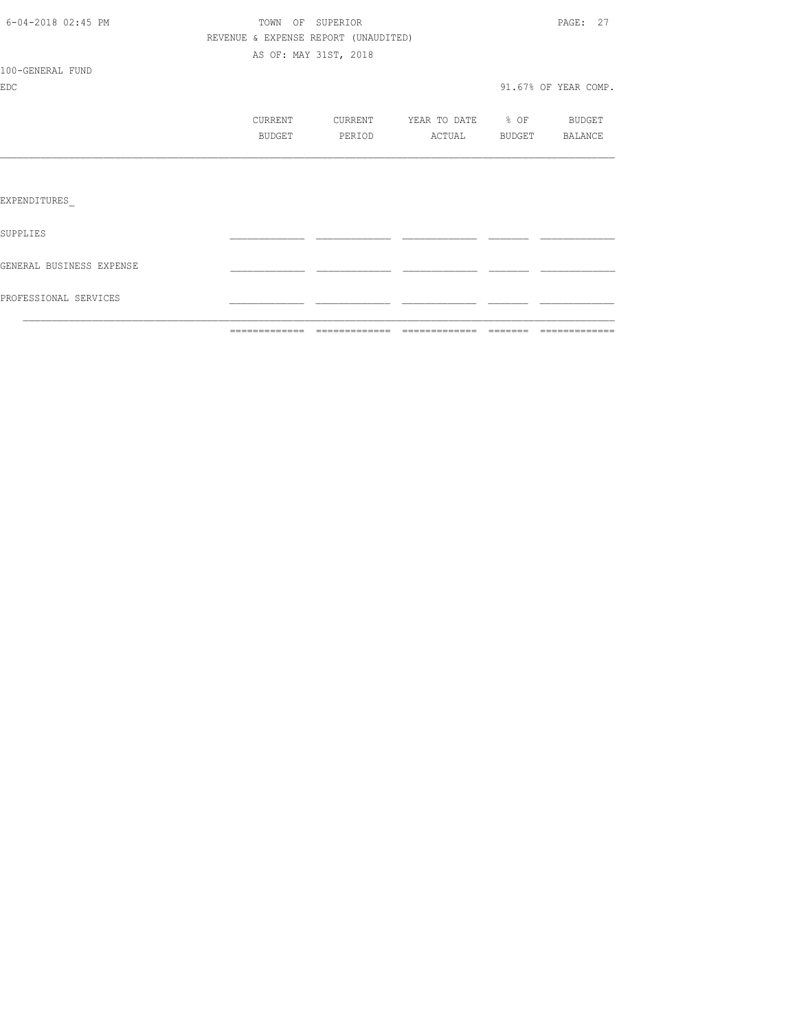TOWN OF SUPERIOR
REVENUE & EXPENSE REPORT (UNAUDITED)
AS OF: MAY 31ST, 2018

100-GENERAL FUND
EDC

91.67% OF YEAR COMP.

| | CURRENT BUDGET | CURRENT PERIOD | YEAR TO DATE ACTUAL | % OF BUDGET | BUDGET BALANCE |
|---|---|---|---|---|---|
| EXPENDITURES_ | | | | | |
| SUPPLIES | | | | | |
| GENERAL BUSINESS EXPENSE | | | | | |
| PROFESSIONAL SERVICES | | | | | |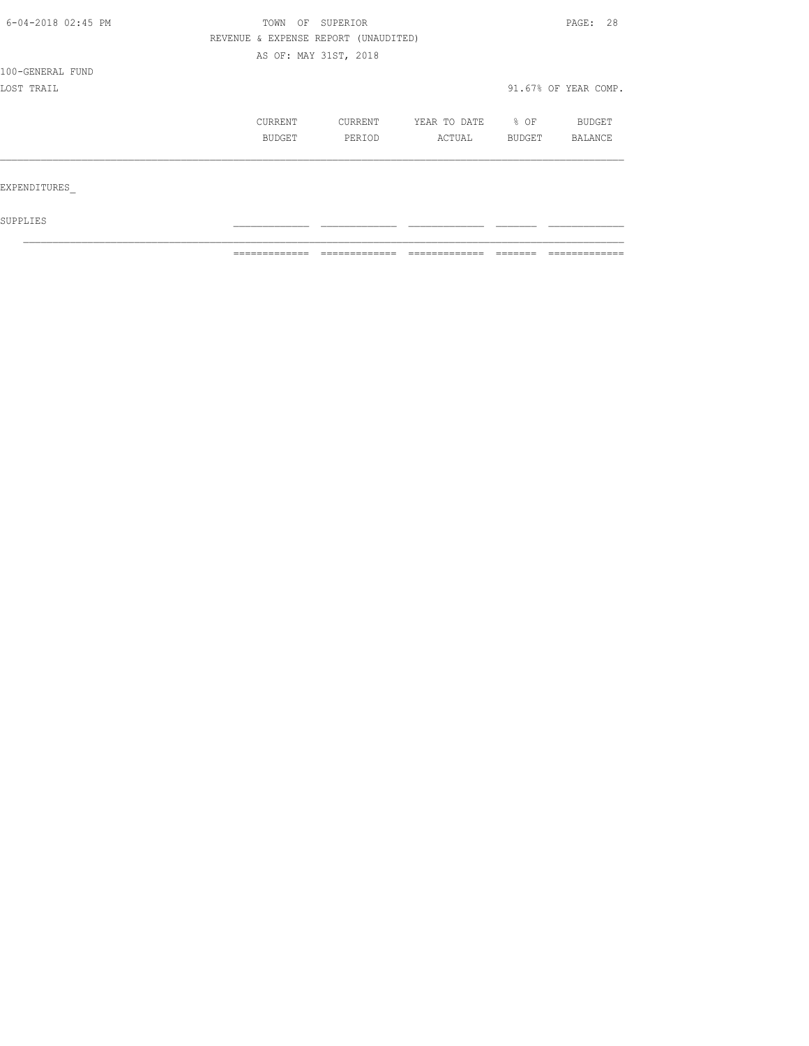TOWN OF SUPERIOR

REVENUE & EXPENSE REPORT (UNAUDITED)

AS OF: MAY 31ST, 2018

100-GENERAL FUND

LOST TRAIL

91.67% OF YEAR COMP.

| | CURRENT BUDGET | CURRENT PERIOD | YEAR TO DATE ACTUAL | % OF BUDGET | BUDGET BALANCE |
|---|---|---|---|---|---|
| EXPENDITURES_ | | | | | |
| SUPPLIES | | | | | |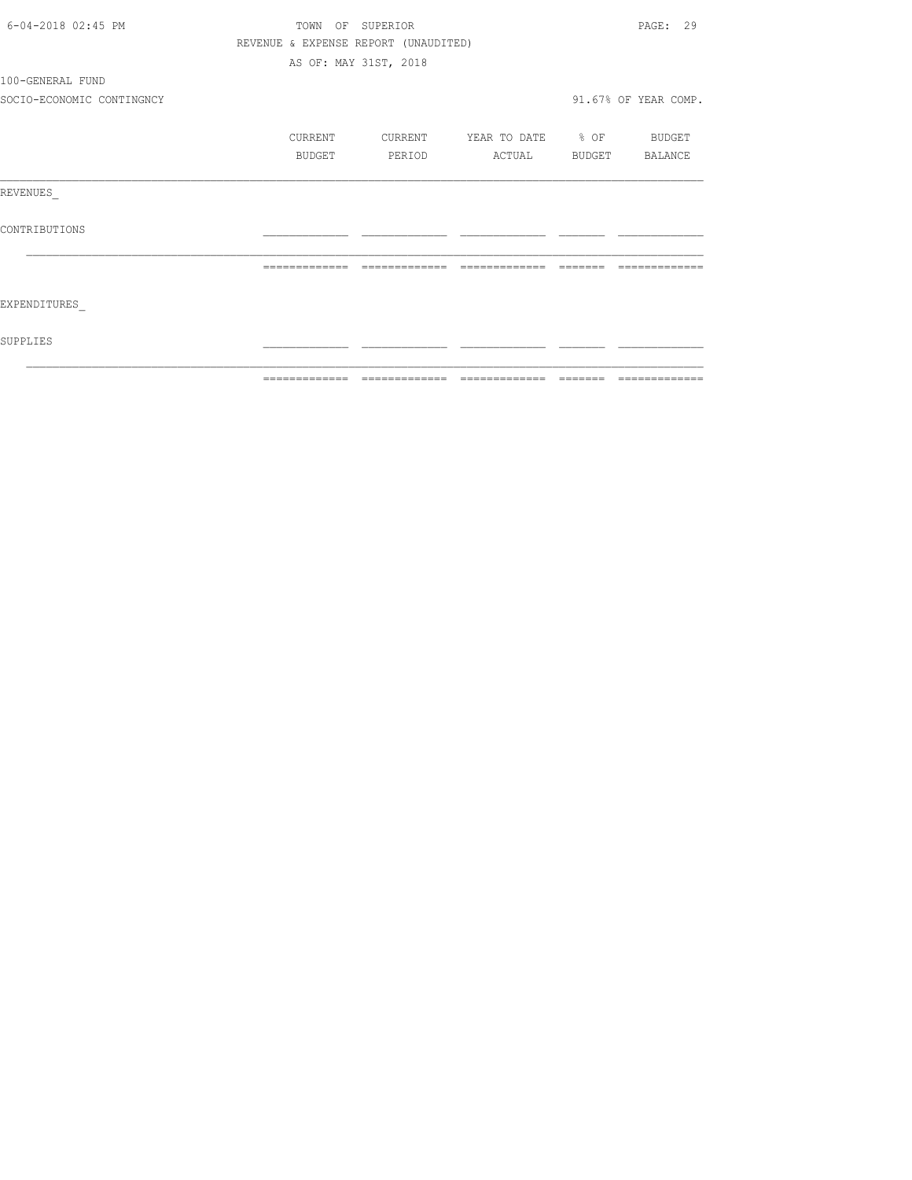TOWN OF SUPERIOR

REVENUE & EXPENSE REPORT (UNAUDITED)

AS OF: MAY 31ST, 2018

100-GENERAL FUND

SOCIO-ECONOMIC CONTINGNCY

91.67% OF YEAR COMP.

| | CURRENT BUDGET | CURRENT PERIOD | YEAR TO DATE ACTUAL | % OF BUDGET | BUDGET BALANCE |
|---|---|---|---|---|---|
| REVENUES_ | | | | | |
| CONTRIBUTIONS | | | | | |
| EXPENDITURES_ | | | | | |
| SUPPLIES | | | | | |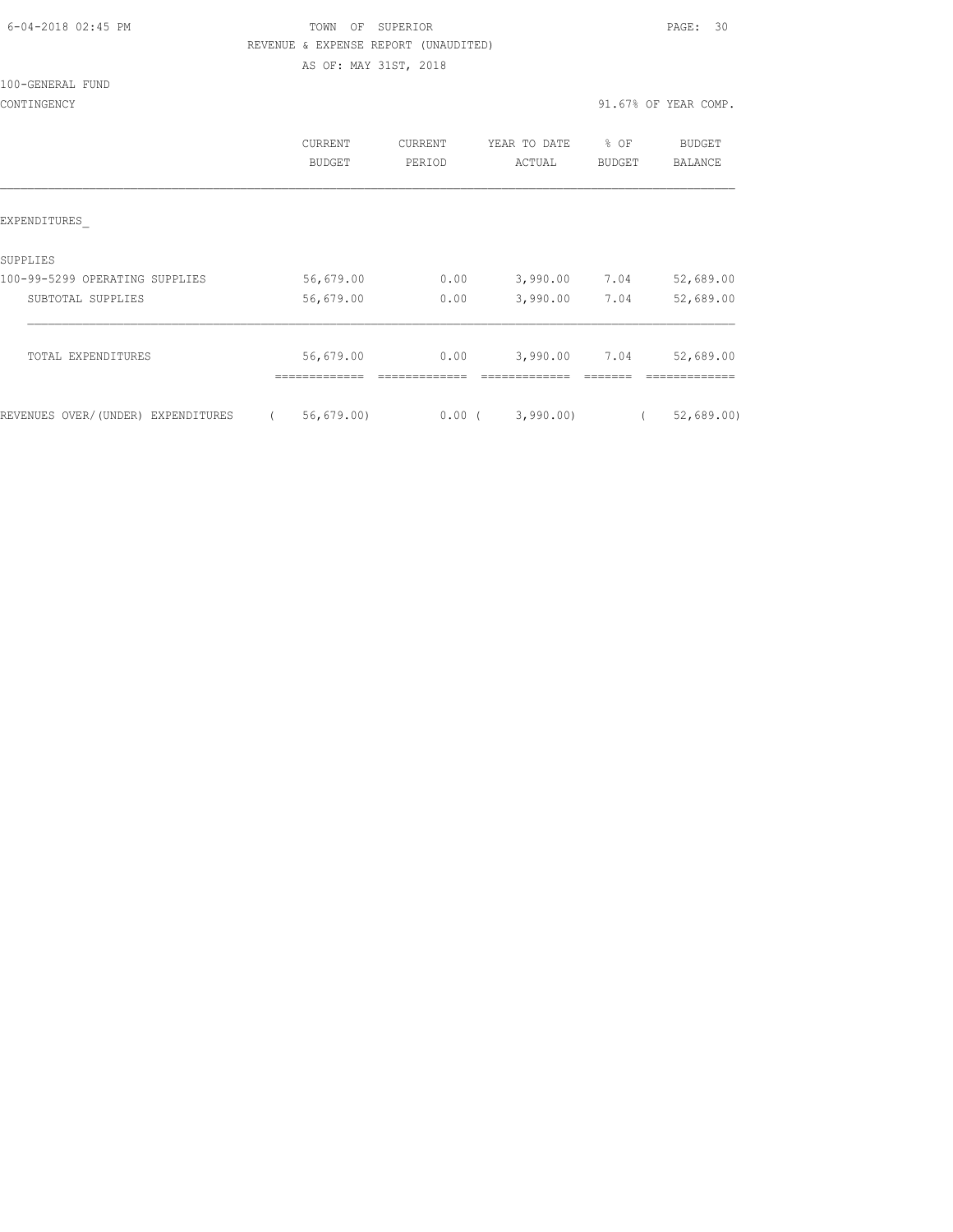TOWN OF SUPERIOR

REVENUE & EXPENSE REPORT (UNAUDITED)

AS OF: MAY 31ST, 2018

100-GENERAL FUND

CONTINGENCY

91.67% OF YEAR COMP.

| | CURRENT BUDGET | CURRENT PERIOD | YEAR TO DATE ACTUAL | % OF BUDGET | BUDGET BALANCE |
|---|---|---|---|---|---|
| EXPENDITURES_ | | | | | |
| SUPPLIES | | | | | |
| 100-99-5299 OPERATING SUPPLIES | 56,679.00 | 0.00 | 3,990.00 | 7.04 | 52,689.00 |
| SUBTOTAL SUPPLIES | 56,679.00 | 0.00 | 3,990.00 | 7.04 | 52,689.00 |
| TOTAL EXPENDITURES | 56,679.00 | 0.00 | 3,990.00 | 7.04 | 52,689.00 |
| REVENUES OVER/(UNDER) EXPENDITURES | ( 56,679.00) | 0.00 | ( 3,990.00) | | ( 52,689.00) |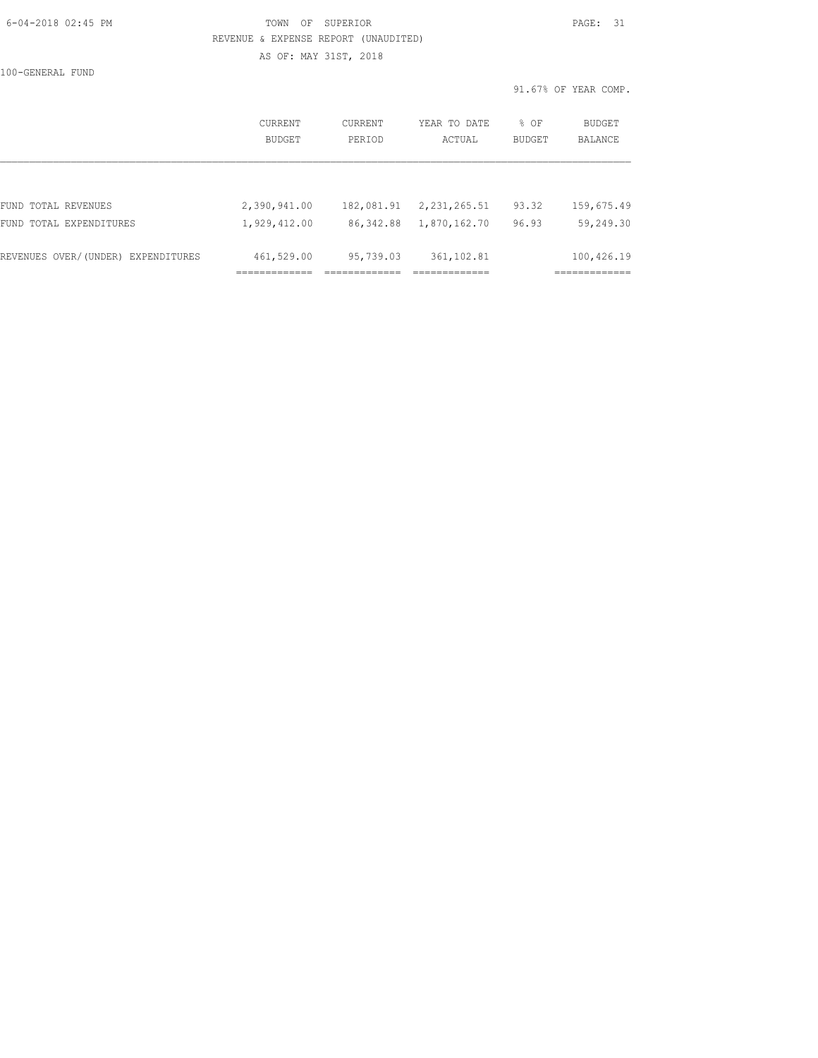TOWN OF SUPERIOR

REVENUE & EXPENSE REPORT (UNAUDITED)

AS OF: MAY 31ST, 2018

100-GENERAL FUND

91.67% OF YEAR COMP.

| | CURRENT BUDGET | CURRENT PERIOD | YEAR TO DATE ACTUAL | % OF BUDGET | BUDGET BALANCE |
|---|---|---|---|---|---|
| FUND TOTAL REVENUES | 2,390,941.00 | 182,081.91 | 2,231,265.51 | 93.32 | 159,675.49 |
| FUND TOTAL EXPENDITURES | 1,929,412.00 | 86,342.88 | 1,870,162.70 | 96.93 | 59,249.30 |
| REVENUES OVER/(UNDER) EXPENDITURES | 461,529.00 | 95,739.03 | 361,102.81 | | 100,426.19 |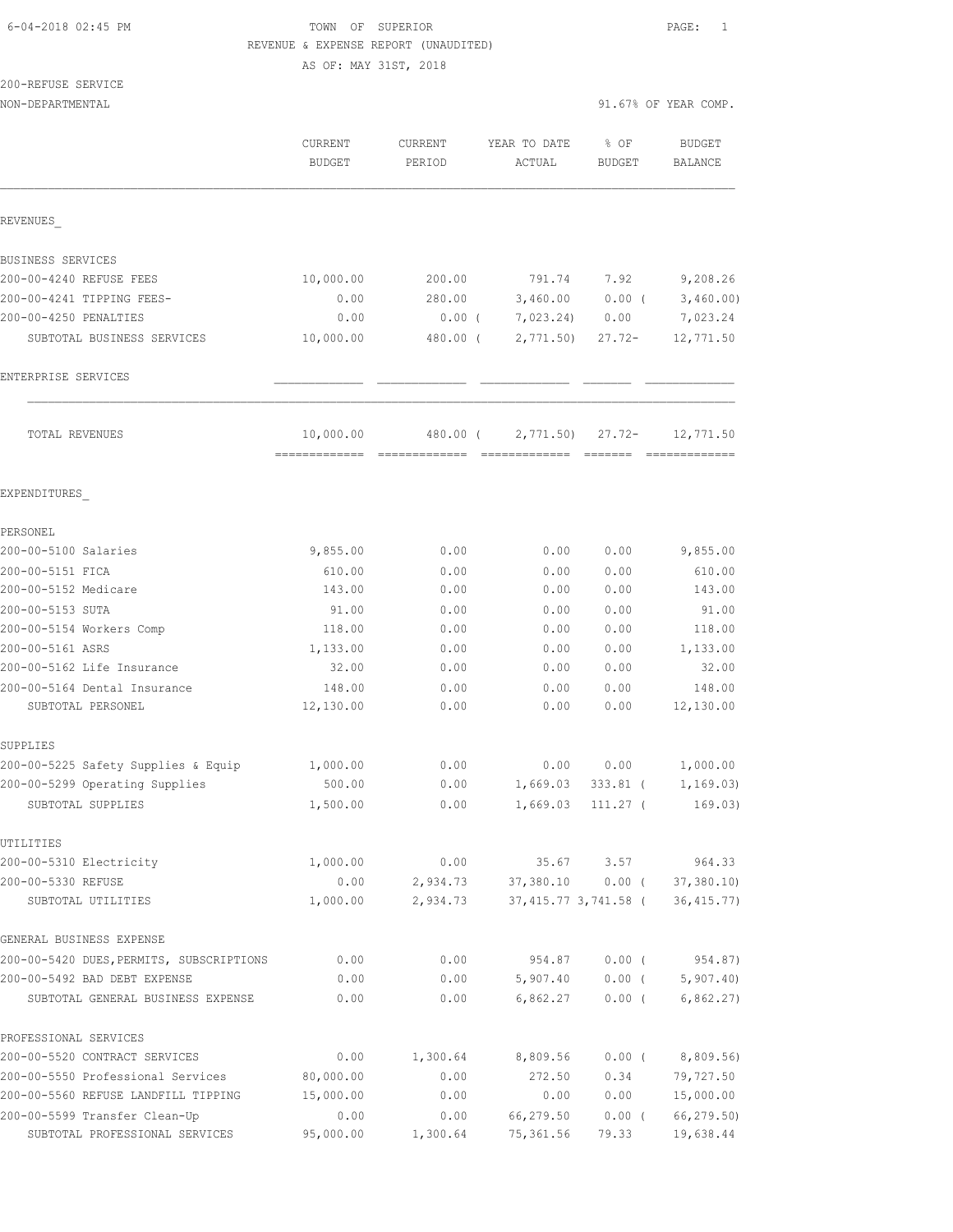6-04-2018 02:45 PM

TOWN OF SUPERIOR

REVENUE & EXPENSE REPORT (UNAUDITED)

AS OF: MAY 31ST, 2018

200-REFUSE SERVICE

NON-DEPARTMENTAL — 91.67% OF YEAR COMP.

| | CURRENT BUDGET | CURRENT PERIOD | YEAR TO DATE ACTUAL | % OF BUDGET | BUDGET BALANCE |
|---|---|---|---|---|---|
| **REVENUES** | | | | | |
| BUSINESS SERVICES | | | | | |
| 200-00-4240 REFUSE FEES | 10,000.00 | 200.00 | 791.74 | 7.92 | 9,208.26 |
| 200-00-4241 TIPPING FEES- | 0.00 | 280.00 | 3,460.00 | 0.00 ( | 3,460.00) |
| 200-00-4250 PENALTIES | 0.00 | 0.00 ( | 7,023.24) | 0.00 | 7,023.24 |
| SUBTOTAL BUSINESS SERVICES | 10,000.00 | 480.00 ( | 2,771.50) | 27.72- | 12,771.50 |
| ENTERPRISE SERVICES | | | | | |
| TOTAL REVENUES | 10,000.00 | 480.00 ( | 2,771.50) | 27.72- | 12,771.50 |
| **EXPENDITURES** | | | | | |
| PERSONEL | | | | | |
| 200-00-5100 Salaries | 9,855.00 | 0.00 | 0.00 | 0.00 | 9,855.00 |
| 200-00-5151 FICA | 610.00 | 0.00 | 0.00 | 0.00 | 610.00 |
| 200-00-5152 Medicare | 143.00 | 0.00 | 0.00 | 0.00 | 143.00 |
| 200-00-5153 SUTA | 91.00 | 0.00 | 0.00 | 0.00 | 91.00 |
| 200-00-5154 Workers Comp | 118.00 | 0.00 | 0.00 | 0.00 | 118.00 |
| 200-00-5161 ASRS | 1,133.00 | 0.00 | 0.00 | 0.00 | 1,133.00 |
| 200-00-5162 Life Insurance | 32.00 | 0.00 | 0.00 | 0.00 | 32.00 |
| 200-00-5164 Dental Insurance | 148.00 | 0.00 | 0.00 | 0.00 | 148.00 |
| SUBTOTAL PERSONEL | 12,130.00 | 0.00 | 0.00 | 0.00 | 12,130.00 |
| SUPPLIES | | | | | |
| 200-00-5225 Safety Supplies & Equip | 1,000.00 | 0.00 | 0.00 | 0.00 | 1,000.00 |
| 200-00-5299 Operating Supplies | 500.00 | 0.00 | 1,669.03 | 333.81 ( | 1,169.03) |
| SUBTOTAL SUPPLIES | 1,500.00 | 0.00 | 1,669.03 | 111.27 ( | 169.03) |
| UTILITIES | | | | | |
| 200-00-5310 Electricity | 1,000.00 | 0.00 | 35.67 | 3.57 | 964.33 |
| 200-00-5330 REFUSE | 0.00 | 2,934.73 | 37,380.10 | 0.00 ( | 37,380.10) |
| SUBTOTAL UTILITIES | 1,000.00 | 2,934.73 | 37,415.77 | 3,741.58 ( | 36,415.77) |
| GENERAL BUSINESS EXPENSE | | | | | |
| 200-00-5420 DUES,PERMITS, SUBSCRIPTIONS | 0.00 | 0.00 | 954.87 | 0.00 ( | 954.87) |
| 200-00-5492 BAD DEBT EXPENSE | 0.00 | 0.00 | 5,907.40 | 0.00 ( | 5,907.40) |
| SUBTOTAL GENERAL BUSINESS EXPENSE | 0.00 | 0.00 | 6,862.27 | 0.00 ( | 6,862.27) |
| PROFESSIONAL SERVICES | | | | | |
| 200-00-5520 CONTRACT SERVICES | 0.00 | 1,300.64 | 8,809.56 | 0.00 ( | 8,809.56) |
| 200-00-5550 Professional Services | 80,000.00 | 0.00 | 272.50 | 0.34 | 79,727.50 |
| 200-00-5560 REFUSE LANDFILL TIPPING | 15,000.00 | 0.00 | 0.00 | 0.00 | 15,000.00 |
| 200-00-5599 Transfer Clean-Up | 0.00 | 0.00 | 66,279.50 | 0.00 ( | 66,279.50) |
| SUBTOTAL PROFESSIONAL SERVICES | 95,000.00 | 1,300.64 | 75,361.56 | 79.33 | 19,638.44 |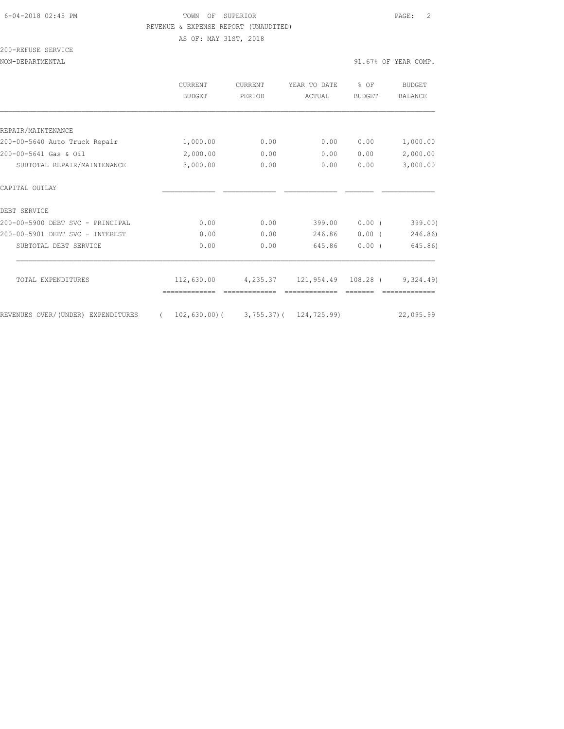TOWN OF SUPERIOR
REVENUE & EXPENSE REPORT (UNAUDITED)
AS OF: MAY 31ST, 2018

200-REFUSE SERVICE
NON-DEPARTMENTAL

91.67% OF YEAR COMP.

| | CURRENT BUDGET | CURRENT PERIOD | YEAR TO DATE ACTUAL | % OF BUDGET | BUDGET BALANCE |
|---|---|---|---|---|---|
| REPAIR/MAINTENANCE | | | | | |
| 200-00-5640 Auto Truck Repair | 1,000.00 | 0.00 | 0.00 | 0.00 | 1,000.00 |
| 200-00-5641 Gas & Oil | 2,000.00 | 0.00 | 0.00 | 0.00 | 2,000.00 |
| SUBTOTAL REPAIR/MAINTENANCE | 3,000.00 | 0.00 | 0.00 | 0.00 | 3,000.00 |
| CAPITAL OUTLAY | | | | | |
| DEBT SERVICE | | | | | |
| 200-00-5900 DEBT SVC - PRINCIPAL | 0.00 | 0.00 | 399.00 | 0.00 | ( 399.00) |
| 200-00-5901 DEBT SVC - INTEREST | 0.00 | 0.00 | 246.86 | 0.00 | ( 246.86) |
| SUBTOTAL DEBT SERVICE | 0.00 | 0.00 | 645.86 | 0.00 | ( 645.86) |
| TOTAL EXPENDITURES | 112,630.00 | 4,235.37 | 121,954.49 | 108.28 | ( 9,324.49) |
| REVENUES OVER/(UNDER) EXPENDITURES | ( 102,630.00) | ( 3,755.37) | ( 124,725.99) | | 22,095.99 |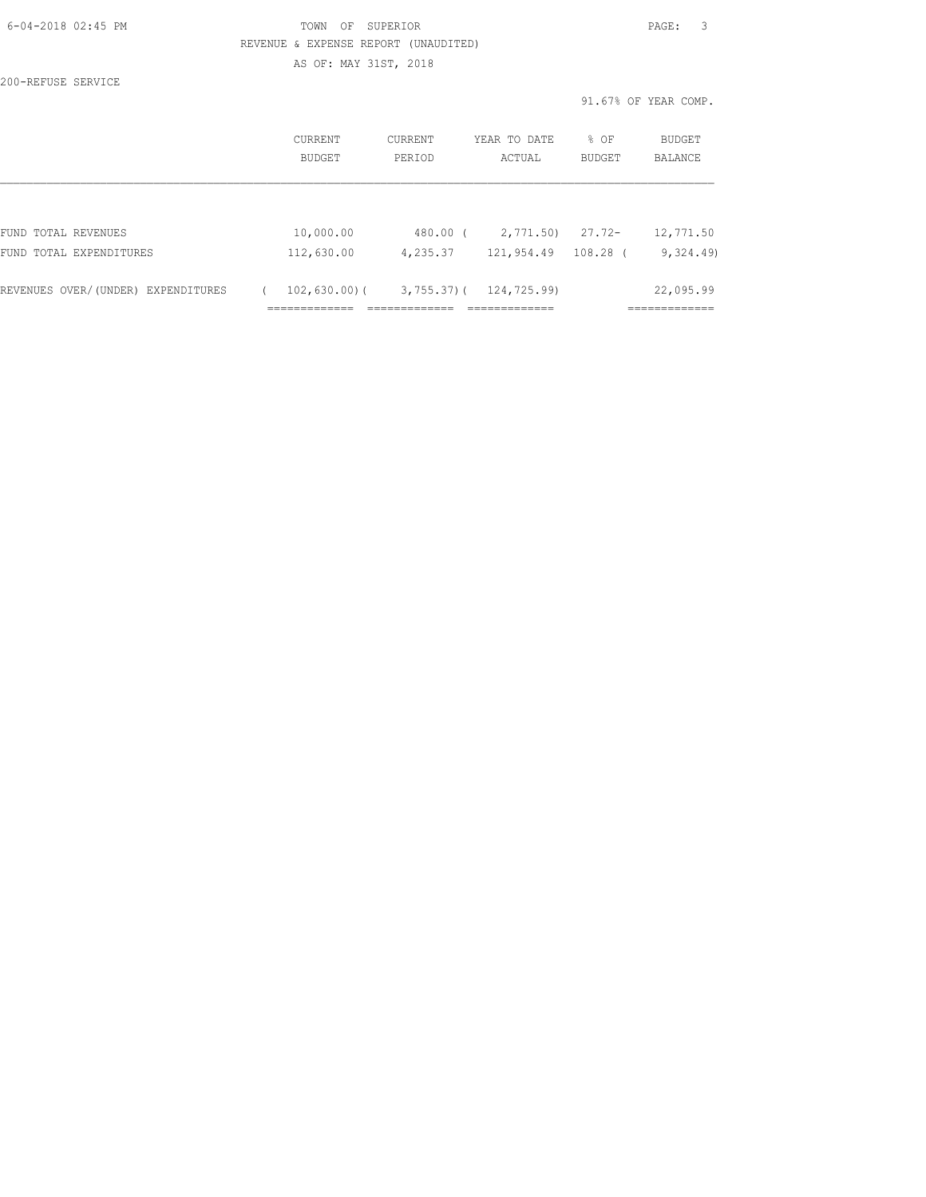TOWN OF SUPERIOR

REVENUE & EXPENSE REPORT (UNAUDITED)

AS OF: MAY 31ST, 2018

200-REFUSE SERVICE

91.67% OF YEAR COMP.

| | CURRENT BUDGET | CURRENT PERIOD | YEAR TO DATE ACTUAL | % OF BUDGET | BUDGET BALANCE |
|---|---|---|---|---|---|
| FUND TOTAL REVENUES | 10,000.00 | 480.00 | ( 2,771.50) | 27.72- | 12,771.50 |
| FUND TOTAL EXPENDITURES | 112,630.00 | 4,235.37 | 121,954.49 | 108.28 | ( 9,324.49) |
| REVENUES OVER/(UNDER) EXPENDITURES | ( 102,630.00) | ( 3,755.37) | ( 124,725.99) | | 22,095.99 |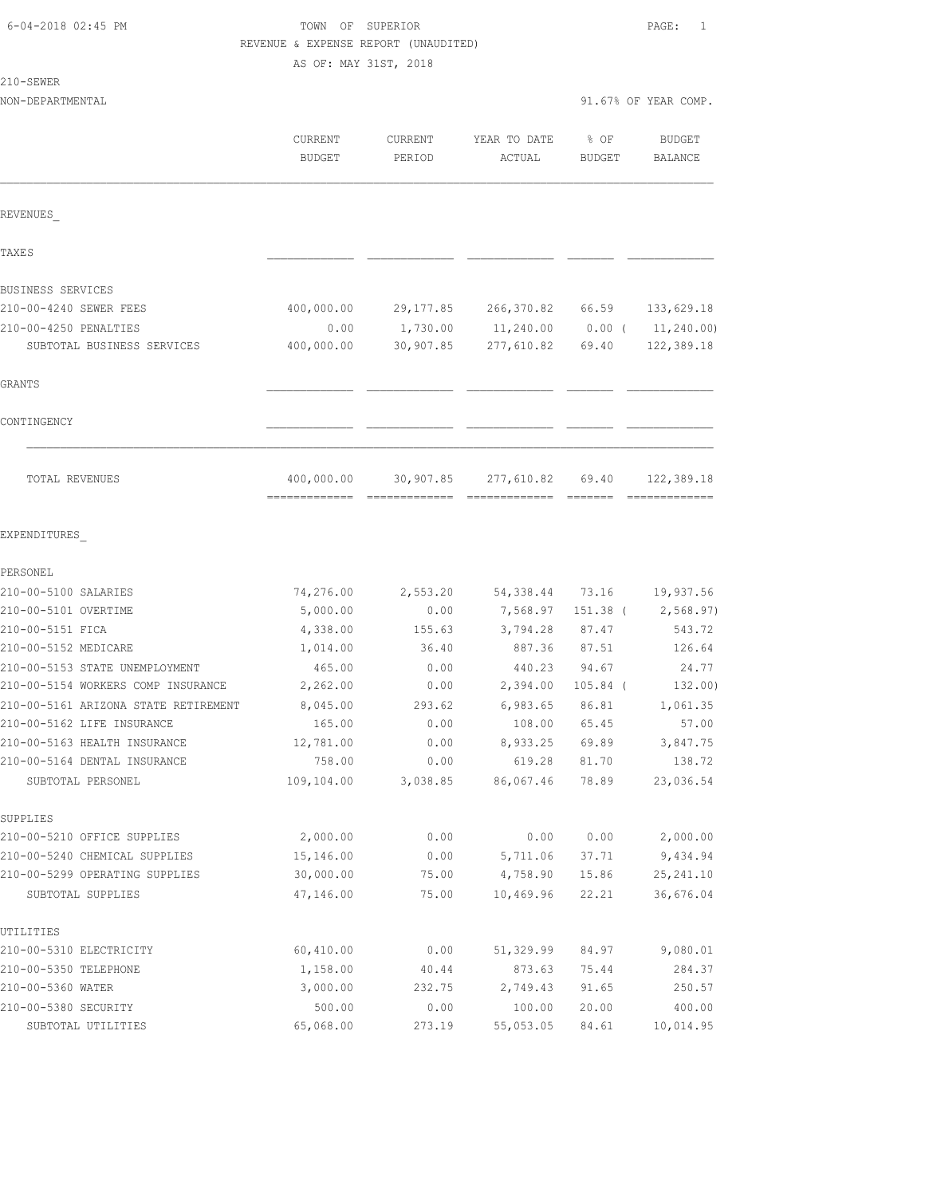TOWN OF SUPERIOR
REVENUE & EXPENSE REPORT (UNAUDITED)
AS OF: MAY 31ST, 2018

6-04-2018 02:45 PM

210-SEWER
NON-DEPARTMENTAL

91.67% OF YEAR COMP.

| | CURRENT BUDGET | CURRENT PERIOD | YEAR TO DATE ACTUAL | % OF BUDGET | BUDGET BALANCE |
|---|---|---|---|---|---|
| **REVENUES** | | | | | |
| TAXES | | | | | |
| BUSINESS SERVICES | | | | | |
| 210-00-4240 SEWER FEES | 400,000.00 | 29,177.85 | 266,370.82 | 66.59 | 133,629.18 |
| 210-00-4250 PENALTIES | 0.00 | 1,730.00 | 11,240.00 | 0.00 | ( 11,240.00) |
| SUBTOTAL BUSINESS SERVICES | 400,000.00 | 30,907.85 | 277,610.82 | 69.40 | 122,389.18 |
| GRANTS | | | | | |
| CONTINGENCY | | | | | |
| TOTAL REVENUES | 400,000.00 | 30,907.85 | 277,610.82 | 69.40 | 122,389.18 |
| **EXPENDITURES** | | | | | |
| PERSONEL | | | | | |
| 210-00-5100 SALARIES | 74,276.00 | 2,553.20 | 54,338.44 | 73.16 | 19,937.56 |
| 210-00-5101 OVERTIME | 5,000.00 | 0.00 | 7,568.97 | 151.38 | ( 2,568.97) |
| 210-00-5151 FICA | 4,338.00 | 155.63 | 3,794.28 | 87.47 | 543.72 |
| 210-00-5152 MEDICARE | 1,014.00 | 36.40 | 887.36 | 87.51 | 126.64 |
| 210-00-5153 STATE UNEMPLOYMENT | 465.00 | 0.00 | 440.23 | 94.67 | 24.77 |
| 210-00-5154 WORKERS COMP INSURANCE | 2,262.00 | 0.00 | 2,394.00 | 105.84 | ( 132.00) |
| 210-00-5161 ARIZONA STATE RETIREMENT | 8,045.00 | 293.62 | 6,983.65 | 86.81 | 1,061.35 |
| 210-00-5162 LIFE INSURANCE | 165.00 | 0.00 | 108.00 | 65.45 | 57.00 |
| 210-00-5163 HEALTH INSURANCE | 12,781.00 | 0.00 | 8,933.25 | 69.89 | 3,847.75 |
| 210-00-5164 DENTAL INSURANCE | 758.00 | 0.00 | 619.28 | 81.70 | 138.72 |
| SUBTOTAL PERSONEL | 109,104.00 | 3,038.85 | 86,067.46 | 78.89 | 23,036.54 |
| SUPPLIES | | | | | |
| 210-00-5210 OFFICE SUPPLIES | 2,000.00 | 0.00 | 0.00 | 0.00 | 2,000.00 |
| 210-00-5240 CHEMICAL SUPPLIES | 15,146.00 | 0.00 | 5,711.06 | 37.71 | 9,434.94 |
| 210-00-5299 OPERATING SUPPLIES | 30,000.00 | 75.00 | 4,758.90 | 15.86 | 25,241.10 |
| SUBTOTAL SUPPLIES | 47,146.00 | 75.00 | 10,469.96 | 22.21 | 36,676.04 |
| UTILITIES | | | | | |
| 210-00-5310 ELECTRICITY | 60,410.00 | 0.00 | 51,329.99 | 84.97 | 9,080.01 |
| 210-00-5350 TELEPHONE | 1,158.00 | 40.44 | 873.63 | 75.44 | 284.37 |
| 210-00-5360 WATER | 3,000.00 | 232.75 | 2,749.43 | 91.65 | 250.57 |
| 210-00-5380 SECURITY | 500.00 | 0.00 | 100.00 | 20.00 | 400.00 |
| SUBTOTAL UTILITIES | 65,068.00 | 273.19 | 55,053.05 | 84.61 | 10,014.95 |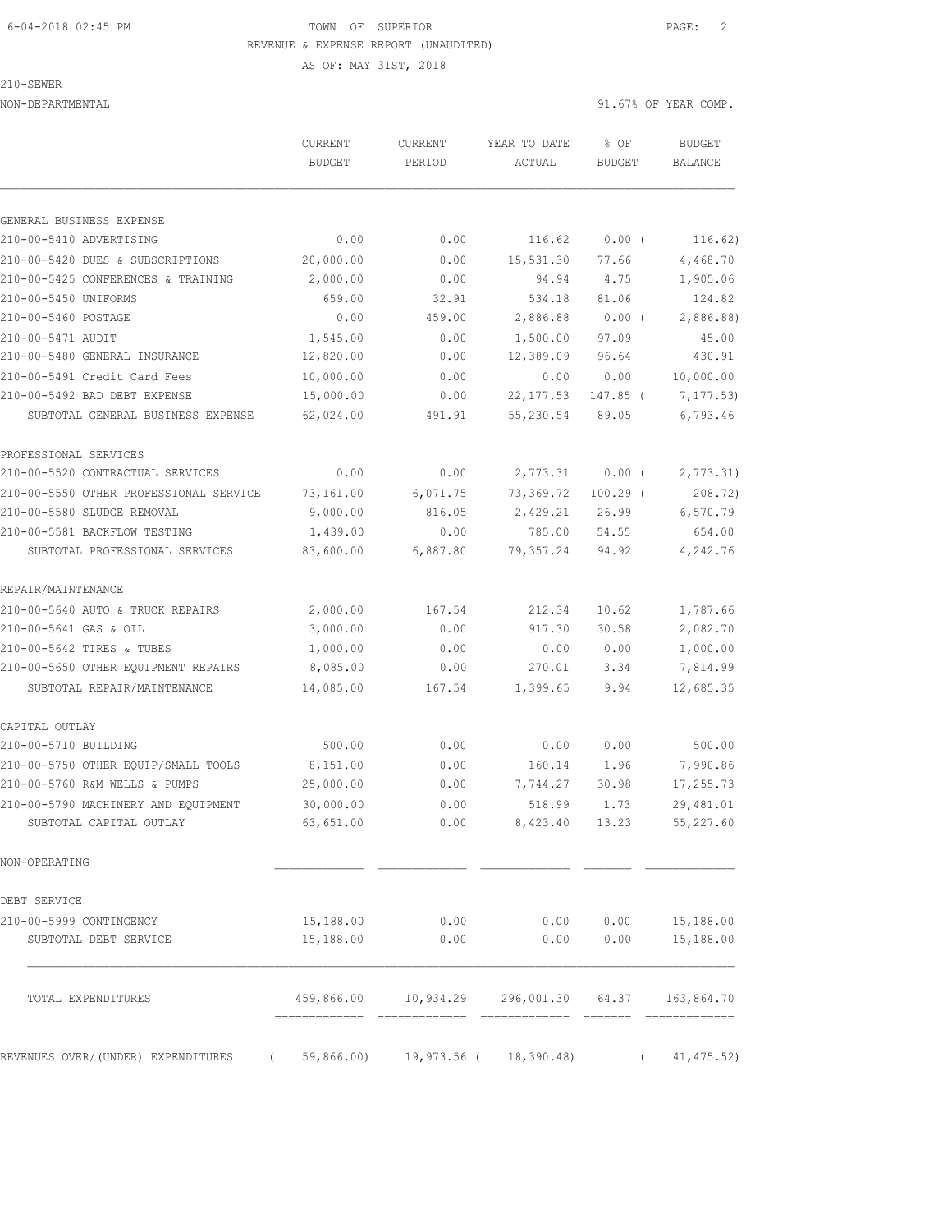6-04-2018 02:45 PM TOWN OF SUPERIOR

REVENUE & EXPENSE REPORT (UNAUDITED)

AS OF: MAY 31ST, 2018

210-SEWER

NON-DEPARTMENTAL 91.67% OF YEAR COMP.

| | CURRENT BUDGET | CURRENT PERIOD | YEAR TO DATE ACTUAL | % OF BUDGET | BUDGET BALANCE |
|---|---|---|---|---|---|
| **GENERAL BUSINESS EXPENSE** | | | | | |
| 210-00-5410 ADVERTISING | 0.00 | 0.00 | 116.62 | 0.00 ( | 116.62) |
| 210-00-5420 DUES & SUBSCRIPTIONS | 20,000.00 | 0.00 | 15,531.30 | 77.66 | 4,468.70 |
| 210-00-5425 CONFERENCES & TRAINING | 2,000.00 | 0.00 | 94.94 | 4.75 | 1,905.06 |
| 210-00-5450 UNIFORMS | 659.00 | 32.91 | 534.18 | 81.06 | 124.82 |
| 210-00-5460 POSTAGE | 0.00 | 459.00 | 2,886.88 | 0.00 ( | 2,886.88) |
| 210-00-5471 AUDIT | 1,545.00 | 0.00 | 1,500.00 | 97.09 | 45.00 |
| 210-00-5480 GENERAL INSURANCE | 12,820.00 | 0.00 | 12,389.09 | 96.64 | 430.91 |
| 210-00-5491 Credit Card Fees | 10,000.00 | 0.00 | 0.00 | 0.00 | 10,000.00 |
| 210-00-5492 BAD DEBT EXPENSE | 15,000.00 | 0.00 | 22,177.53 | 147.85 ( | 7,177.53) |
| SUBTOTAL GENERAL BUSINESS EXPENSE | 62,024.00 | 491.91 | 55,230.54 | 89.05 | 6,793.46 |
| **PROFESSIONAL SERVICES** | | | | | |
| 210-00-5520 CONTRACTUAL SERVICES | 0.00 | 0.00 | 2,773.31 | 0.00 ( | 2,773.31) |
| 210-00-5550 OTHER PROFESSIONAL SERVICE | 73,161.00 | 6,071.75 | 73,369.72 | 100.29 ( | 208.72) |
| 210-00-5580 SLUDGE REMOVAL | 9,000.00 | 816.05 | 2,429.21 | 26.99 | 6,570.79 |
| 210-00-5581 BACKFLOW TESTING | 1,439.00 | 0.00 | 785.00 | 54.55 | 654.00 |
| SUBTOTAL PROFESSIONAL SERVICES | 83,600.00 | 6,887.80 | 79,357.24 | 94.92 | 4,242.76 |
| **REPAIR/MAINTENANCE** | | | | | |
| 210-00-5640 AUTO & TRUCK REPAIRS | 2,000.00 | 167.54 | 212.34 | 10.62 | 1,787.66 |
| 210-00-5641 GAS & OIL | 3,000.00 | 0.00 | 917.30 | 30.58 | 2,082.70 |
| 210-00-5642 TIRES & TUBES | 1,000.00 | 0.00 | 0.00 | 0.00 | 1,000.00 |
| 210-00-5650 OTHER EQUIPMENT REPAIRS | 8,085.00 | 0.00 | 270.01 | 3.34 | 7,814.99 |
| SUBTOTAL REPAIR/MAINTENANCE | 14,085.00 | 167.54 | 1,399.65 | 9.94 | 12,685.35 |
| **CAPITAL OUTLAY** | | | | | |
| 210-00-5710 BUILDING | 500.00 | 0.00 | 0.00 | 0.00 | 500.00 |
| 210-00-5750 OTHER EQUIP/SMALL TOOLS | 8,151.00 | 0.00 | 160.14 | 1.96 | 7,990.86 |
| 210-00-5760 R&M WELLS & PUMPS | 25,000.00 | 0.00 | 7,744.27 | 30.98 | 17,255.73 |
| 210-00-5790 MACHINERY AND EQUIPMENT | 30,000.00 | 0.00 | 518.99 | 1.73 | 29,481.01 |
| SUBTOTAL CAPITAL OUTLAY | 63,651.00 | 0.00 | 8,423.40 | 13.23 | 55,227.60 |
| **NON-OPERATING** | | | | | |
| **DEBT SERVICE** | | | | | |
| 210-00-5999 CONTINGENCY | 15,188.00 | 0.00 | 0.00 | 0.00 | 15,188.00 |
| SUBTOTAL DEBT SERVICE | 15,188.00 | 0.00 | 0.00 | 0.00 | 15,188.00 |
| TOTAL EXPENDITURES | 459,866.00 | 10,934.29 | 296,001.30 | 64.37 | 163,864.70 |
| REVENUES OVER/(UNDER) EXPENDITURES | ( 59,866.00) | 19,973.56 | ( 18,390.48) | | ( 41,475.52) |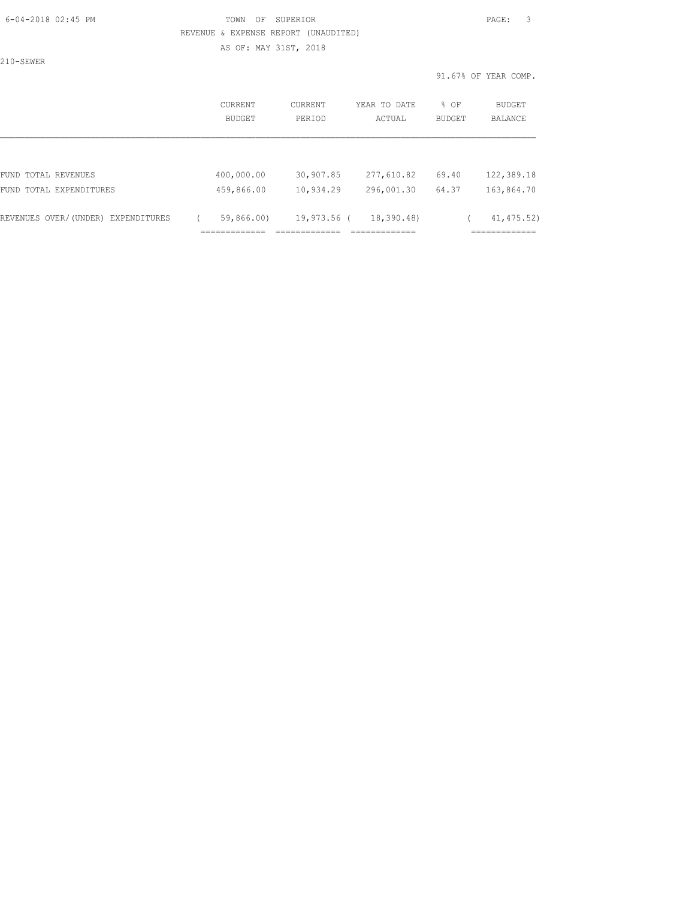TOWN OF SUPERIOR

REVENUE & EXPENSE REPORT (UNAUDITED)

AS OF: MAY 31ST, 2018

210-SEWER

91.67% OF YEAR COMP.

| | CURRENT BUDGET | CURRENT PERIOD | YEAR TO DATE ACTUAL | % OF BUDGET | BUDGET BALANCE |
|---|---|---|---|---|---|
| FUND TOTAL REVENUES | 400,000.00 | 30,907.85 | 277,610.82 | 69.40 | 122,389.18 |
| FUND TOTAL EXPENDITURES | 459,866.00 | 10,934.29 | 296,001.30 | 64.37 | 163,864.70 |
| REVENUES OVER/(UNDER) EXPENDITURES | ( 59,866.00) | 19,973.56 | ( 18,390.48) | | ( 41,475.52) |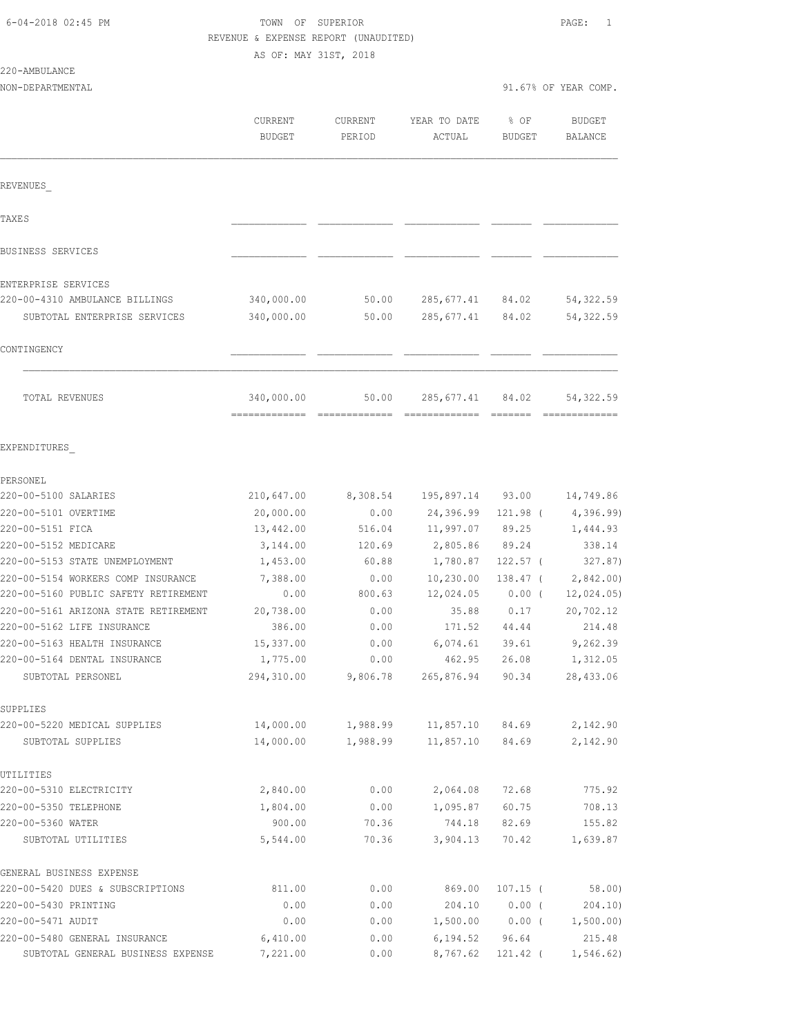TOWN OF SUPERIOR
REVENUE & EXPENSE REPORT (UNAUDITED)
AS OF: MAY 31ST, 2018

220-AMBULANCE
NON-DEPARTMENTAL

91.67% OF YEAR COMP.

| | CURRENT BUDGET | CURRENT PERIOD | YEAR TO DATE ACTUAL | % OF BUDGET | BUDGET BALANCE |
|---|---|---|---|---|---|
| **REVENUES** | | | | | |
| TAXES | | | | | |
| BUSINESS SERVICES | | | | | |
| ENTERPRISE SERVICES | | | | | |
| 220-00-4310 AMBULANCE BILLINGS | 340,000.00 | 50.00 | 285,677.41 | 84.02 | 54,322.59 |
| SUBTOTAL ENTERPRISE SERVICES | 340,000.00 | 50.00 | 285,677.41 | 84.02 | 54,322.59 |
| CONTINGENCY | | | | | |
| TOTAL REVENUES | 340,000.00 | 50.00 | 285,677.41 | 84.02 | 54,322.59 |
| **EXPENDITURES** | | | | | |
| PERSONEL | | | | | |
| 220-00-5100 SALARIES | 210,647.00 | 8,308.54 | 195,897.14 | 93.00 | 14,749.86 |
| 220-00-5101 OVERTIME | 20,000.00 | 0.00 | 24,396.99 | 121.98 | ( 4,396.99) |
| 220-00-5151 FICA | 13,442.00 | 516.04 | 11,997.07 | 89.25 | 1,444.93 |
| 220-00-5152 MEDICARE | 3,144.00 | 120.69 | 2,805.86 | 89.24 | 338.14 |
| 220-00-5153 STATE UNEMPLOYMENT | 1,453.00 | 60.88 | 1,780.87 | 122.57 | ( 327.87) |
| 220-00-5154 WORKERS COMP INSURANCE | 7,388.00 | 0.00 | 10,230.00 | 138.47 | ( 2,842.00) |
| 220-00-5160 PUBLIC SAFETY RETIREMENT | 0.00 | 800.63 | 12,024.05 | 0.00 | ( 12,024.05) |
| 220-00-5161 ARIZONA STATE RETIREMENT | 20,738.00 | 0.00 | 35.88 | 0.17 | 20,702.12 |
| 220-00-5162 LIFE INSURANCE | 386.00 | 0.00 | 171.52 | 44.44 | 214.48 |
| 220-00-5163 HEALTH INSURANCE | 15,337.00 | 0.00 | 6,074.61 | 39.61 | 9,262.39 |
| 220-00-5164 DENTAL INSURANCE | 1,775.00 | 0.00 | 462.95 | 26.08 | 1,312.05 |
| SUBTOTAL PERSONEL | 294,310.00 | 9,806.78 | 265,876.94 | 90.34 | 28,433.06 |
| SUPPLIES | | | | | |
| 220-00-5220 MEDICAL SUPPLIES | 14,000.00 | 1,988.99 | 11,857.10 | 84.69 | 2,142.90 |
| SUBTOTAL SUPPLIES | 14,000.00 | 1,988.99 | 11,857.10 | 84.69 | 2,142.90 |
| UTILITIES | | | | | |
| 220-00-5310 ELECTRICITY | 2,840.00 | 0.00 | 2,064.08 | 72.68 | 775.92 |
| 220-00-5350 TELEPHONE | 1,804.00 | 0.00 | 1,095.87 | 60.75 | 708.13 |
| 220-00-5360 WATER | 900.00 | 70.36 | 744.18 | 82.69 | 155.82 |
| SUBTOTAL UTILITIES | 5,544.00 | 70.36 | 3,904.13 | 70.42 | 1,639.87 |
| GENERAL BUSINESS EXPENSE | | | | | |
| 220-00-5420 DUES & SUBSCRIPTIONS | 811.00 | 0.00 | 869.00 | 107.15 | ( 58.00) |
| 220-00-5430 PRINTING | 0.00 | 0.00 | 204.10 | 0.00 | ( 204.10) |
| 220-00-5471 AUDIT | 0.00 | 0.00 | 1,500.00 | 0.00 | ( 1,500.00) |
| 220-00-5480 GENERAL INSURANCE | 6,410.00 | 0.00 | 6,194.52 | 96.64 | 215.48 |
| SUBTOTAL GENERAL BUSINESS EXPENSE | 7,221.00 | 0.00 | 8,767.62 | 121.42 | ( 1,546.62) |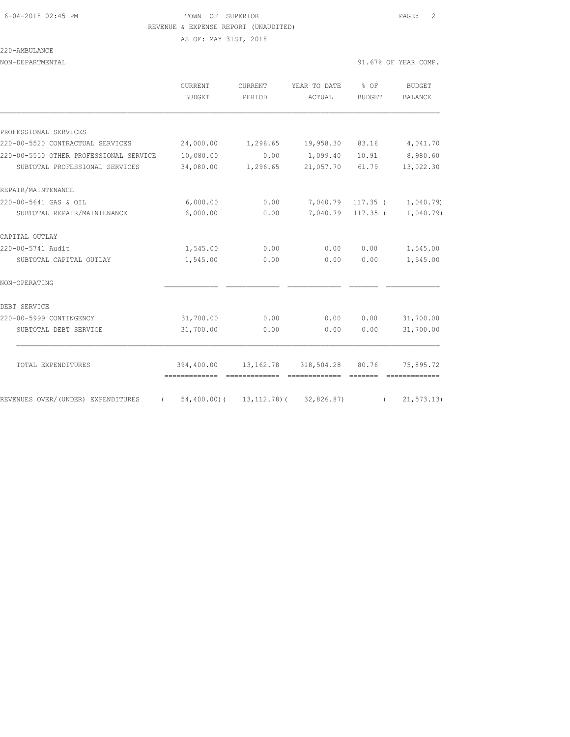6-04-2018 02:45 PM TOWN OF SUPERIOR

REVENUE & EXPENSE REPORT (UNAUDITED)

AS OF: MAY 31ST, 2018

220-AMBULANCE

NON-DEPARTMENTAL 91.67% OF YEAR COMP.

| | CURRENT BUDGET | CURRENT PERIOD | YEAR TO DATE ACTUAL | % OF BUDGET | BUDGET BALANCE |
|---|---|---|---|---|---|
| PROFESSIONAL SERVICES | | | | | |
| 220-00-5520 CONTRACTUAL SERVICES | 24,000.00 | 1,296.65 | 19,958.30 | 83.16 | 4,041.70 |
| 220-00-5550 OTHER PROFESSIONAL SERVICE | 10,080.00 | 0.00 | 1,099.40 | 10.91 | 8,980.60 |
| SUBTOTAL PROFESSIONAL SERVICES | 34,080.00 | 1,296.65 | 21,057.70 | 61.79 | 13,022.30 |
| REPAIR/MAINTENANCE | | | | | |
| 220-00-5641 GAS & OIL | 6,000.00 | 0.00 | 7,040.79 | 117.35 | ( 1,040.79) |
| SUBTOTAL REPAIR/MAINTENANCE | 6,000.00 | 0.00 | 7,040.79 | 117.35 | ( 1,040.79) |
| CAPITAL OUTLAY | | | | | |
| 220-00-5741 Audit | 1,545.00 | 0.00 | 0.00 | 0.00 | 1,545.00 |
| SUBTOTAL CAPITAL OUTLAY | 1,545.00 | 0.00 | 0.00 | 0.00 | 1,545.00 |
| NON-OPERATING | | | | | |
| DEBT SERVICE | | | | | |
| 220-00-5999 CONTINGENCY | 31,700.00 | 0.00 | 0.00 | 0.00 | 31,700.00 |
| SUBTOTAL DEBT SERVICE | 31,700.00 | 0.00 | 0.00 | 0.00 | 31,700.00 |
| TOTAL EXPENDITURES | 394,400.00 | 13,162.78 | 318,504.28 | 80.76 | 75,895.72 |
| REVENUES OVER/(UNDER) EXPENDITURES | ( 54,400.00) | ( 13,112.78) | ( 32,826.87) | | ( 21,573.13) |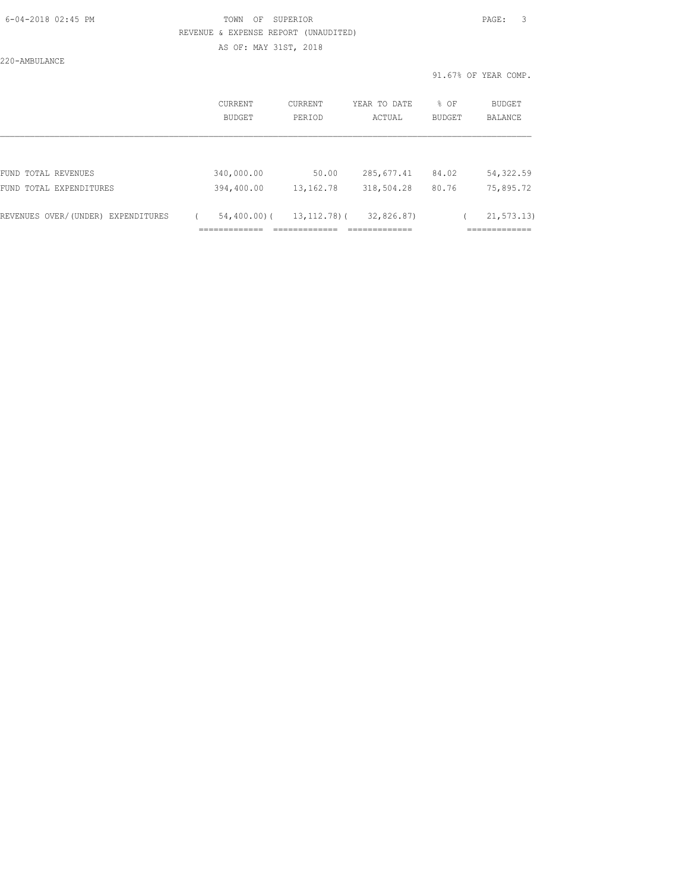TOWN OF SUPERIOR

REVENUE & EXPENSE REPORT (UNAUDITED)

AS OF: MAY 31ST, 2018

220-AMBULANCE

91.67% OF YEAR COMP.

| | CURRENT BUDGET | CURRENT PERIOD | YEAR TO DATE ACTUAL | % OF BUDGET | BUDGET BALANCE |
|---|---|---|---|---|---|
| FUND TOTAL REVENUES | 340,000.00 | 50.00 | 285,677.41 | 84.02 | 54,322.59 |
| FUND TOTAL EXPENDITURES | 394,400.00 | 13,162.78 | 318,504.28 | 80.76 | 75,895.72 |
| REVENUES OVER/(UNDER) EXPENDITURES | ( 54,400.00) | ( 13,112.78) | ( 32,826.87) | | ( 21,573.13) |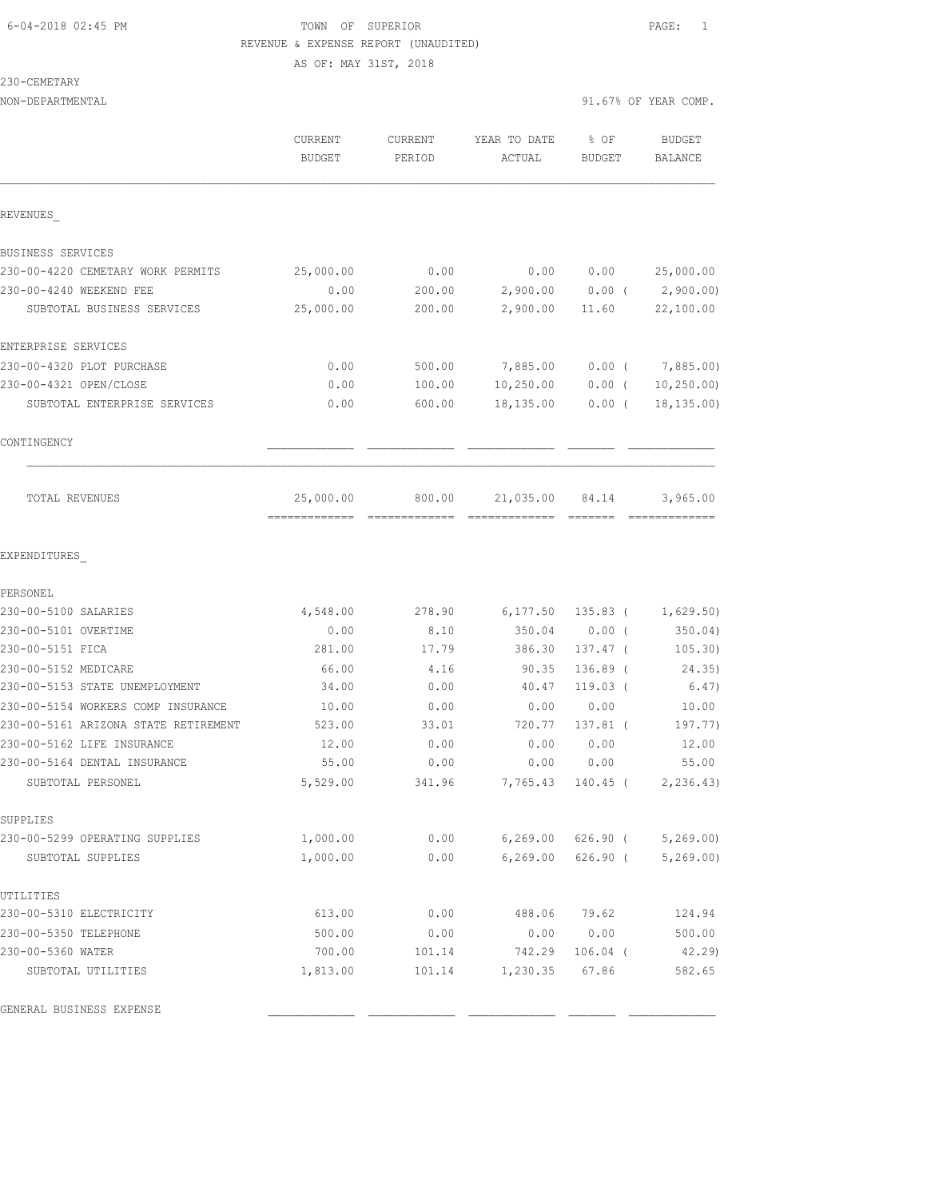6-04-2018 02:45 PM TOWN OF SUPERIOR

REVENUE & EXPENSE REPORT (UNAUDITED)

AS OF: MAY 31ST, 2018

230-CEMETARY

NON-DEPARTMENTAL 91.67% OF YEAR COMP.

| | CURRENT BUDGET | CURRENT PERIOD | YEAR TO DATE ACTUAL | % OF BUDGET | BUDGET BALANCE |
|---|---|---|---|---|---|
| REVENUES_ | | | | | |
| BUSINESS SERVICES | | | | | |
| 230-00-4220 CEMETARY WORK PERMITS | 25,000.00 | 0.00 | 0.00 | 0.00 | 25,000.00 |
| 230-00-4240 WEEKEND FEE | 0.00 | 200.00 | 2,900.00 | 0.00 ( | 2,900.00) |
| SUBTOTAL BUSINESS SERVICES | 25,000.00 | 200.00 | 2,900.00 | 11.60 | 22,100.00 |
| ENTERPRISE SERVICES | | | | | |
| 230-00-4320 PLOT PURCHASE | 0.00 | 500.00 | 7,885.00 | 0.00 ( | 7,885.00) |
| 230-00-4321 OPEN/CLOSE | 0.00 | 100.00 | 10,250.00 | 0.00 ( | 10,250.00) |
| SUBTOTAL ENTERPRISE SERVICES | 0.00 | 600.00 | 18,135.00 | 0.00 ( | 18,135.00) |
| CONTINGENCY | | | | | |
| TOTAL REVENUES | 25,000.00 | 800.00 | 21,035.00 | 84.14 | 3,965.00 |
| EXPENDITURES_ | | | | | |
| PERSONEL | | | | | |
| 230-00-5100 SALARIES | 4,548.00 | 278.90 | 6,177.50 | 135.83 ( | 1,629.50) |
| 230-00-5101 OVERTIME | 0.00 | 8.10 | 350.04 | 0.00 ( | 350.04) |
| 230-00-5151 FICA | 281.00 | 17.79 | 386.30 | 137.47 ( | 105.30) |
| 230-00-5152 MEDICARE | 66.00 | 4.16 | 90.35 | 136.89 ( | 24.35) |
| 230-00-5153 STATE UNEMPLOYMENT | 34.00 | 0.00 | 40.47 | 119.03 ( | 6.47) |
| 230-00-5154 WORKERS COMP INSURANCE | 10.00 | 0.00 | 0.00 | 0.00 | 10.00 |
| 230-00-5161 ARIZONA STATE RETIREMENT | 523.00 | 33.01 | 720.77 | 137.81 ( | 197.77) |
| 230-00-5162 LIFE INSURANCE | 12.00 | 0.00 | 0.00 | 0.00 | 12.00 |
| 230-00-5164 DENTAL INSURANCE | 55.00 | 0.00 | 0.00 | 0.00 | 55.00 |
| SUBTOTAL PERSONEL | 5,529.00 | 341.96 | 7,765.43 | 140.45 ( | 2,236.43) |
| SUPPLIES | | | | | |
| 230-00-5299 OPERATING SUPPLIES | 1,000.00 | 0.00 | 6,269.00 | 626.90 ( | 5,269.00) |
| SUBTOTAL SUPPLIES | 1,000.00 | 0.00 | 6,269.00 | 626.90 ( | 5,269.00) |
| UTILITIES | | | | | |
| 230-00-5310 ELECTRICITY | 613.00 | 0.00 | 488.06 | 79.62 | 124.94 |
| 230-00-5350 TELEPHONE | 500.00 | 0.00 | 0.00 | 0.00 | 500.00 |
| 230-00-5360 WATER | 700.00 | 101.14 | 742.29 | 106.04 ( | 42.29) |
| SUBTOTAL UTILITIES | 1,813.00 | 101.14 | 1,230.35 | 67.86 | 582.65 |
| GENERAL BUSINESS EXPENSE | | | | | |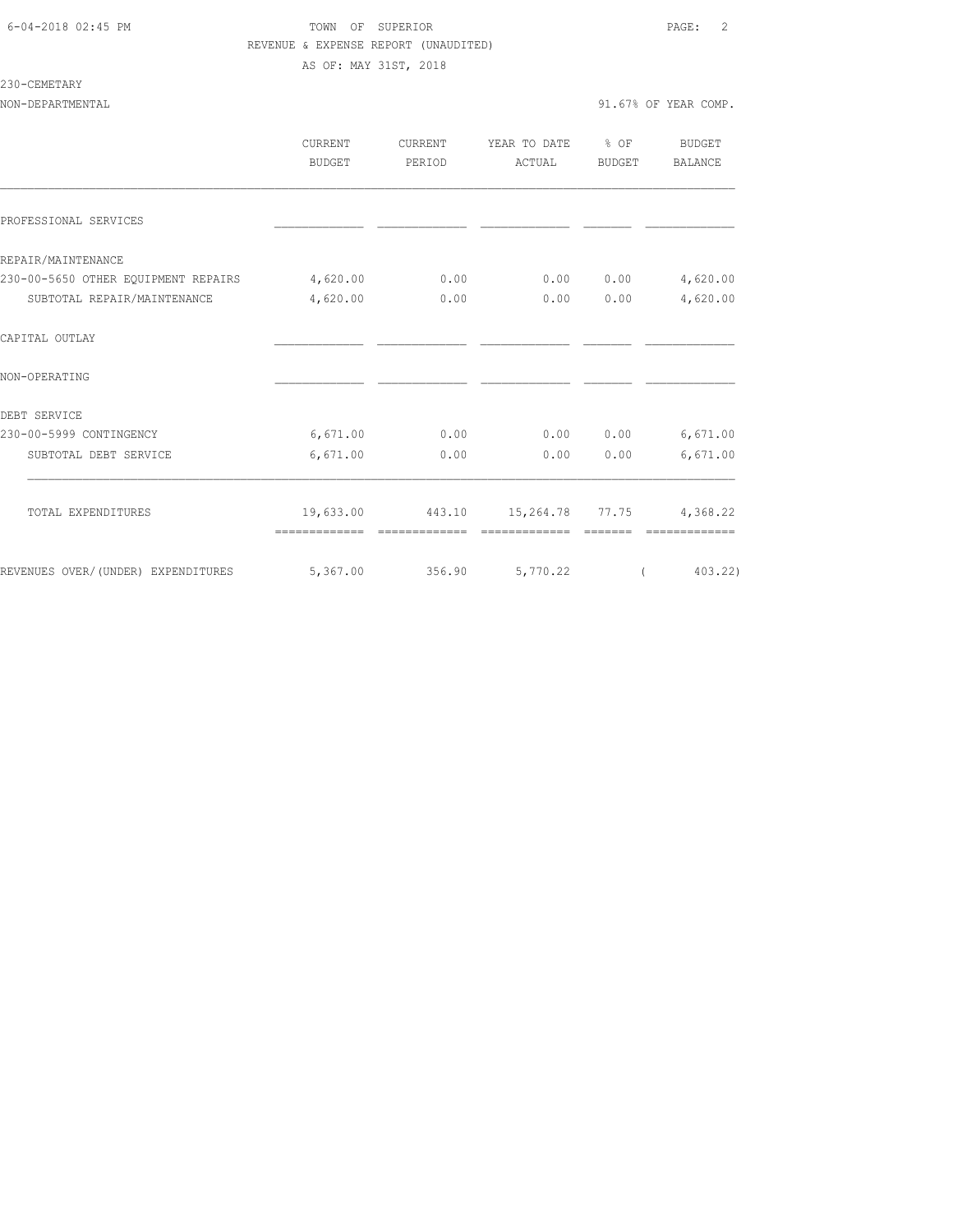TOWN OF SUPERIOR
REVENUE & EXPENSE REPORT (UNAUDITED)
AS OF: MAY 31ST, 2018

230-CEMETARY
NON-DEPARTMENTAL

91.67% OF YEAR COMP.

| | CURRENT BUDGET | CURRENT PERIOD | YEAR TO DATE ACTUAL | % OF BUDGET | BUDGET BALANCE |
|---|---|---|---|---|---|
| PROFESSIONAL SERVICES | | | | | |
| REPAIR/MAINTENANCE | | | | | |
| 230-00-5650 OTHER EQUIPMENT REPAIRS | 4,620.00 | 0.00 | 0.00 | 0.00 | 4,620.00 |
| SUBTOTAL REPAIR/MAINTENANCE | 4,620.00 | 0.00 | 0.00 | 0.00 | 4,620.00 |
| CAPITAL OUTLAY | | | | | |
| NON-OPERATING | | | | | |
| DEBT SERVICE | | | | | |
| 230-00-5999 CONTINGENCY | 6,671.00 | 0.00 | 0.00 | 0.00 | 6,671.00 |
| SUBTOTAL DEBT SERVICE | 6,671.00 | 0.00 | 0.00 | 0.00 | 6,671.00 |
| TOTAL EXPENDITURES | 19,633.00 | 443.10 | 15,264.78 | 77.75 | 4,368.22 |
| REVENUES OVER/(UNDER) EXPENDITURES | 5,367.00 | 356.90 | 5,770.22 | | ( 403.22) |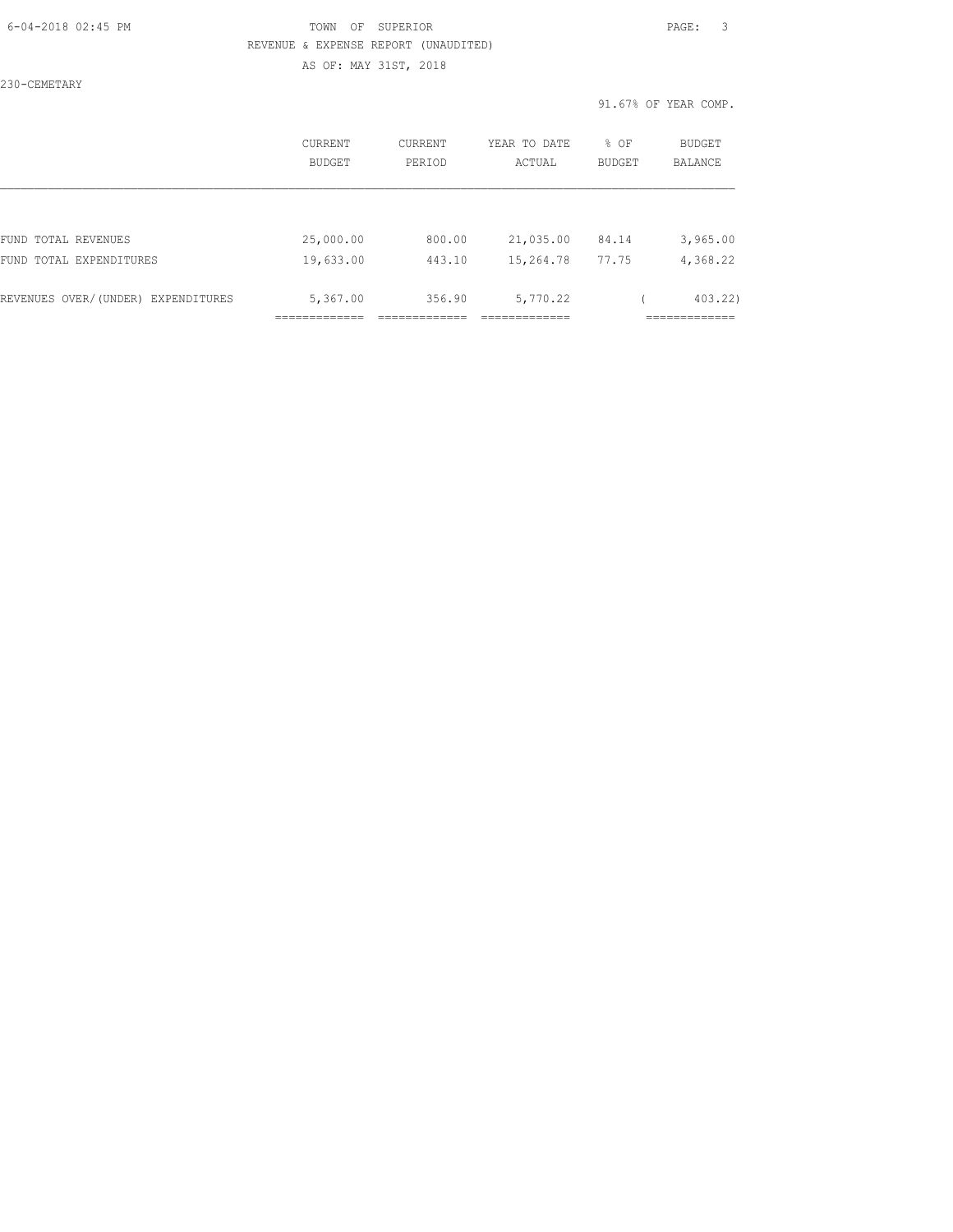TOWN OF SUPERIOR

REVENUE & EXPENSE REPORT (UNAUDITED)

AS OF: MAY 31ST, 2018

230-CEMETARY

91.67% OF YEAR COMP.

| | CURRENT BUDGET | CURRENT PERIOD | YEAR TO DATE ACTUAL | % OF BUDGET | BUDGET BALANCE |
|---|---|---|---|---|---|
| FUND TOTAL REVENUES | 25,000.00 | 800.00 | 21,035.00 | 84.14 | 3,965.00 |
| FUND TOTAL EXPENDITURES | 19,633.00 | 443.10 | 15,264.78 | 77.75 | 4,368.22 |
| REVENUES OVER/(UNDER) EXPENDITURES | 5,367.00 | 356.90 | 5,770.22 | | ( 403.22) |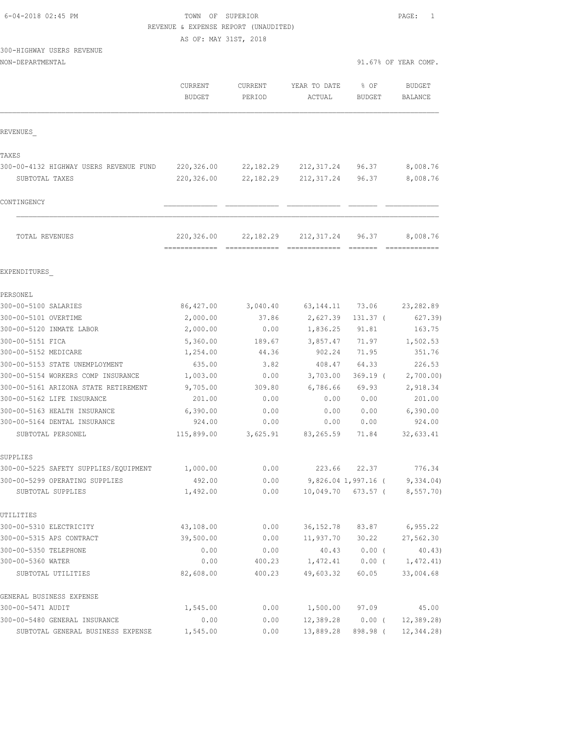6-04-2018 02:45 PM TOWN OF SUPERIOR PAGE: 1

REVENUE & EXPENSE REPORT (UNAUDITED)

AS OF: MAY 31ST, 2018

300-HIGHWAY USERS REVENUE

NON-DEPARTMENTAL 91.67% OF YEAR COMP.

| | CURRENT BUDGET | CURRENT PERIOD | YEAR TO DATE ACTUAL | % OF BUDGET | BUDGET BALANCE |
|---|---|---|---|---|---|
| REVENUES_ | | | | | |
| TAXES | | | | | |
| 300-00-4132 HIGHWAY USERS REVENUE FUND | 220,326.00 | 22,182.29 | 212,317.24 | 96.37 | 8,008.76 |
| SUBTOTAL TAXES | 220,326.00 | 22,182.29 | 212,317.24 | 96.37 | 8,008.76 |
| CONTINGENCY | | | | | |
| TOTAL REVENUES | 220,326.00 | 22,182.29 | 212,317.24 | 96.37 | 8,008.76 |
| EXPENDITURES_ | | | | | |
| PERSONEL | | | | | |
| 300-00-5100 SALARIES | 86,427.00 | 3,040.40 | 63,144.11 | 73.06 | 23,282.89 |
| 300-00-5101 OVERTIME | 2,000.00 | 37.86 | 2,627.39 | 131.37 ( | 627.39) |
| 300-00-5120 INMATE LABOR | 2,000.00 | 0.00 | 1,836.25 | 91.81 | 163.75 |
| 300-00-5151 FICA | 5,360.00 | 189.67 | 3,857.47 | 71.97 | 1,502.53 |
| 300-00-5152 MEDICARE | 1,254.00 | 44.36 | 902.24 | 71.95 | 351.76 |
| 300-00-5153 STATE UNEMPLOYMENT | 635.00 | 3.82 | 408.47 | 64.33 | 226.53 |
| 300-00-5154 WORKERS COMP INSURANCE | 1,003.00 | 0.00 | 3,703.00 | 369.19 ( | 2,700.00) |
| 300-00-5161 ARIZONA STATE RETIREMENT | 9,705.00 | 309.80 | 6,786.66 | 69.93 | 2,918.34 |
| 300-00-5162 LIFE INSURANCE | 201.00 | 0.00 | 0.00 | 0.00 | 201.00 |
| 300-00-5163 HEALTH INSURANCE | 6,390.00 | 0.00 | 0.00 | 0.00 | 6,390.00 |
| 300-00-5164 DENTAL INSURANCE | 924.00 | 0.00 | 0.00 | 0.00 | 924.00 |
| SUBTOTAL PERSONEL | 115,899.00 | 3,625.91 | 83,265.59 | 71.84 | 32,633.41 |
| SUPPLIES | | | | | |
| 300-00-5225 SAFETY SUPPLIES/EQUIPMENT | 1,000.00 | 0.00 | 223.66 | 22.37 | 776.34 |
| 300-00-5299 OPERATING SUPPLIES | 492.00 | 0.00 | 9,826.04 | 1,997.16 ( | 9,334.04) |
| SUBTOTAL SUPPLIES | 1,492.00 | 0.00 | 10,049.70 | 673.57 ( | 8,557.70) |
| UTILITIES | | | | | |
| 300-00-5310 ELECTRICITY | 43,108.00 | 0.00 | 36,152.78 | 83.87 | 6,955.22 |
| 300-00-5315 APS CONTRACT | 39,500.00 | 0.00 | 11,937.70 | 30.22 | 27,562.30 |
| 300-00-5350 TELEPHONE | 0.00 | 0.00 | 40.43 | 0.00 ( | 40.43) |
| 300-00-5360 WATER | 0.00 | 400.23 | 1,472.41 | 0.00 ( | 1,472.41) |
| SUBTOTAL UTILITIES | 82,608.00 | 400.23 | 49,603.32 | 60.05 | 33,004.68 |
| GENERAL BUSINESS EXPENSE | | | | | |
| 300-00-5471 AUDIT | 1,545.00 | 0.00 | 1,500.00 | 97.09 | 45.00 |
| 300-00-5480 GENERAL INSURANCE | 0.00 | 0.00 | 12,389.28 | 0.00 ( | 12,389.28) |
| SUBTOTAL GENERAL BUSINESS EXPENSE | 1,545.00 | 0.00 | 13,889.28 | 898.98 ( | 12,344.28) |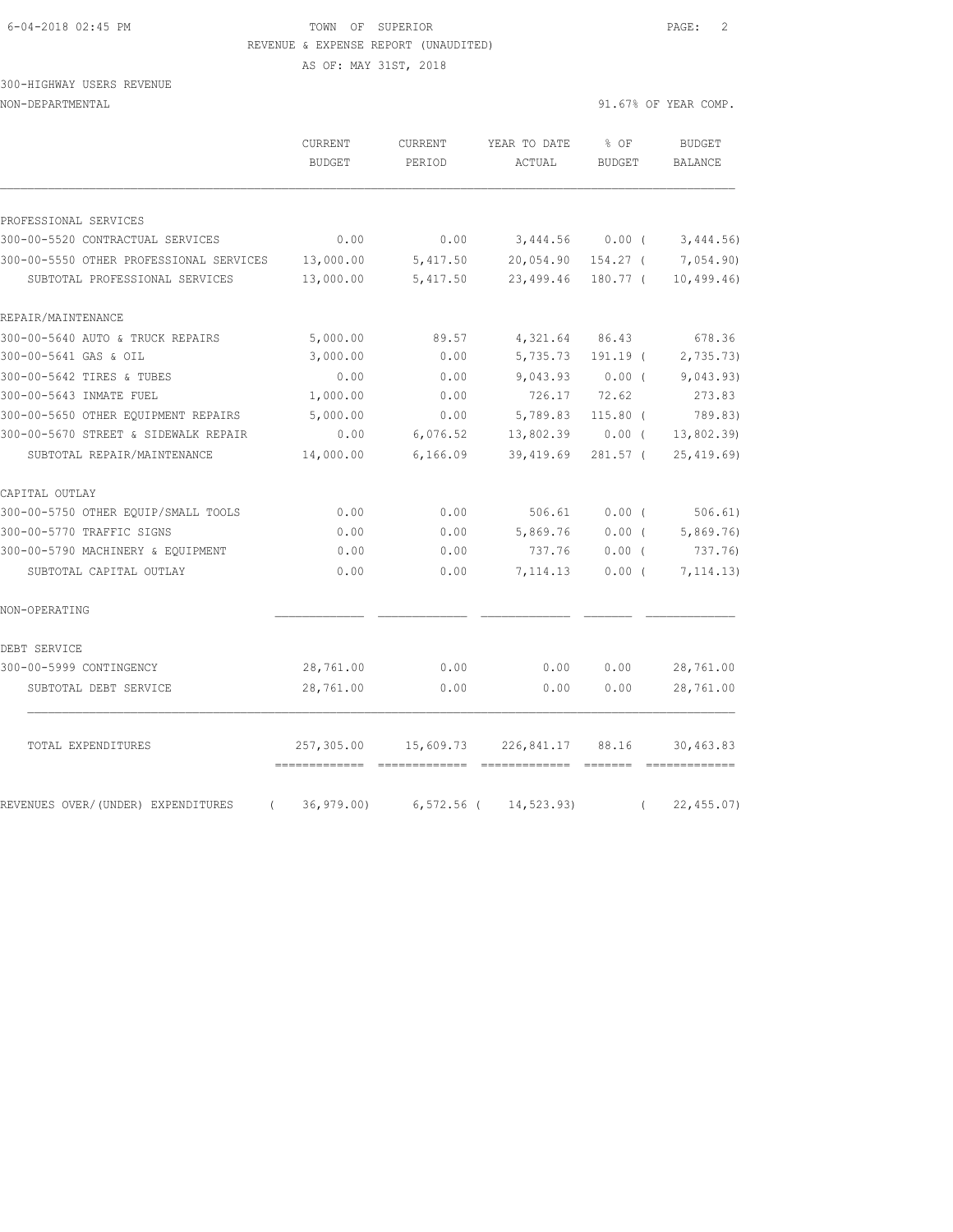TOWN OF SUPERIOR

REVENUE & EXPENSE REPORT (UNAUDITED)

AS OF: MAY 31ST, 2018

300-HIGHWAY USERS REVENUE

NON-DEPARTMENTAL — 91.67% OF YEAR COMP.

| | CURRENT BUDGET | CURRENT PERIOD | YEAR TO DATE ACTUAL | % OF BUDGET | BUDGET BALANCE |
|---|---|---|---|---|---|
| **PROFESSIONAL SERVICES** | | | | | |
| 300-00-5520 CONTRACTUAL SERVICES | 0.00 | 0.00 | 3,444.56 | 0.00 | ( 3,444.56) |
| 300-00-5550 OTHER PROFESSIONAL SERVICES | 13,000.00 | 5,417.50 | 20,054.90 | 154.27 | ( 7,054.90) |
| SUBTOTAL PROFESSIONAL SERVICES | 13,000.00 | 5,417.50 | 23,499.46 | 180.77 | ( 10,499.46) |
| **REPAIR/MAINTENANCE** | | | | | |
| 300-00-5640 AUTO & TRUCK REPAIRS | 5,000.00 | 89.57 | 4,321.64 | 86.43 | 678.36 |
| 300-00-5641 GAS & OIL | 3,000.00 | 0.00 | 5,735.73 | 191.19 | ( 2,735.73) |
| 300-00-5642 TIRES & TUBES | 0.00 | 0.00 | 9,043.93 | 0.00 | ( 9,043.93) |
| 300-00-5643 INMATE FUEL | 1,000.00 | 0.00 | 726.17 | 72.62 | 273.83 |
| 300-00-5650 OTHER EQUIPMENT REPAIRS | 5,000.00 | 0.00 | 5,789.83 | 115.80 | ( 789.83) |
| 300-00-5670 STREET & SIDEWALK REPAIR | 0.00 | 6,076.52 | 13,802.39 | 0.00 | ( 13,802.39) |
| SUBTOTAL REPAIR/MAINTENANCE | 14,000.00 | 6,166.09 | 39,419.69 | 281.57 | ( 25,419.69) |
| **CAPITAL OUTLAY** | | | | | |
| 300-00-5750 OTHER EQUIP/SMALL TOOLS | 0.00 | 0.00 | 506.61 | 0.00 | ( 506.61) |
| 300-00-5770 TRAFFIC SIGNS | 0.00 | 0.00 | 5,869.76 | 0.00 | ( 5,869.76) |
| 300-00-5790 MACHINERY & EQUIPMENT | 0.00 | 0.00 | 737.76 | 0.00 | ( 737.76) |
| SUBTOTAL CAPITAL OUTLAY | 0.00 | 0.00 | 7,114.13 | 0.00 | ( 7,114.13) |
| **NON-OPERATING** | | | | | |
| **DEBT SERVICE** | | | | | |
| 300-00-5999 CONTINGENCY | 28,761.00 | 0.00 | 0.00 | 0.00 | 28,761.00 |
| SUBTOTAL DEBT SERVICE | 28,761.00 | 0.00 | 0.00 | 0.00 | 28,761.00 |
| TOTAL EXPENDITURES | 257,305.00 | 15,609.73 | 226,841.17 | 88.16 | 30,463.83 |
| REVENUES OVER/(UNDER) EXPENDITURES | ( 36,979.00) | 6,572.56 | ( 14,523.93) | | ( 22,455.07) |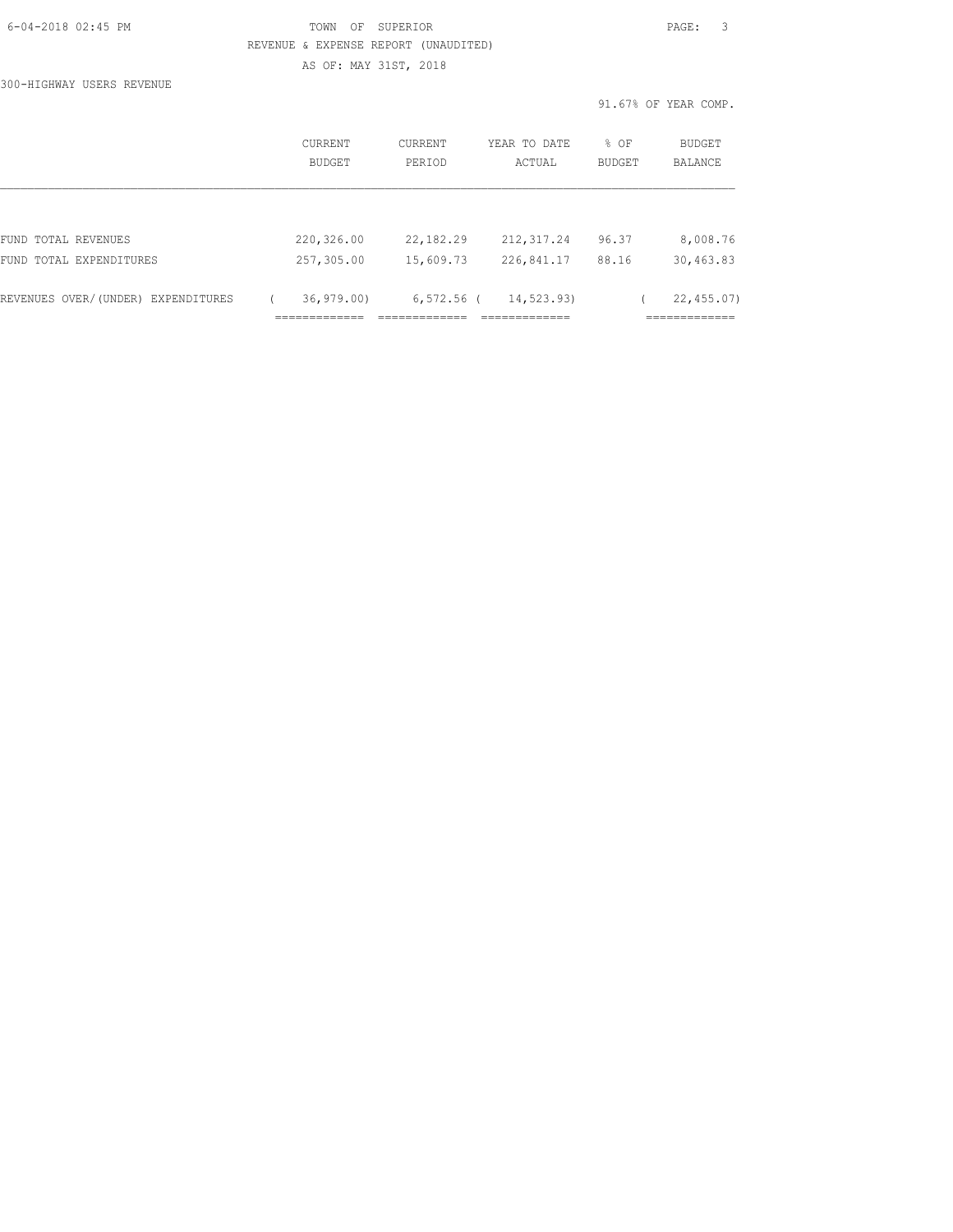TOWN OF SUPERIOR

REVENUE & EXPENSE REPORT (UNAUDITED)

AS OF: MAY 31ST, 2018

300-HIGHWAY USERS REVENUE

91.67% OF YEAR COMP.

| | CURRENT BUDGET | CURRENT PERIOD | YEAR TO DATE ACTUAL | % OF BUDGET | BUDGET BALANCE |
|---|---|---|---|---|---|
| FUND TOTAL REVENUES | 220,326.00 | 22,182.29 | 212,317.24 | 96.37 | 8,008.76 |
| FUND TOTAL EXPENDITURES | 257,305.00 | 15,609.73 | 226,841.17 | 88.16 | 30,463.83 |
| REVENUES OVER/(UNDER) EXPENDITURES | ( 36,979.00) | 6,572.56 | ( 14,523.93) | | ( 22,455.07) |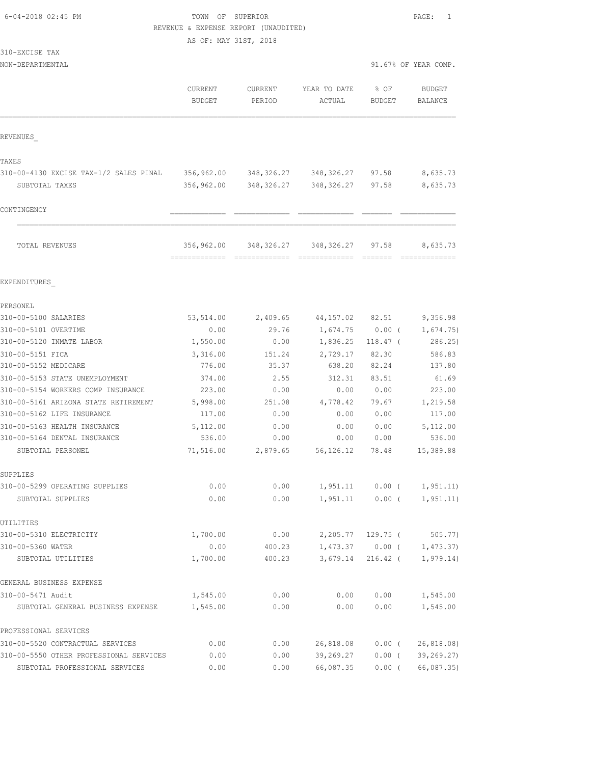6-04-2018 02:45 PM TOWN OF SUPERIOR PAGE: 1

REVENUE & EXPENSE REPORT (UNAUDITED)

AS OF: MAY 31ST, 2018

310-EXCISE TAX

NON-DEPARTMENTAL 91.67% OF YEAR COMP.

| | CURRENT BUDGET | CURRENT PERIOD | YEAR TO DATE ACTUAL | % OF BUDGET | BUDGET BALANCE |
|---|---|---|---|---|---|
| REVENUES_ | | | | | |
| TAXES | | | | | |
| 310-00-4130 EXCISE TAX-1/2 SALES PINAL | 356,962.00 | 348,326.27 | 348,326.27 | 97.58 | 8,635.73 |
| SUBTOTAL TAXES | 356,962.00 | 348,326.27 | 348,326.27 | 97.58 | 8,635.73 |
| CONTINGENCY | | | | | |
| TOTAL REVENUES | 356,962.00 | 348,326.27 | 348,326.27 | 97.58 | 8,635.73 |
| EXPENDITURES_ | | | | | |
| PERSONEL | | | | | |
| 310-00-5100 SALARIES | 53,514.00 | 2,409.65 | 44,157.02 | 82.51 | 9,356.98 |
| 310-00-5101 OVERTIME | 0.00 | 29.76 | 1,674.75 | 0.00 ( | 1,674.75) |
| 310-00-5120 INMATE LABOR | 1,550.00 | 0.00 | 1,836.25 | 118.47 ( | 286.25) |
| 310-00-5151 FICA | 3,316.00 | 151.24 | 2,729.17 | 82.30 | 586.83 |
| 310-00-5152 MEDICARE | 776.00 | 35.37 | 638.20 | 82.24 | 137.80 |
| 310-00-5153 STATE UNEMPLOYMENT | 374.00 | 2.55 | 312.31 | 83.51 | 61.69 |
| 310-00-5154 WORKERS COMP INSURANCE | 223.00 | 0.00 | 0.00 | 0.00 | 223.00 |
| 310-00-5161 ARIZONA STATE RETIREMENT | 5,998.00 | 251.08 | 4,778.42 | 79.67 | 1,219.58 |
| 310-00-5162 LIFE INSURANCE | 117.00 | 0.00 | 0.00 | 0.00 | 117.00 |
| 310-00-5163 HEALTH INSURANCE | 5,112.00 | 0.00 | 0.00 | 0.00 | 5,112.00 |
| 310-00-5164 DENTAL INSURANCE | 536.00 | 0.00 | 0.00 | 0.00 | 536.00 |
| SUBTOTAL PERSONEL | 71,516.00 | 2,879.65 | 56,126.12 | 78.48 | 15,389.88 |
| SUPPLIES | | | | | |
| 310-00-5299 OPERATING SUPPLIES | 0.00 | 0.00 | 1,951.11 | 0.00 ( | 1,951.11) |
| SUBTOTAL SUPPLIES | 0.00 | 0.00 | 1,951.11 | 0.00 ( | 1,951.11) |
| UTILITIES | | | | | |
| 310-00-5310 ELECTRICITY | 1,700.00 | 0.00 | 2,205.77 | 129.75 ( | 505.77) |
| 310-00-5360 WATER | 0.00 | 400.23 | 1,473.37 | 0.00 ( | 1,473.37) |
| SUBTOTAL UTILITIES | 1,700.00 | 400.23 | 3,679.14 | 216.42 ( | 1,979.14) |
| GENERAL BUSINESS EXPENSE | | | | | |
| 310-00-5471 Audit | 1,545.00 | 0.00 | 0.00 | 0.00 | 1,545.00 |
| SUBTOTAL GENERAL BUSINESS EXPENSE | 1,545.00 | 0.00 | 0.00 | 0.00 | 1,545.00 |
| PROFESSIONAL SERVICES | | | | | |
| 310-00-5520 CONTRACTUAL SERVICES | 0.00 | 0.00 | 26,818.08 | 0.00 ( | 26,818.08) |
| 310-00-5550 OTHER PROFESSIONAL SERVICES | 0.00 | 0.00 | 39,269.27 | 0.00 ( | 39,269.27) |
| SUBTOTAL PROFESSIONAL SERVICES | 0.00 | 0.00 | 66,087.35 | 0.00 ( | 66,087.35) |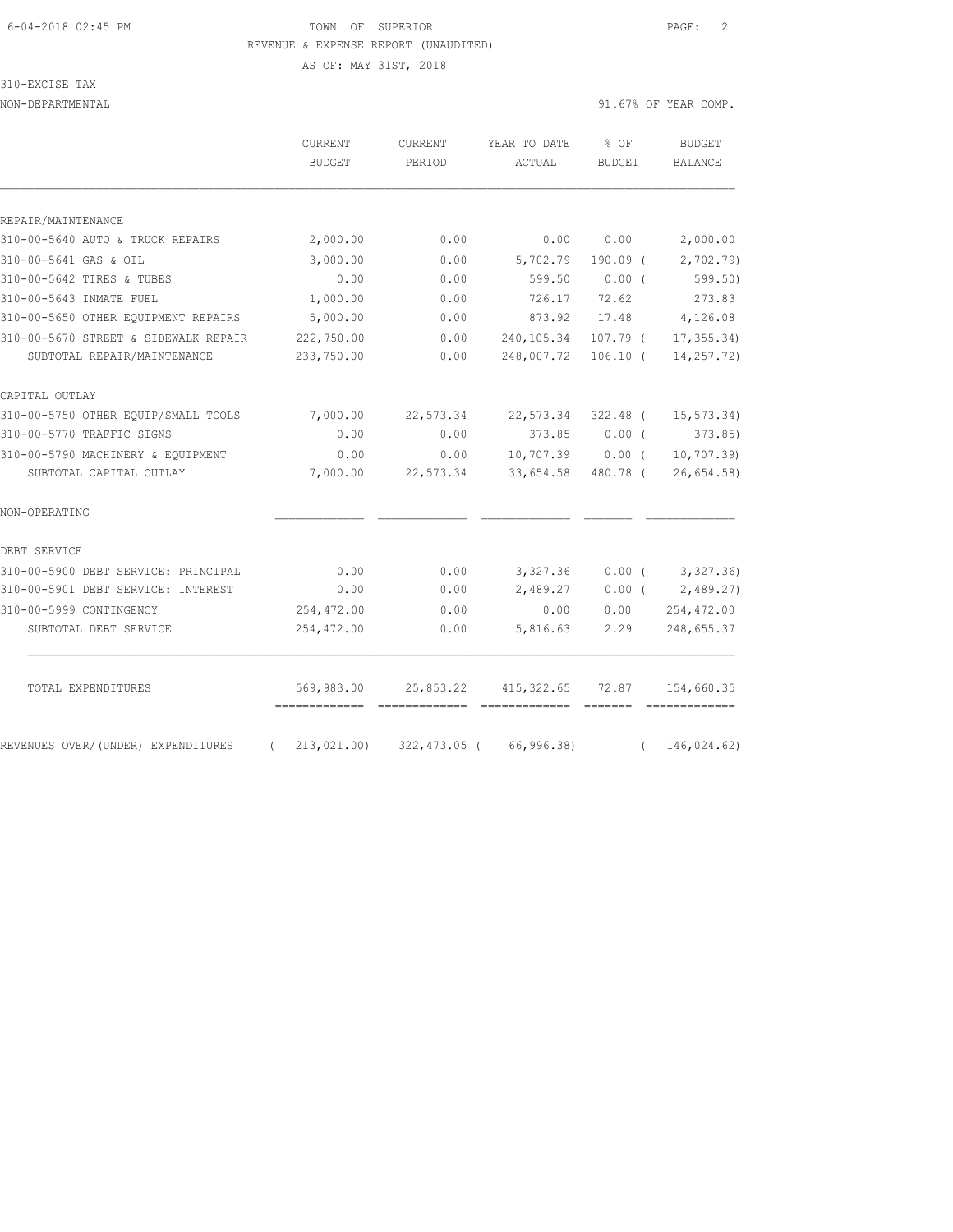TOWN OF SUPERIOR
REVENUE & EXPENSE REPORT (UNAUDITED)
AS OF: MAY 31ST, 2018

310-EXCISE TAX
NON-DEPARTMENTAL

91.67% OF YEAR COMP.

| | CURRENT BUDGET | CURRENT PERIOD | YEAR TO DATE ACTUAL | % OF BUDGET | BUDGET BALANCE |
|---|---|---|---|---|---|
| REPAIR/MAINTENANCE | | | | | |
| 310-00-5640 AUTO & TRUCK REPAIRS | 2,000.00 | 0.00 | 0.00 | 0.00 | 2,000.00 |
| 310-00-5641 GAS & OIL | 3,000.00 | 0.00 | 5,702.79 | 190.09 ( | 2,702.79) |
| 310-00-5642 TIRES & TUBES | 0.00 | 0.00 | 599.50 | 0.00 ( | 599.50) |
| 310-00-5643 INMATE FUEL | 1,000.00 | 0.00 | 726.17 | 72.62 | 273.83 |
| 310-00-5650 OTHER EQUIPMENT REPAIRS | 5,000.00 | 0.00 | 873.92 | 17.48 | 4,126.08 |
| 310-00-5670 STREET & SIDEWALK REPAIR | 222,750.00 | 0.00 | 240,105.34 | 107.79 ( | 17,355.34) |
| SUBTOTAL REPAIR/MAINTENANCE | 233,750.00 | 0.00 | 248,007.72 | 106.10 ( | 14,257.72) |
| CAPITAL OUTLAY | | | | | |
| 310-00-5750 OTHER EQUIP/SMALL TOOLS | 7,000.00 | 22,573.34 | 22,573.34 | 322.48 ( | 15,573.34) |
| 310-00-5770 TRAFFIC SIGNS | 0.00 | 0.00 | 373.85 | 0.00 ( | 373.85) |
| 310-00-5790 MACHINERY & EQUIPMENT | 0.00 | 0.00 | 10,707.39 | 0.00 ( | 10,707.39) |
| SUBTOTAL CAPITAL OUTLAY | 7,000.00 | 22,573.34 | 33,654.58 | 480.78 ( | 26,654.58) |
| NON-OPERATING | | | | | |
| DEBT SERVICE | | | | | |
| 310-00-5900 DEBT SERVICE: PRINCIPAL | 0.00 | 0.00 | 3,327.36 | 0.00 ( | 3,327.36) |
| 310-00-5901 DEBT SERVICE: INTEREST | 0.00 | 0.00 | 2,489.27 | 0.00 ( | 2,489.27) |
| 310-00-5999 CONTINGENCY | 254,472.00 | 0.00 | 0.00 | 0.00 | 254,472.00 |
| SUBTOTAL DEBT SERVICE | 254,472.00 | 0.00 | 5,816.63 | 2.29 | 248,655.37 |
| TOTAL EXPENDITURES | 569,983.00 | 25,853.22 | 415,322.65 | 72.87 | 154,660.35 |
| REVENUES OVER/(UNDER) EXPENDITURES | ( 213,021.00) | 322,473.05 ( | 66,996.38) | ( | 146,024.62) |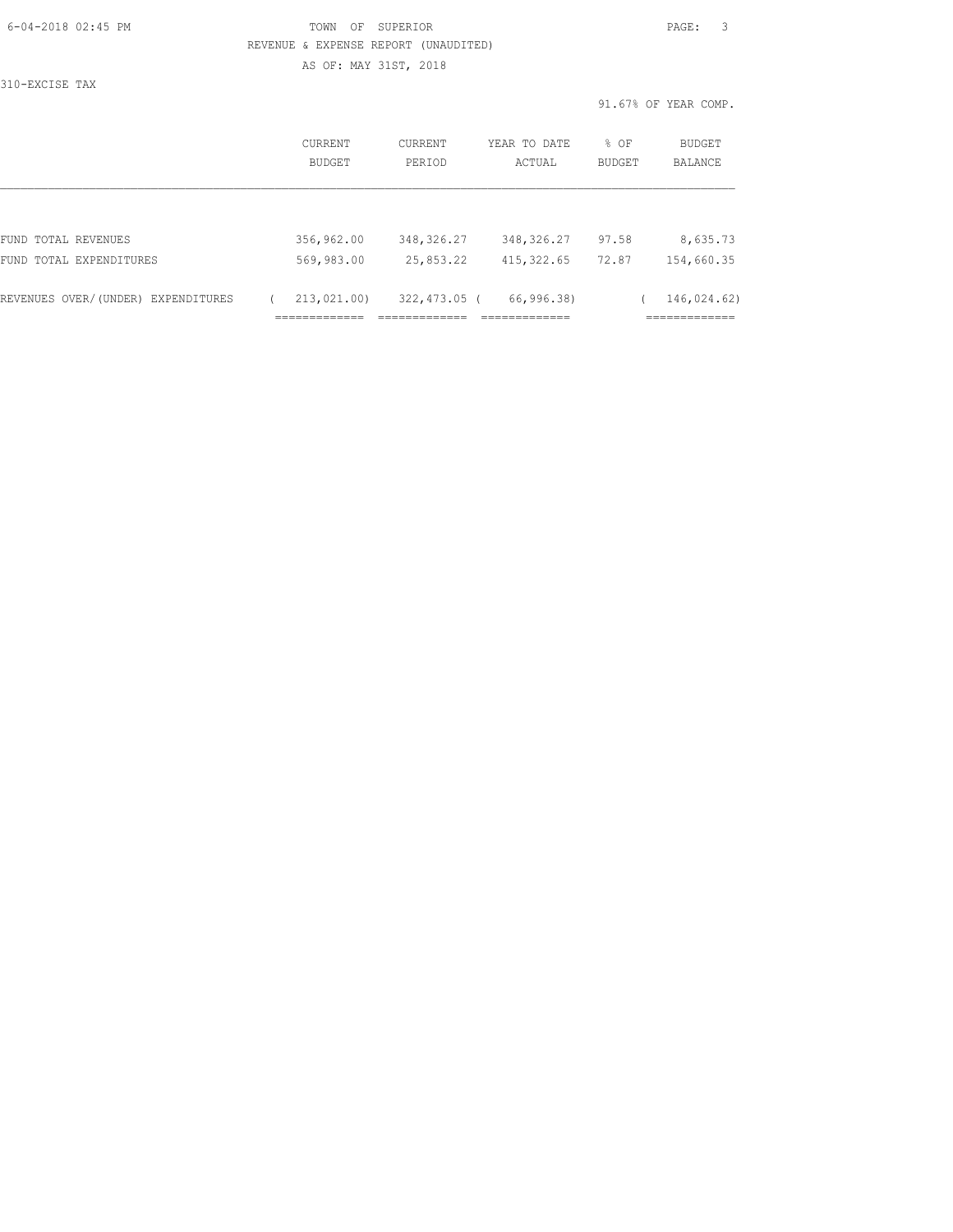TOWN OF SUPERIOR

REVENUE & EXPENSE REPORT (UNAUDITED)

AS OF: MAY 31ST, 2018

310-EXCISE TAX

91.67% OF YEAR COMP.

| | CURRENT BUDGET | CURRENT PERIOD | YEAR TO DATE ACTUAL | % OF BUDGET | BUDGET BALANCE |
|---|---|---|---|---|---|
| FUND TOTAL REVENUES | 356,962.00 | 348,326.27 | 348,326.27 | 97.58 | 8,635.73 |
| FUND TOTAL EXPENDITURES | 569,983.00 | 25,853.22 | 415,322.65 | 72.87 | 154,660.35 |
| REVENUES OVER/(UNDER) EXPENDITURES | ( 213,021.00) | 322,473.05 | ( 66,996.38) | | ( 146,024.62) |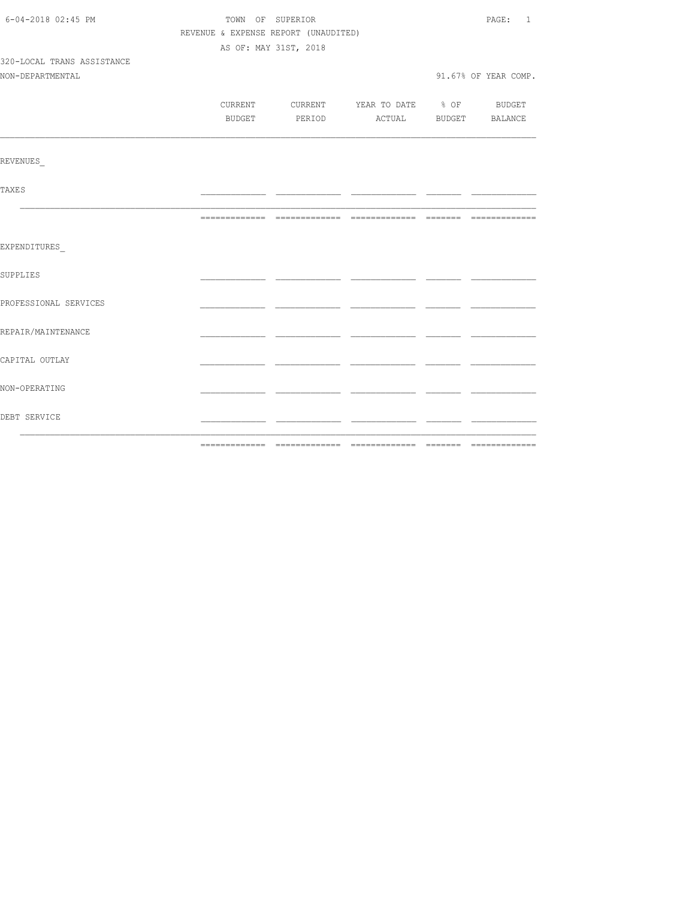TOWN OF SUPERIOR

REVENUE & EXPENSE REPORT (UNAUDITED)

AS OF: MAY 31ST, 2018

320-LOCAL TRANS ASSISTANCE

NON-DEPARTMENTAL

91.67% OF YEAR COMP.

| | CURRENT BUDGET | CURRENT PERIOD | YEAR TO DATE ACTUAL | % OF BUDGET | BUDGET BALANCE |
|---|---|---|---|---|---|
| REVENUES_ | | | | | |
| TAXES | | | | | |
| | | | | | |
| EXPENDITURES_ | | | | | |
| SUPPLIES | | | | | |
| PROFESSIONAL SERVICES | | | | | |
| REPAIR/MAINTENANCE | | | | | |
| CAPITAL OUTLAY | | | | | |
| NON-OPERATING | | | | | |
| DEBT SERVICE | | | | | |
| | | | | | |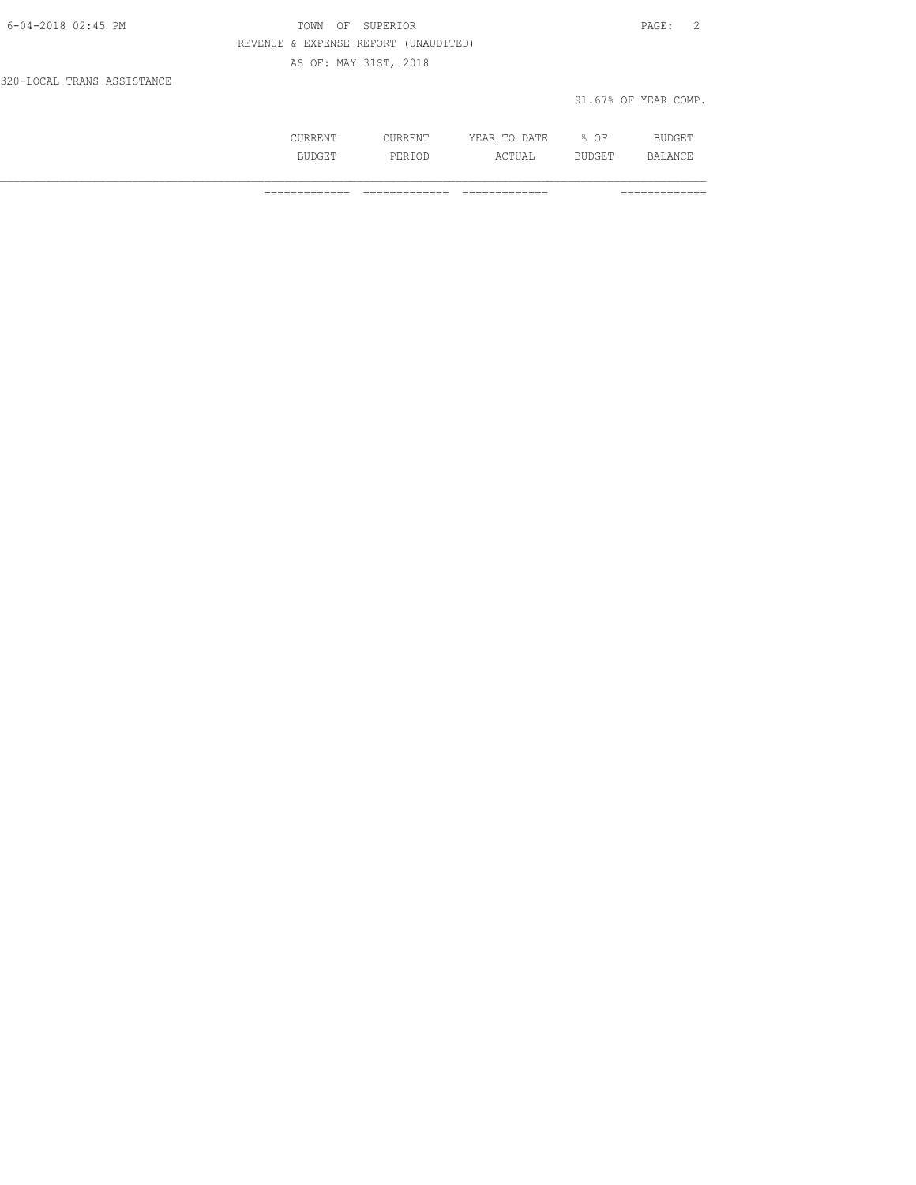TOWN OF SUPERIOR

REVENUE & EXPENSE REPORT (UNAUDITED)

AS OF: MAY 31ST, 2018

320-LOCAL TRANS ASSISTANCE

91.67% OF YEAR COMP.

| | CURRENT BUDGET | CURRENT PERIOD | YEAR TO DATE ACTUAL | % OF BUDGET | BUDGET BALANCE |
|---|---|---|---|---|---|
| | ============= | ============= | ============= | | ============= |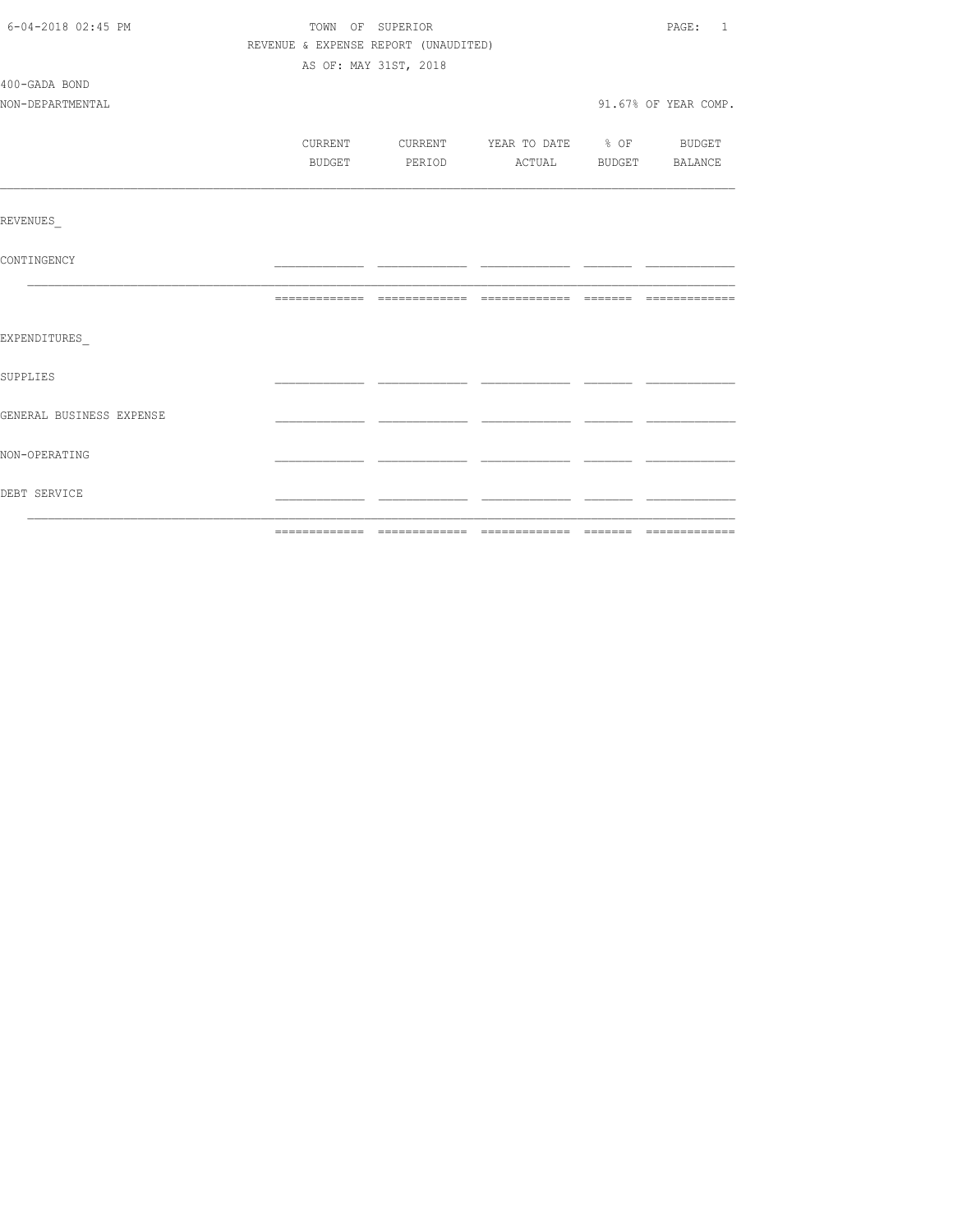TOWN OF SUPERIOR

REVENUE & EXPENSE REPORT (UNAUDITED)

AS OF: MAY 31ST, 2018

400-GADA BOND

NON-DEPARTMENTAL

91.67% OF YEAR COMP.

| | CURRENT BUDGET | CURRENT PERIOD | YEAR TO DATE ACTUAL | % OF BUDGET | BUDGET BALANCE |
|---|---|---|---|---|---|
| REVENUES_ | | | | | |
| CONTINGENCY | | | | | |
| EXPENDITURES_ | | | | | |
| SUPPLIES | | | | | |
| GENERAL BUSINESS EXPENSE | | | | | |
| NON-OPERATING | | | | | |
| DEBT SERVICE | | | | | |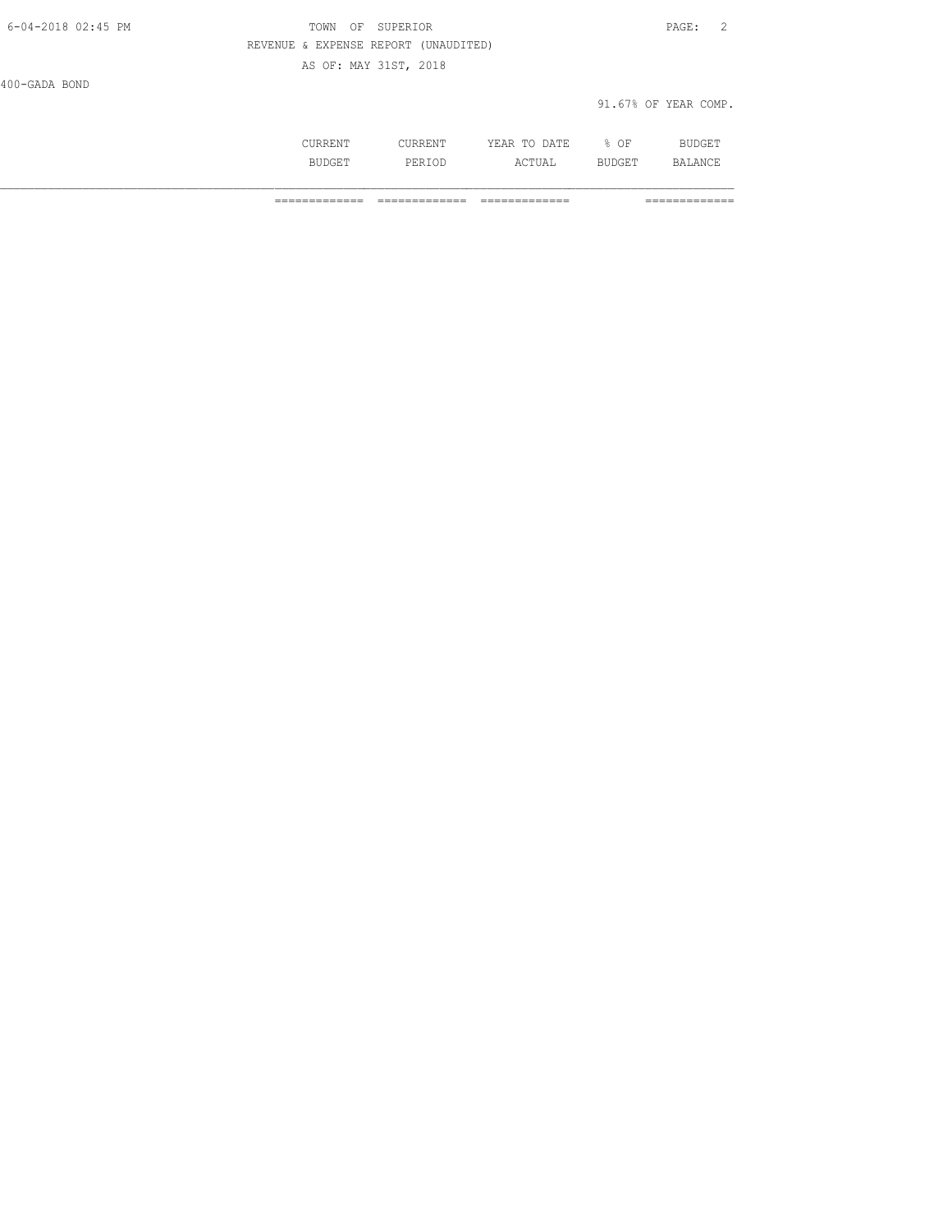400-GADA BOND

91.67% OF YEAR COMP.

| | CURRENT BUDGET | CURRENT PERIOD | YEAR TO DATE ACTUAL | % OF BUDGET | BUDGET BALANCE |
|---|---|---|---|---|---|
| | ============= | ============= | ============= | | ============= |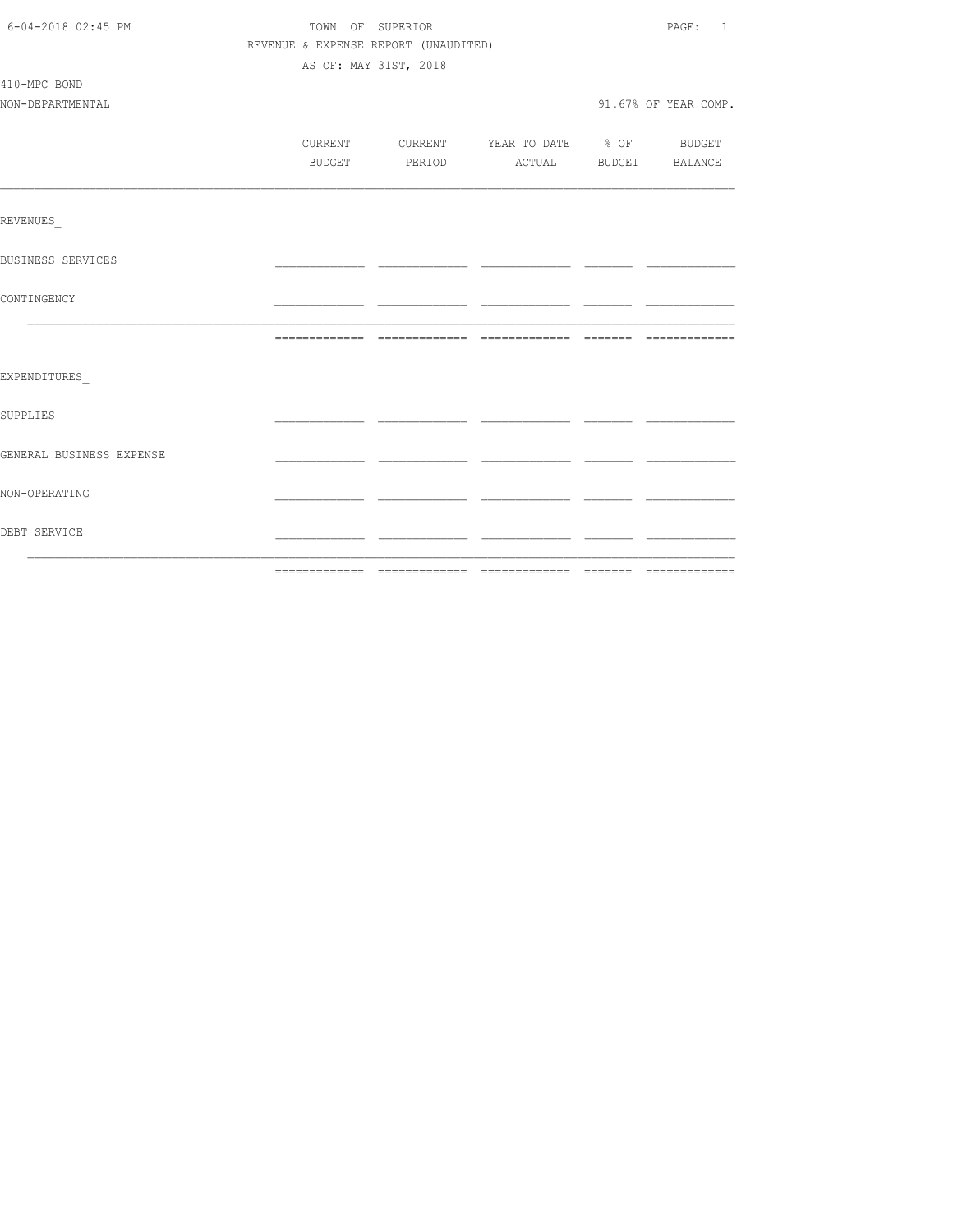TOWN OF SUPERIOR
REVENUE & EXPENSE REPORT (UNAUDITED)
AS OF: MAY 31ST, 2018

410-MPC BOND
NON-DEPARTMENTAL

91.67% OF YEAR COMP.

| | CURRENT BUDGET | CURRENT PERIOD | YEAR TO DATE ACTUAL | % OF BUDGET | BUDGET BALANCE |
|---|---|---|---|---|---|
| REVENUES_ | | | | | |
| BUSINESS SERVICES | | | | | |
| CONTINGENCY | | | | | |
| | | | | | |
| EXPENDITURES_ | | | | | |
| SUPPLIES | | | | | |
| GENERAL BUSINESS EXPENSE | | | | | |
| NON-OPERATING | | | | | |
| DEBT SERVICE | | | | | |
| | | | | | |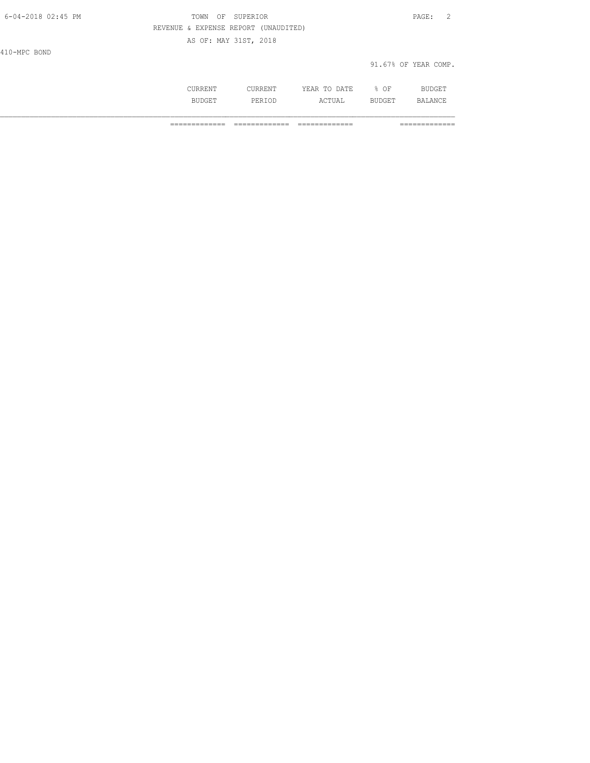6-04-2018 02:45 PM

TOWN OF SUPERIOR

REVENUE & EXPENSE REPORT (UNAUDITED)

AS OF: MAY 31ST, 2018

410-MPC BOND

91.67% OF YEAR COMP.

| | CURRENT BUDGET | CURRENT PERIOD | YEAR TO DATE ACTUAL | % OF BUDGET | BUDGET BALANCE |
|---|---|---|---|---|---|
| | ============= | ============= | ============= | | ============= |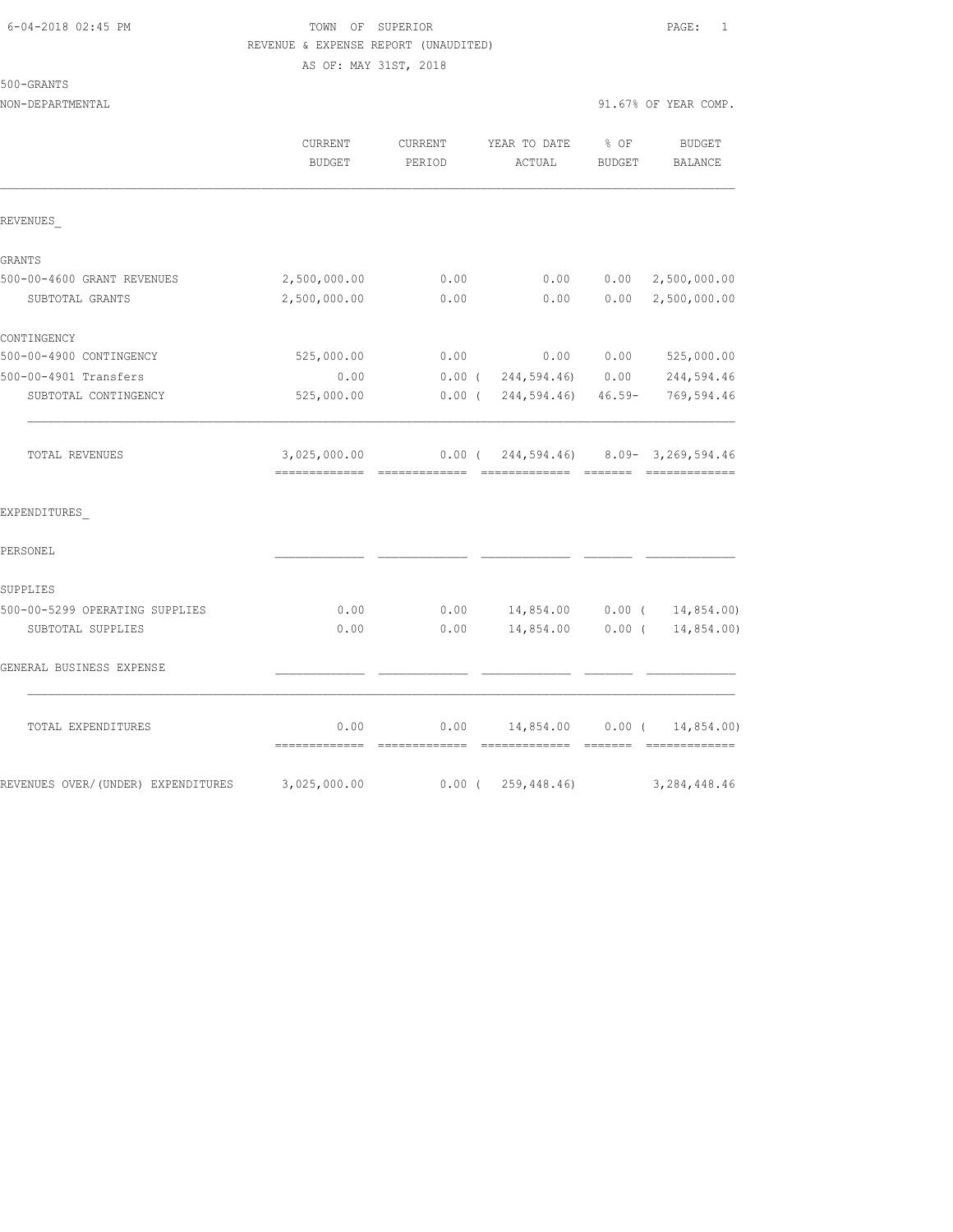TOWN OF SUPERIOR
REVENUE & EXPENSE REPORT (UNAUDITED)
AS OF: MAY 31ST, 2018

500-GRANTS
NON-DEPARTMENTAL

91.67% OF YEAR COMP.

| | CURRENT BUDGET | CURRENT PERIOD | YEAR TO DATE ACTUAL | % OF BUDGET | BUDGET BALANCE |
|---|---|---|---|---|---|
| REVENUES_ | | | | | |
| GRANTS | | | | | |
| 500-00-4600 GRANT REVENUES | 2,500,000.00 | 0.00 | 0.00 | 0.00 | 2,500,000.00 |
| SUBTOTAL GRANTS | 2,500,000.00 | 0.00 | 0.00 | 0.00 | 2,500,000.00 |
| CONTINGENCY | | | | | |
| 500-00-4900 CONTINGENCY | 525,000.00 | 0.00 | 0.00 | 0.00 | 525,000.00 |
| 500-00-4901 Transfers | 0.00 | 0.00 | ( 244,594.46) | 0.00 | 244,594.46 |
| SUBTOTAL CONTINGENCY | 525,000.00 | 0.00 | ( 244,594.46) | 46.59- | 769,594.46 |
| TOTAL REVENUES | 3,025,000.00 | 0.00 | ( 244,594.46) | 8.09- | 3,269,594.46 |
| EXPENDITURES_ | | | | | |
| PERSONEL | | | | | |
| SUPPLIES | | | | | |
| 500-00-5299 OPERATING SUPPLIES | 0.00 | 0.00 | 14,854.00 | 0.00 | ( 14,854.00) |
| SUBTOTAL SUPPLIES | 0.00 | 0.00 | 14,854.00 | 0.00 | ( 14,854.00) |
| GENERAL BUSINESS EXPENSE | | | | | |
| TOTAL EXPENDITURES | 0.00 | 0.00 | 14,854.00 | 0.00 | ( 14,854.00) |
| REVENUES OVER/(UNDER) EXPENDITURES | 3,025,000.00 | 0.00 | ( 259,448.46) | | 3,284,448.46 |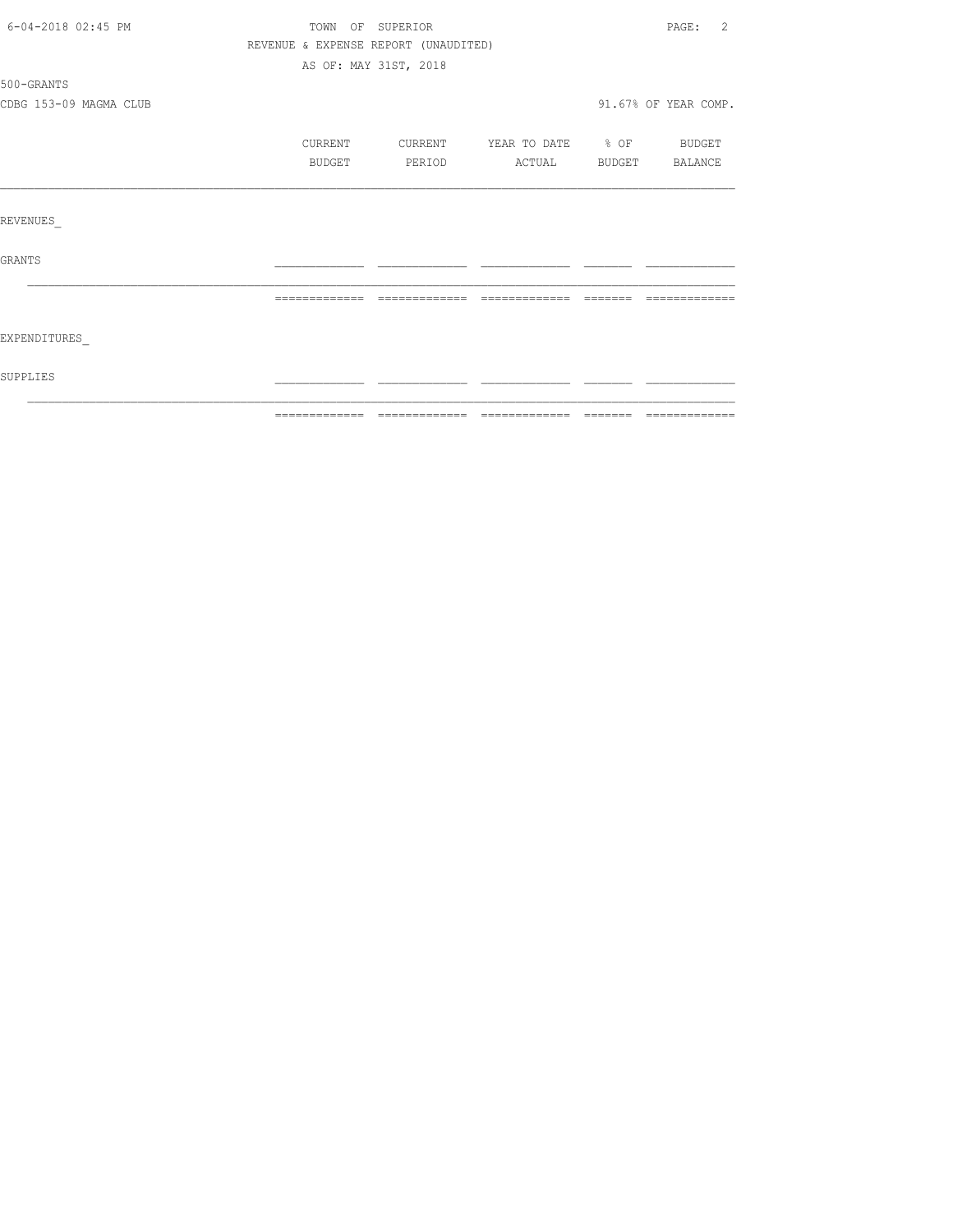TOWN OF SUPERIOR

REVENUE & EXPENSE REPORT (UNAUDITED)

AS OF: MAY 31ST, 2018

500-GRANTS

CDBG 153-09 MAGMA CLUB

91.67% OF YEAR COMP.

|  | CURRENT BUDGET | CURRENT PERIOD | YEAR TO DATE ACTUAL | % OF BUDGET | BUDGET BALANCE |
|---|---|---|---|---|---|
| REVENUES_ | | | | | |
| GRANTS | | | | | |
| EXPENDITURES_ | | | | | |
| SUPPLIES | | | | | |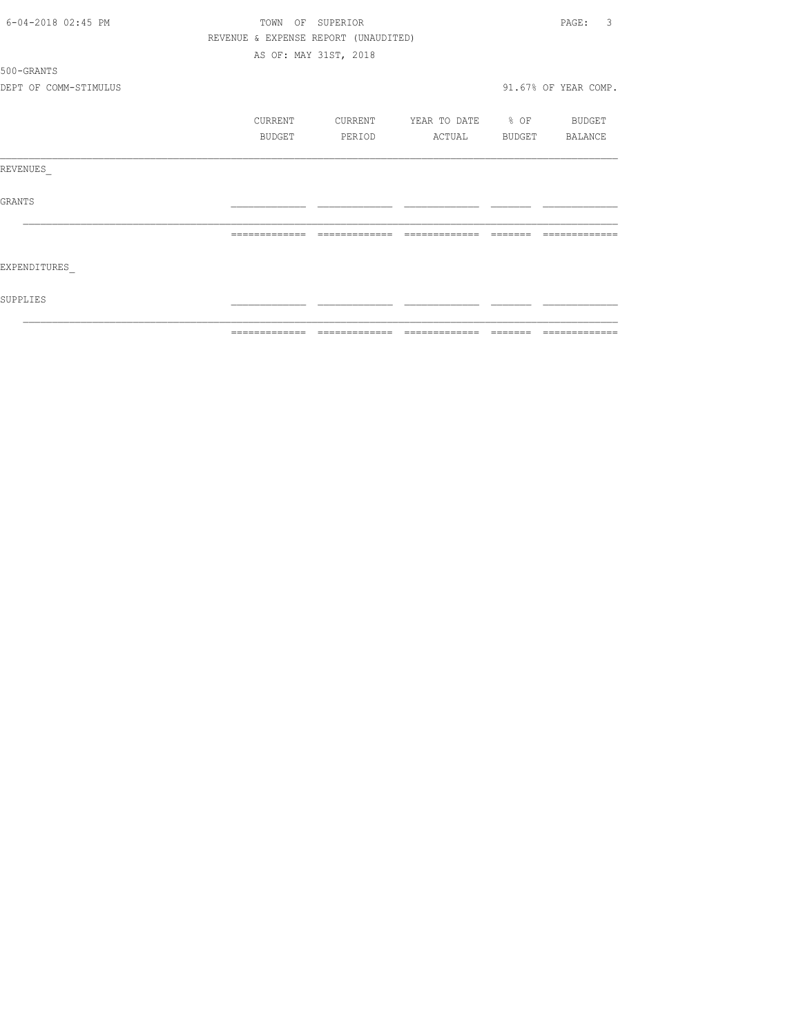TOWN OF SUPERIOR

REVENUE & EXPENSE REPORT (UNAUDITED)

AS OF: MAY 31ST, 2018

500-GRANTS

DEPT OF COMM-STIMULUS

91.67% OF YEAR COMP.

| | CURRENT BUDGET | CURRENT PERIOD | YEAR TO DATE ACTUAL | % OF BUDGET | BUDGET BALANCE |
|---|---|---|---|---|---|
| REVENUES_ | | | | | |
| GRANTS | | | | | |
| | | | | | |
| EXPENDITURES_ | | | | | |
| SUPPLIES | | | | | |
| | | | | | |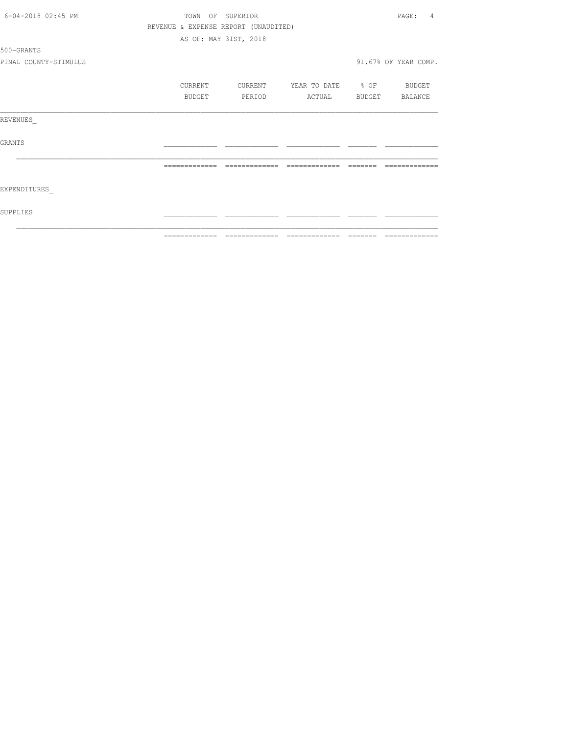TOWN OF SUPERIOR

REVENUE & EXPENSE REPORT (UNAUDITED)

AS OF: MAY 31ST, 2018

500-GRANTS

PINAL COUNTY-STIMULUS

91.67% OF YEAR COMP.

| | CURRENT BUDGET | CURRENT PERIOD | YEAR TO DATE ACTUAL | % OF BUDGET | BUDGET BALANCE |
|---|---|---|---|---|---|
| REVENUES_ | | | | | |
| GRANTS | | | | | |
| | | | | | |
| EXPENDITURES_ | | | | | |
| SUPPLIES | | | | | |
| | | | | | |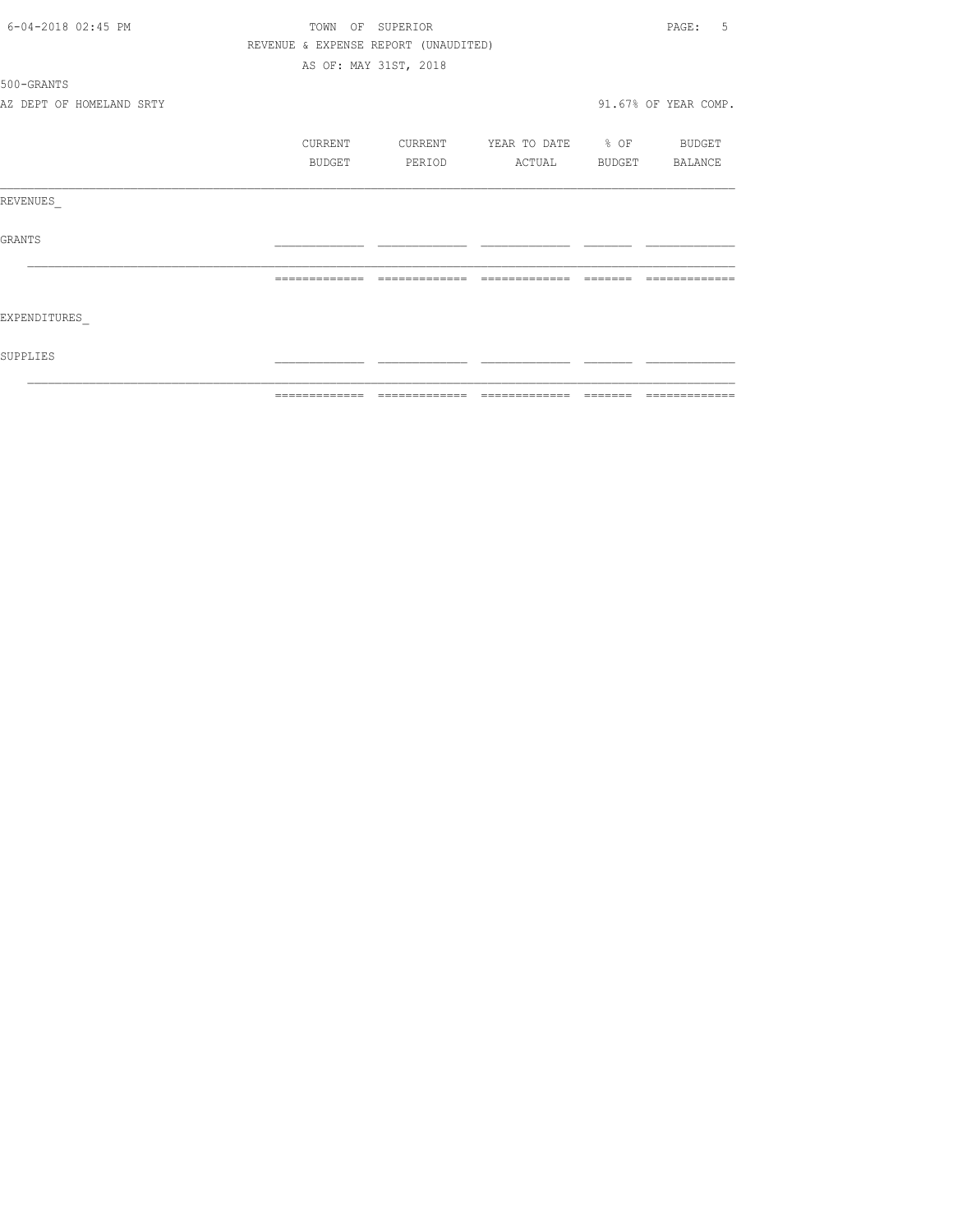TOWN OF SUPERIOR

REVENUE & EXPENSE REPORT (UNAUDITED)

AS OF: MAY 31ST, 2018

500-GRANTS

AZ DEPT OF HOMELAND SRTY

91.67% OF YEAR COMP.

| | CURRENT BUDGET | CURRENT PERIOD | YEAR TO DATE ACTUAL | % OF BUDGET | BUDGET BALANCE |
|---|---|---|---|---|---|
| REVENUES_ | | | | | |
| GRANTS | | | | | |
| | | | | | |
| EXPENDITURES_ | | | | | |
| SUPPLIES | | | | | |
| | | | | | |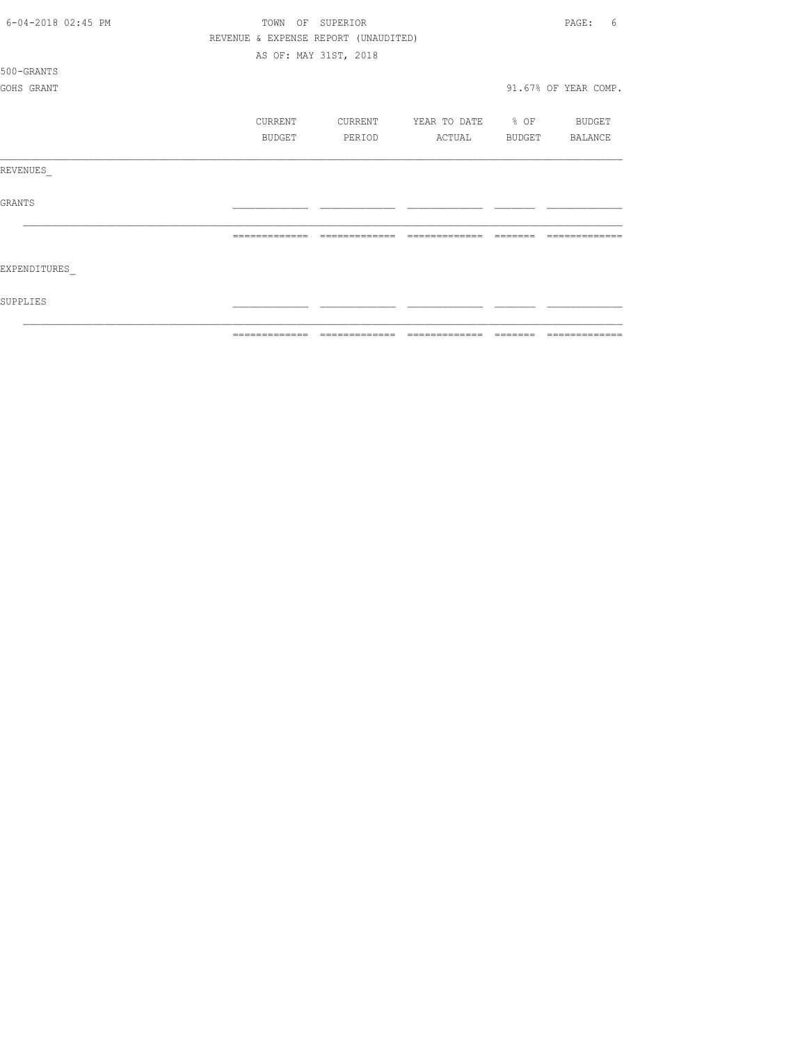TOWN OF SUPERIOR

REVENUE & EXPENSE REPORT (UNAUDITED)

AS OF: MAY 31ST, 2018

500-GRANTS

GOHS GRANT

91.67% OF YEAR COMP.

| | CURRENT BUDGET | CURRENT PERIOD | YEAR TO DATE ACTUAL | % OF BUDGET | BUDGET BALANCE |
|---|---|---|---|---|---|
| REVENUES_ | | | | | |
| GRANTS | | | | | |
| | | | | | |
| EXPENDITURES_ | | | | | |
| SUPPLIES | | | | | |
| | | | | | |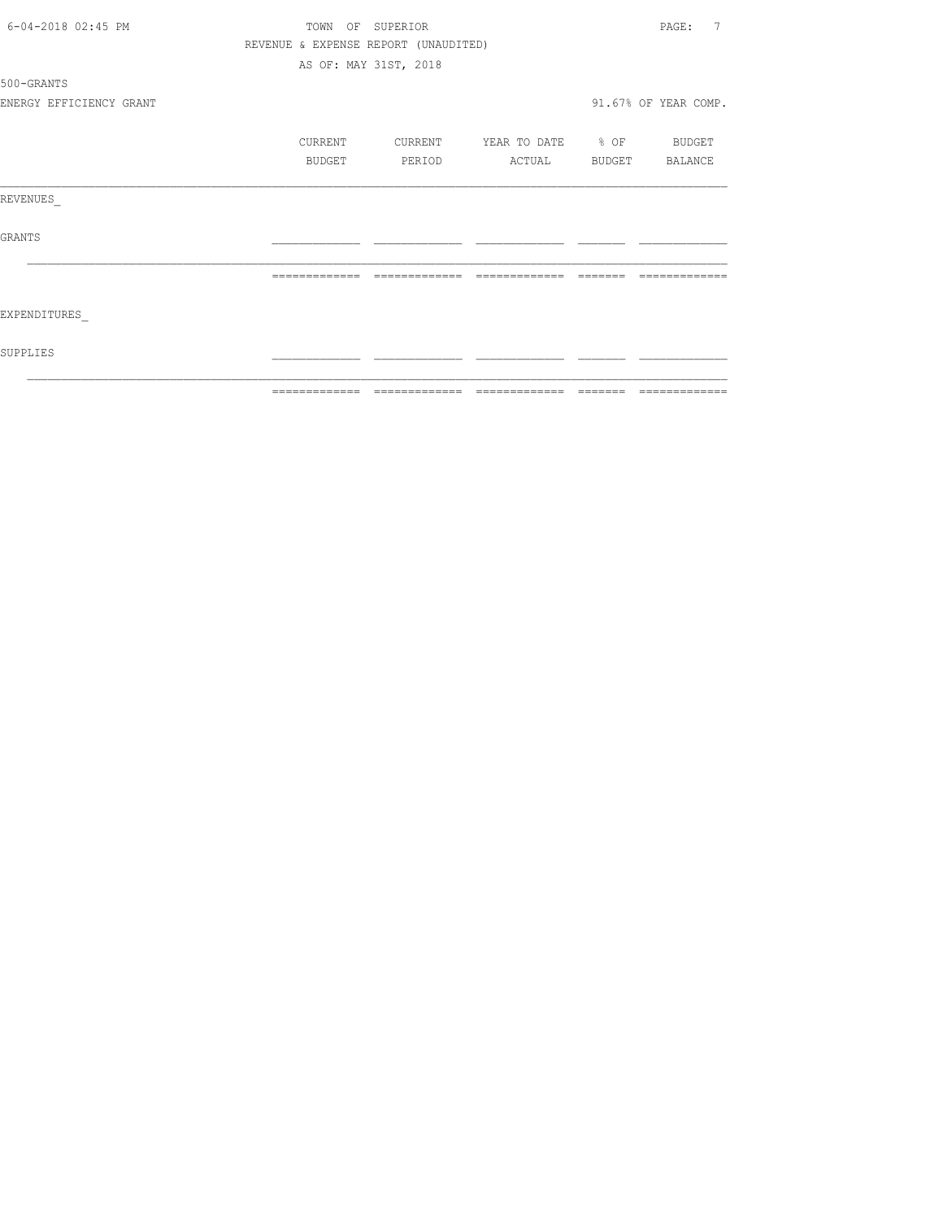REVENUE & EXPENSE REPORT (UNAUDITED)

AS OF: MAY 31ST, 2018

500-GRANTS

ENERGY EFFICIENCY GRANT

91.67% OF YEAR COMP.

| | CURRENT BUDGET | CURRENT PERIOD | YEAR TO DATE ACTUAL | % OF BUDGET | BUDGET BALANCE |
|---|---|---|---|---|---|
| REVENUES_ | | | | | |
| GRANTS | | | | | |
| | | | | | |
| EXPENDITURES_ | | | | | |
| SUPPLIES | | | | | |
| | | | | | |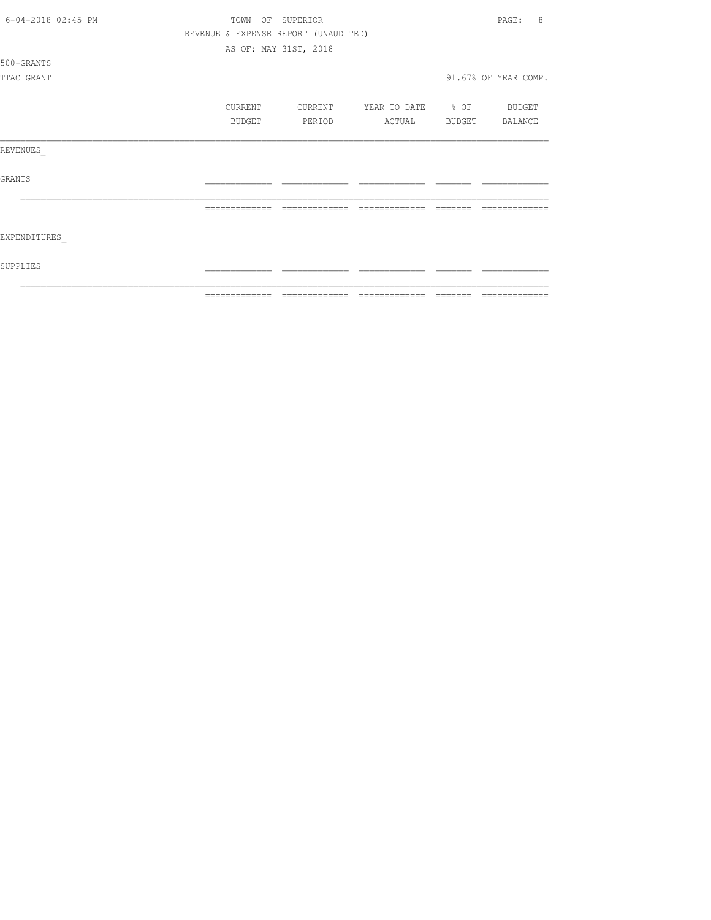TOWN OF SUPERIOR

REVENUE & EXPENSE REPORT (UNAUDITED)

AS OF: MAY 31ST, 2018

500-GRANTS

TTAC GRANT

91.67% OF YEAR COMP.

| | CURRENT BUDGET | CURRENT PERIOD | YEAR TO DATE ACTUAL | % OF BUDGET | BUDGET BALANCE |
|---|---|---|---|---|---|
| REVENUES_ | | | | | |
| GRANTS | | | | | |
| | | | | | |
| EXPENDITURES_ | | | | | |
| SUPPLIES | | | | | |
| | | | | | |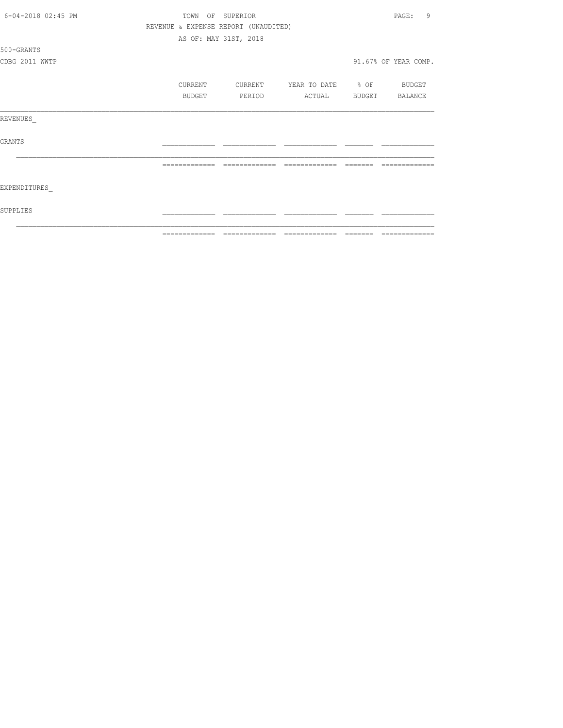TOWN OF SUPERIOR

REVENUE & EXPENSE REPORT (UNAUDITED)

AS OF: MAY 31ST, 2018

500-GRANTS

CDBG 2011 WWTP

91.67% OF YEAR COMP.

| | CURRENT BUDGET | CURRENT PERIOD | YEAR TO DATE ACTUAL | % OF BUDGET | BUDGET BALANCE |
|---|---|---|---|---|---|
| REVENUES_ | | | | | |
| GRANTS | | | | | |
| | | | | | |
| EXPENDITURES_ | | | | | |
| SUPPLIES | | | | | |
| | | | | | |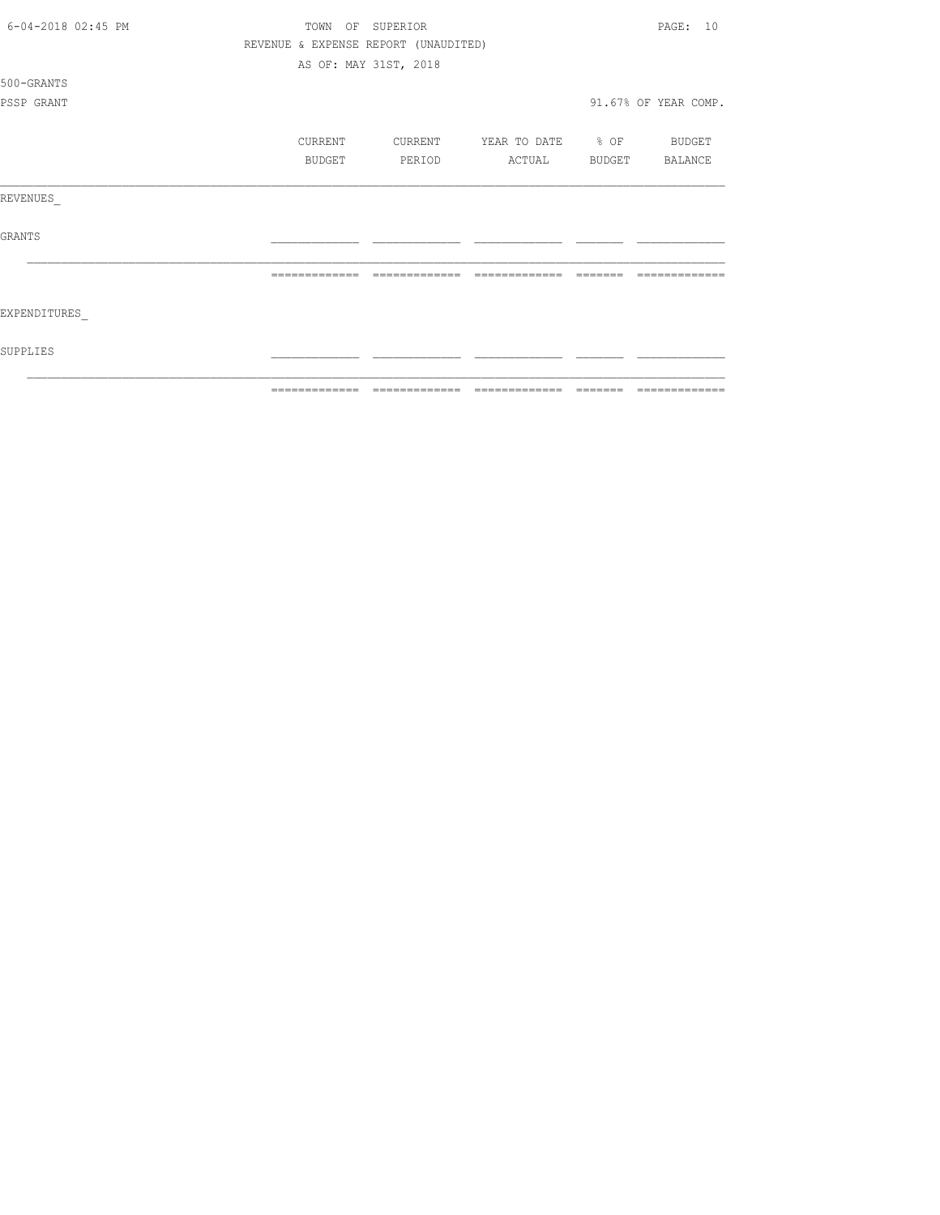TOWN OF SUPERIOR

REVENUE & EXPENSE REPORT (UNAUDITED)

AS OF: MAY 31ST, 2018

500-GRANTS

PSSP GRANT — 91.67% OF YEAR COMP.

| | CURRENT BUDGET | CURRENT PERIOD | YEAR TO DATE ACTUAL | % OF BUDGET | BUDGET BALANCE |
|---|---|---|---|---|---|
| REVENUES_ | | | | | |
| GRANTS | | | | | |
| EXPENDITURES_ | | | | | |
| SUPPLIES | | | | | |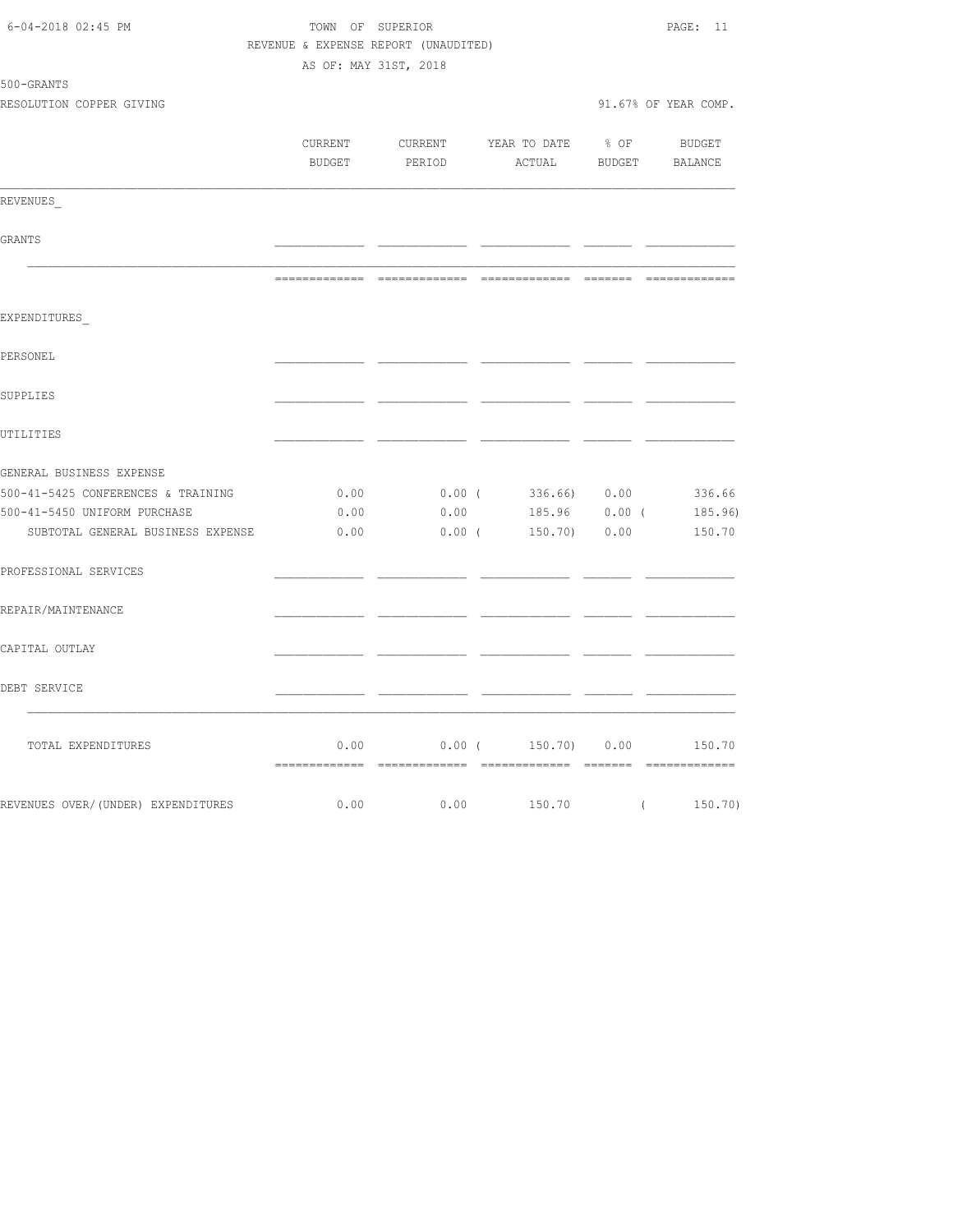TOWN OF SUPERIOR
REVENUE & EXPENSE REPORT (UNAUDITED)
AS OF: MAY 31ST, 2018

500-GRANTS
RESOLUTION COPPER GIVING

91.67% OF YEAR COMP.

| | CURRENT BUDGET | CURRENT PERIOD | YEAR TO DATE ACTUAL | % OF BUDGET | BUDGET BALANCE |
|---|---|---|---|---|---|
| REVENUES_ | | | | | |
| GRANTS | | | | | |
| EXPENDITURES_ | | | | | |
| PERSONEL | | | | | |
| SUPPLIES | | | | | |
| UTILITIES | | | | | |
| GENERAL BUSINESS EXPENSE | | | | | |
| 500-41-5425 CONFERENCES & TRAINING | 0.00 | 0.00 | ( 336.66) | 0.00 | 336.66 |
| 500-41-5450 UNIFORM PURCHASE | 0.00 | 0.00 | 185.96 | 0.00 | ( 185.96) |
| SUBTOTAL GENERAL BUSINESS EXPENSE | 0.00 | 0.00 | ( 150.70) | 0.00 | 150.70 |
| PROFESSIONAL SERVICES | | | | | |
| REPAIR/MAINTENANCE | | | | | |
| CAPITAL OUTLAY | | | | | |
| DEBT SERVICE | | | | | |
| TOTAL EXPENDITURES | 0.00 | 0.00 | ( 150.70) | 0.00 | 150.70 |
| REVENUES OVER/(UNDER) EXPENDITURES | 0.00 | 0.00 | 150.70 | | ( 150.70) |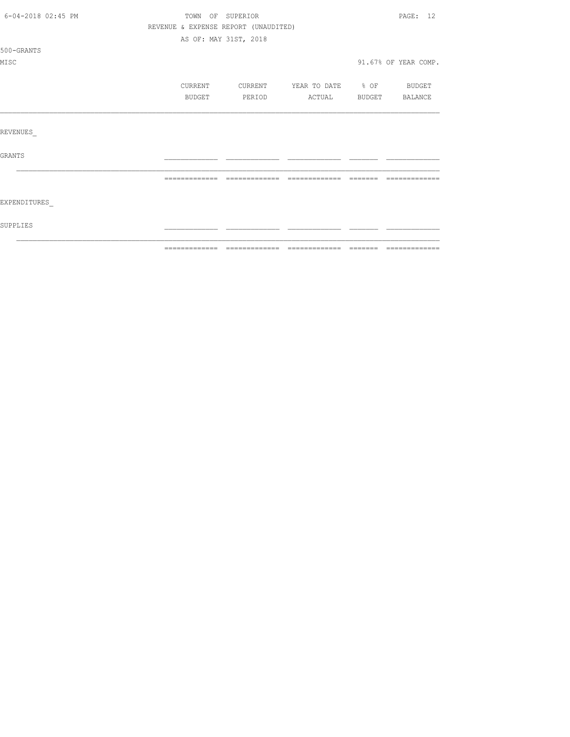TOWN OF SUPERIOR

REVENUE & EXPENSE REPORT (UNAUDITED)

AS OF: MAY 31ST, 2018

500-GRANTS

MISC

91.67% OF YEAR COMP.

| | CURRENT BUDGET | CURRENT PERIOD | YEAR TO DATE ACTUAL | % OF BUDGET | BUDGET BALANCE |
|---|---|---|---|---|---|
| REVENUES_ | | | | | |
| GRANTS | | | | | |
| EXPENDITURES_ | | | | | |
| SUPPLIES | | | | | |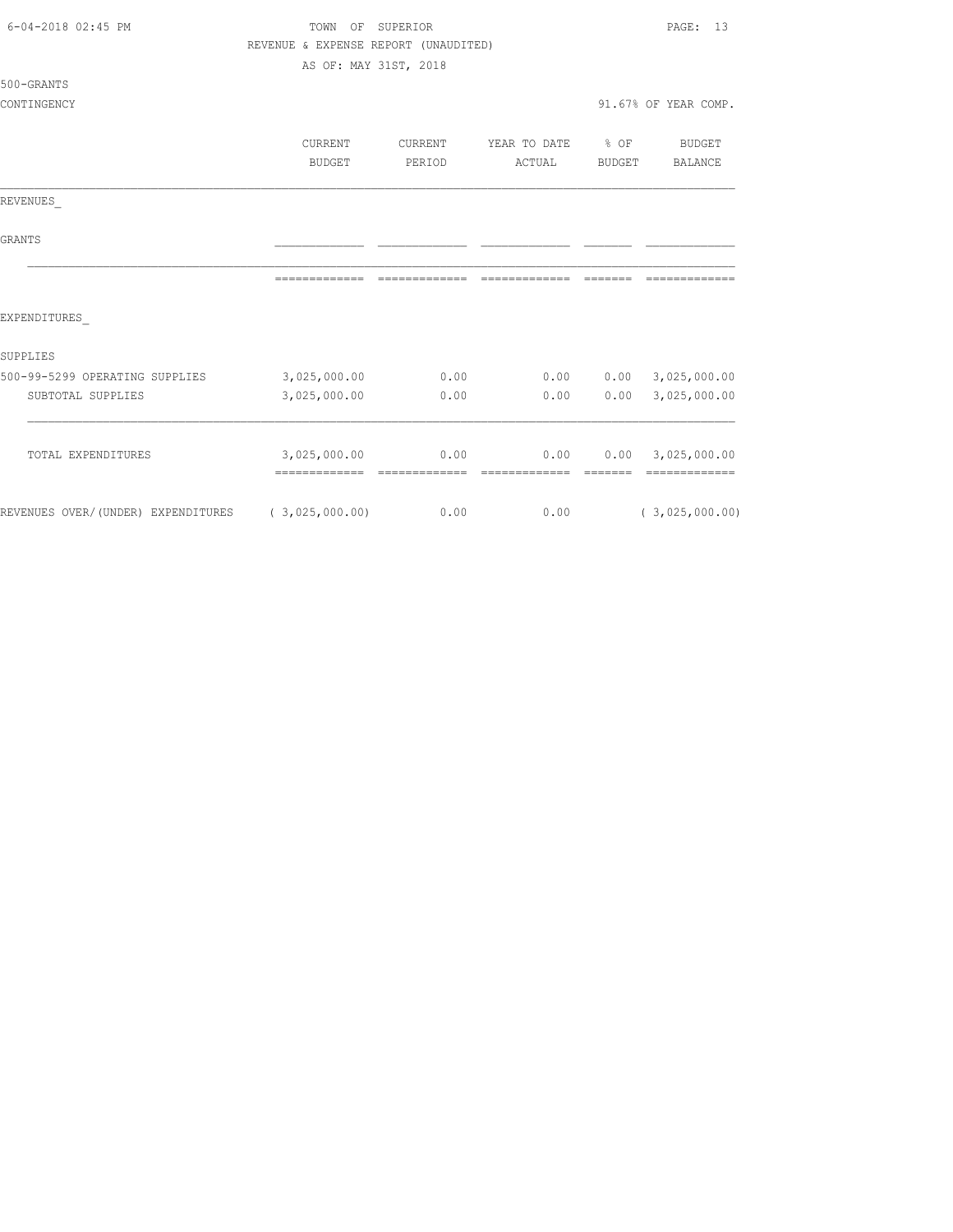TOWN OF SUPERIOR
REVENUE & EXPENSE REPORT (UNAUDITED)
AS OF: MAY 31ST, 2018

500-GRANTS
CONTINGENCY

91.67% OF YEAR COMP.

| | CURRENT BUDGET | CURRENT PERIOD | YEAR TO DATE ACTUAL | % OF BUDGET | BUDGET BALANCE |
|---|---|---|---|---|---|
| REVENUES_ | | | | | |
| GRANTS | | | | | |
| EXPENDITURES_ | | | | | |
| SUPPLIES | | | | | |
| 500-99-5299 OPERATING SUPPLIES | 3,025,000.00 | 0.00 | 0.00 | 0.00 | 3,025,000.00 |
| SUBTOTAL SUPPLIES | 3,025,000.00 | 0.00 | 0.00 | 0.00 | 3,025,000.00 |
| TOTAL EXPENDITURES | 3,025,000.00 | 0.00 | 0.00 | 0.00 | 3,025,000.00 |
| REVENUES OVER/(UNDER) EXPENDITURES | ( 3,025,000.00) | 0.00 | 0.00 | | ( 3,025,000.00) |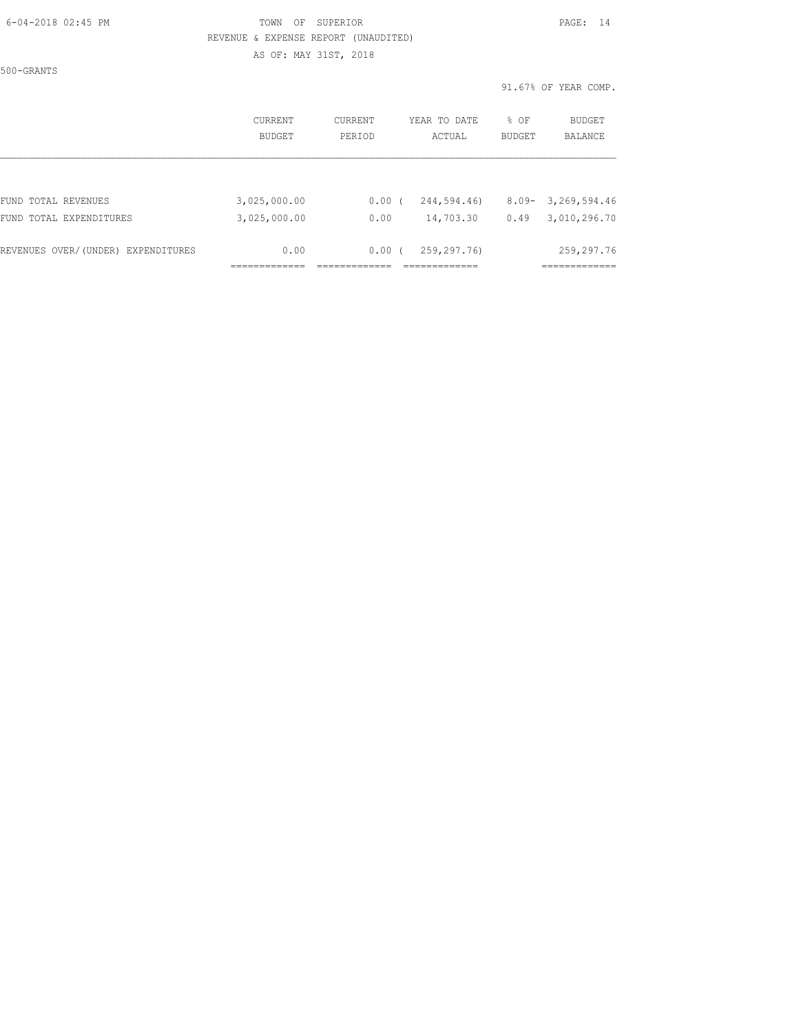TOWN OF SUPERIOR

REVENUE & EXPENSE REPORT (UNAUDITED)

AS OF: MAY 31ST, 2018

500-GRANTS

91.67% OF YEAR COMP.

| | CURRENT BUDGET | CURRENT PERIOD | YEAR TO DATE ACTUAL | % OF BUDGET | BUDGET BALANCE |
|---|---|---|---|---|---|
| FUND TOTAL REVENUES | 3,025,000.00 | 0.00 | ( 244,594.46) | 8.09- | 3,269,594.46 |
| FUND TOTAL EXPENDITURES | 3,025,000.00 | 0.00 | 14,703.30 | 0.49 | 3,010,296.70 |
| REVENUES OVER/(UNDER) EXPENDITURES | 0.00 | 0.00 | ( 259,297.76) | | 259,297.76 |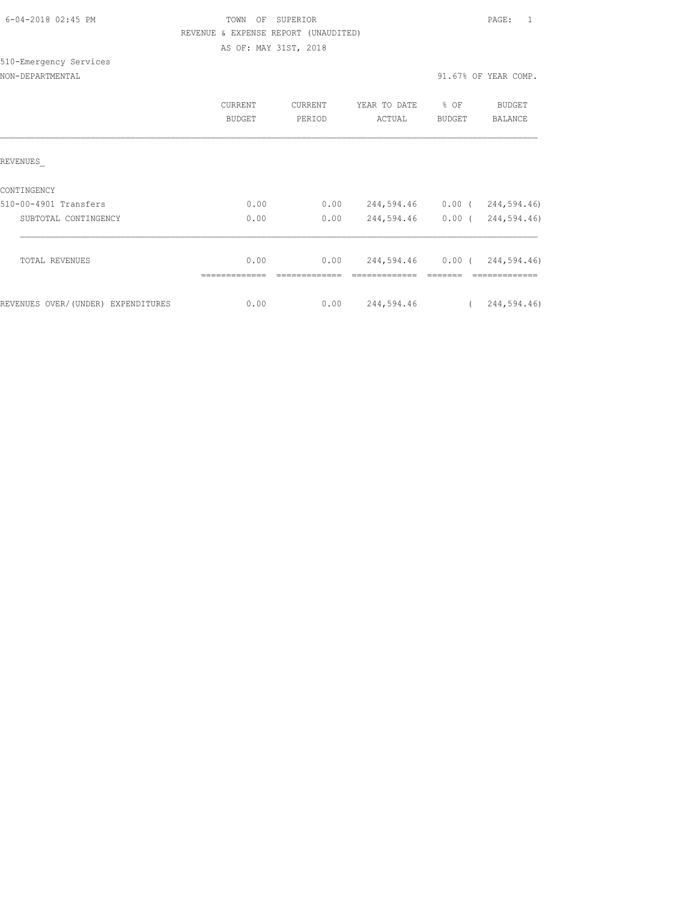TOWN OF SUPERIOR

REVENUE & EXPENSE REPORT (UNAUDITED)

AS OF: MAY 31ST, 2018

510-Emergency Services

NON-DEPARTMENTAL

91.67% OF YEAR COMP.

| | CURRENT BUDGET | CURRENT PERIOD | YEAR TO DATE ACTUAL | % OF BUDGET | BUDGET BALANCE |
|---|---|---|---|---|---|
| REVENUES_ | | | | | |
| CONTINGENCY | | | | | |
| 510-00-4901 Transfers | 0.00 | 0.00 | 244,594.46 | 0.00 | ( 244,594.46) |
| SUBTOTAL CONTINGENCY | 0.00 | 0.00 | 244,594.46 | 0.00 | ( 244,594.46) |
| TOTAL REVENUES | 0.00 | 0.00 | 244,594.46 | 0.00 | ( 244,594.46) |
| REVENUES OVER/(UNDER) EXPENDITURES | 0.00 | 0.00 | 244,594.46 | | ( 244,594.46) |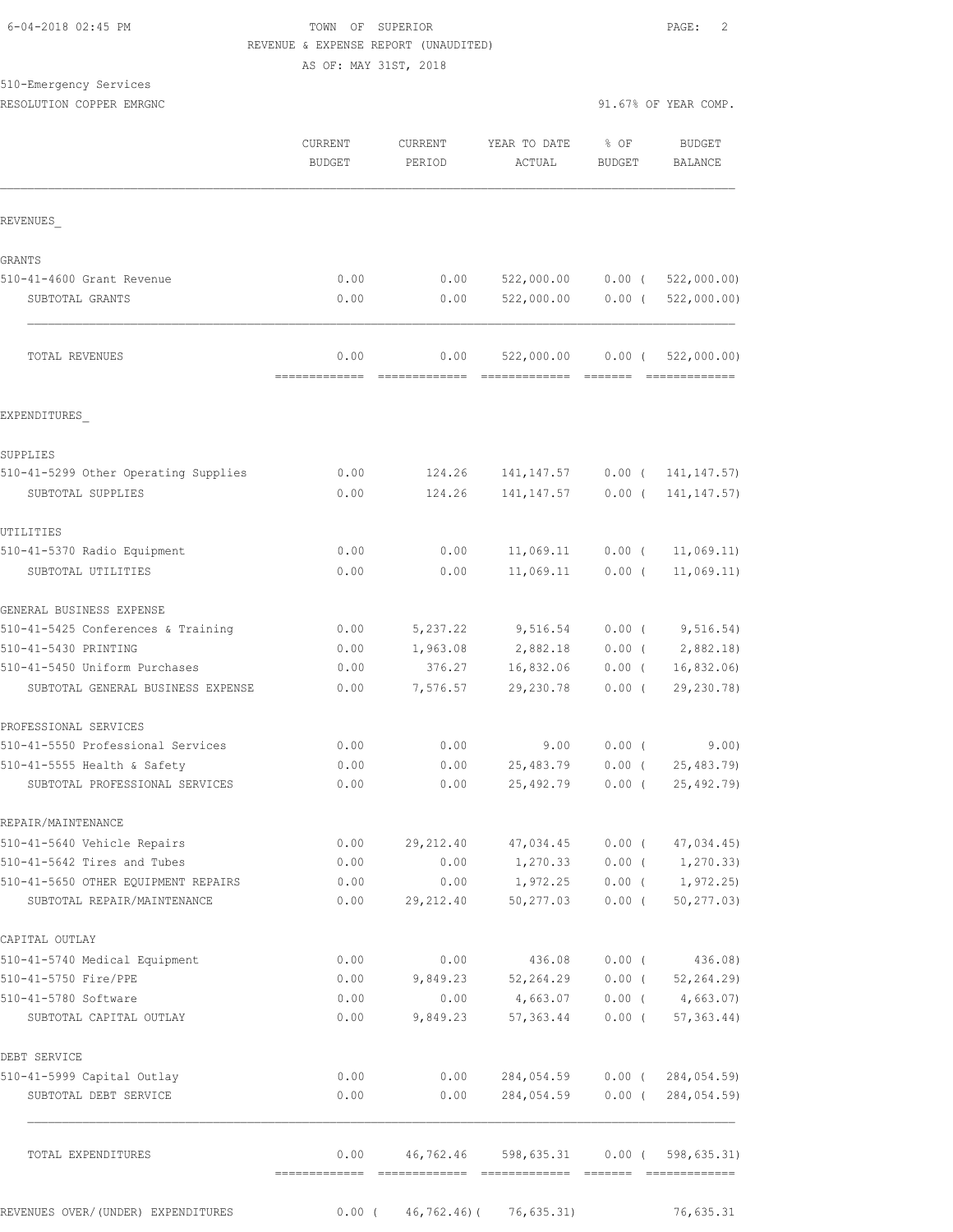6-04-2018 02:45 PM TOWN OF SUPERIOR

REVENUE & EXPENSE REPORT (UNAUDITED)

AS OF: MAY 31ST, 2018

510-Emergency Services

RESOLUTION COPPER EMRGNC 91.67% OF YEAR COMP.

| | CURRENT BUDGET | CURRENT PERIOD | YEAR TO DATE ACTUAL | % OF BUDGET | BUDGET BALANCE |
|---|---|---|---|---|---|
| **REVENUES** | | | | | |
| GRANTS | | | | | |
| 510-41-4600 Grant Revenue | 0.00 | 0.00 | 522,000.00 | 0.00 | ( 522,000.00) |
| SUBTOTAL GRANTS | 0.00 | 0.00 | 522,000.00 | 0.00 | ( 522,000.00) |
| TOTAL REVENUES | 0.00 | 0.00 | 522,000.00 | 0.00 | ( 522,000.00) |
| **EXPENDITURES** | | | | | |
| SUPPLIES | | | | | |
| 510-41-5299 Other Operating Supplies | 0.00 | 124.26 | 141,147.57 | 0.00 | ( 141,147.57) |
| SUBTOTAL SUPPLIES | 0.00 | 124.26 | 141,147.57 | 0.00 | ( 141,147.57) |
| UTILITIES | | | | | |
| 510-41-5370 Radio Equipment | 0.00 | 0.00 | 11,069.11 | 0.00 | ( 11,069.11) |
| SUBTOTAL UTILITIES | 0.00 | 0.00 | 11,069.11 | 0.00 | ( 11,069.11) |
| GENERAL BUSINESS EXPENSE | | | | | |
| 510-41-5425 Conferences & Training | 0.00 | 5,237.22 | 9,516.54 | 0.00 | ( 9,516.54) |
| 510-41-5430 PRINTING | 0.00 | 1,963.08 | 2,882.18 | 0.00 | ( 2,882.18) |
| 510-41-5450 Uniform Purchases | 0.00 | 376.27 | 16,832.06 | 0.00 | ( 16,832.06) |
| SUBTOTAL GENERAL BUSINESS EXPENSE | 0.00 | 7,576.57 | 29,230.78 | 0.00 | ( 29,230.78) |
| PROFESSIONAL SERVICES | | | | | |
| 510-41-5550 Professional Services | 0.00 | 0.00 | 9.00 | 0.00 | ( 9.00) |
| 510-41-5555 Health & Safety | 0.00 | 0.00 | 25,483.79 | 0.00 | ( 25,483.79) |
| SUBTOTAL PROFESSIONAL SERVICES | 0.00 | 0.00 | 25,492.79 | 0.00 | ( 25,492.79) |
| REPAIR/MAINTENANCE | | | | | |
| 510-41-5640 Vehicle Repairs | 0.00 | 29,212.40 | 47,034.45 | 0.00 | ( 47,034.45) |
| 510-41-5642 Tires and Tubes | 0.00 | 0.00 | 1,270.33 | 0.00 | ( 1,270.33) |
| 510-41-5650 OTHER EQUIPMENT REPAIRS | 0.00 | 0.00 | 1,972.25 | 0.00 | ( 1,972.25) |
| SUBTOTAL REPAIR/MAINTENANCE | 0.00 | 29,212.40 | 50,277.03 | 0.00 | ( 50,277.03) |
| CAPITAL OUTLAY | | | | | |
| 510-41-5740 Medical Equipment | 0.00 | 0.00 | 436.08 | 0.00 | ( 436.08) |
| 510-41-5750 Fire/PPE | 0.00 | 9,849.23 | 52,264.29 | 0.00 | ( 52,264.29) |
| 510-41-5780 Software | 0.00 | 0.00 | 4,663.07 | 0.00 | ( 4,663.07) |
| SUBTOTAL CAPITAL OUTLAY | 0.00 | 9,849.23 | 57,363.44 | 0.00 | ( 57,363.44) |
| DEBT SERVICE | | | | | |
| 510-41-5999 Capital Outlay | 0.00 | 0.00 | 284,054.59 | 0.00 | ( 284,054.59) |
| SUBTOTAL DEBT SERVICE | 0.00 | 0.00 | 284,054.59 | 0.00 | ( 284,054.59) |
| TOTAL EXPENDITURES | 0.00 | 46,762.46 | 598,635.31 | 0.00 | ( 598,635.31) |
| REVENUES OVER/(UNDER) EXPENDITURES | 0.00 | ( 46,762.46) | ( 76,635.31) | | 76,635.31 |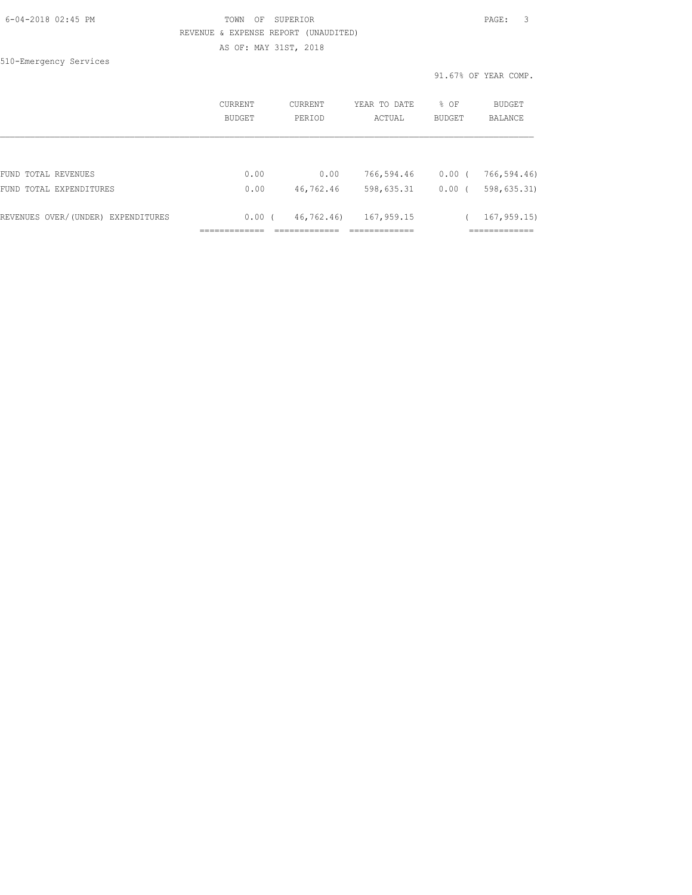TOWN OF SUPERIOR

REVENUE & EXPENSE REPORT (UNAUDITED)

AS OF: MAY 31ST, 2018

510-Emergency Services

91.67% OF YEAR COMP.

| | CURRENT BUDGET | CURRENT PERIOD | YEAR TO DATE ACTUAL | % OF BUDGET | BUDGET BALANCE |
|---|---|---|---|---|---|
| FUND TOTAL REVENUES | 0.00 | 0.00 | 766,594.46 | 0.00 | ( 766,594.46) |
| FUND TOTAL EXPENDITURES | 0.00 | 46,762.46 | 598,635.31 | 0.00 | ( 598,635.31) |
| REVENUES OVER/(UNDER) EXPENDITURES | 0.00 | ( 46,762.46) | 167,959.15 | | ( 167,959.15) |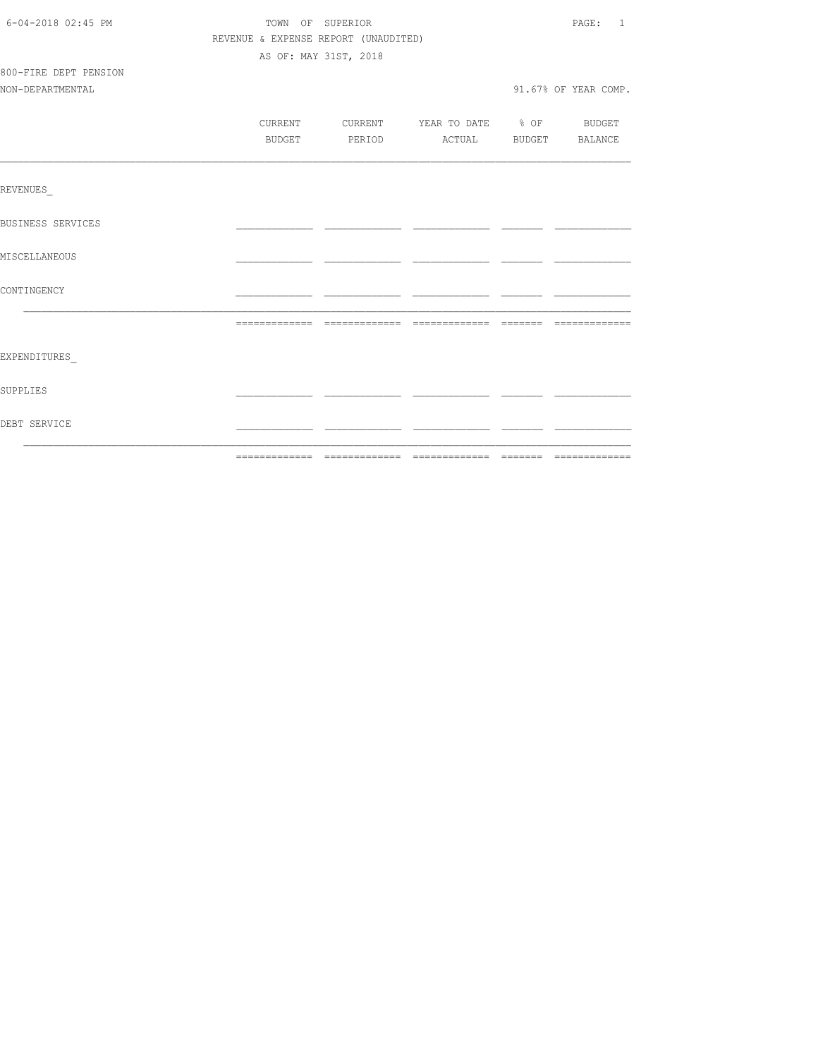TOWN OF SUPERIOR
REVENUE & EXPENSE REPORT (UNAUDITED)
AS OF: MAY 31ST, 2018

800-FIRE DEPT PENSION
NON-DEPARTMENTAL

91.67% OF YEAR COMP.

| | CURRENT BUDGET | CURRENT PERIOD | YEAR TO DATE ACTUAL | % OF BUDGET | BUDGET BALANCE |
|---|---|---|---|---|---|
| REVENUES_ | | | | | |
| BUSINESS SERVICES | | | | | |
| MISCELLANEOUS | | | | | |
| CONTINGENCY | | | | | |
| | | | | | |
| EXPENDITURES_ | | | | | |
| SUPPLIES | | | | | |
| DEBT SERVICE | | | | | |
| | | | | | |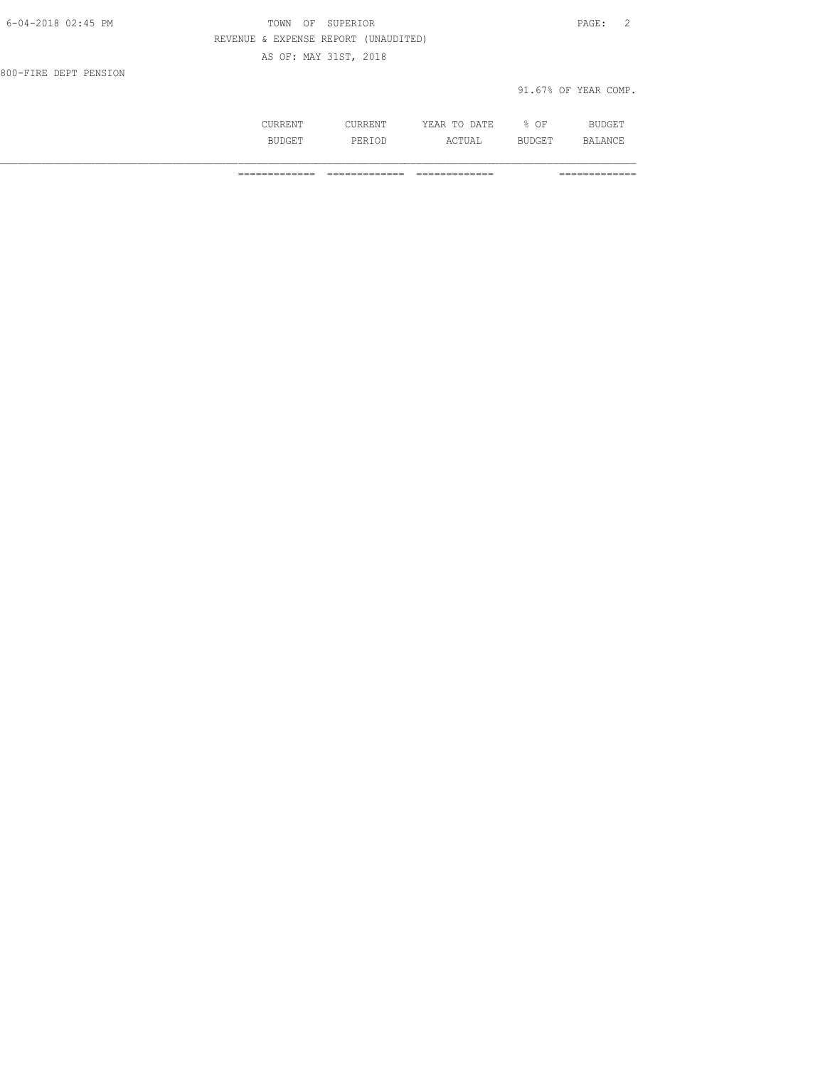TOWN OF SUPERIOR

REVENUE & EXPENSE REPORT (UNAUDITED)

AS OF: MAY 31ST, 2018

800-FIRE DEPT PENSION

91.67% OF YEAR COMP.

| | CURRENT BUDGET | CURRENT PERIOD | YEAR TO DATE ACTUAL | % OF BUDGET | BUDGET BALANCE |
|---|---|---|---|---|---|
| | ============= | ============= | ============= | | ============= |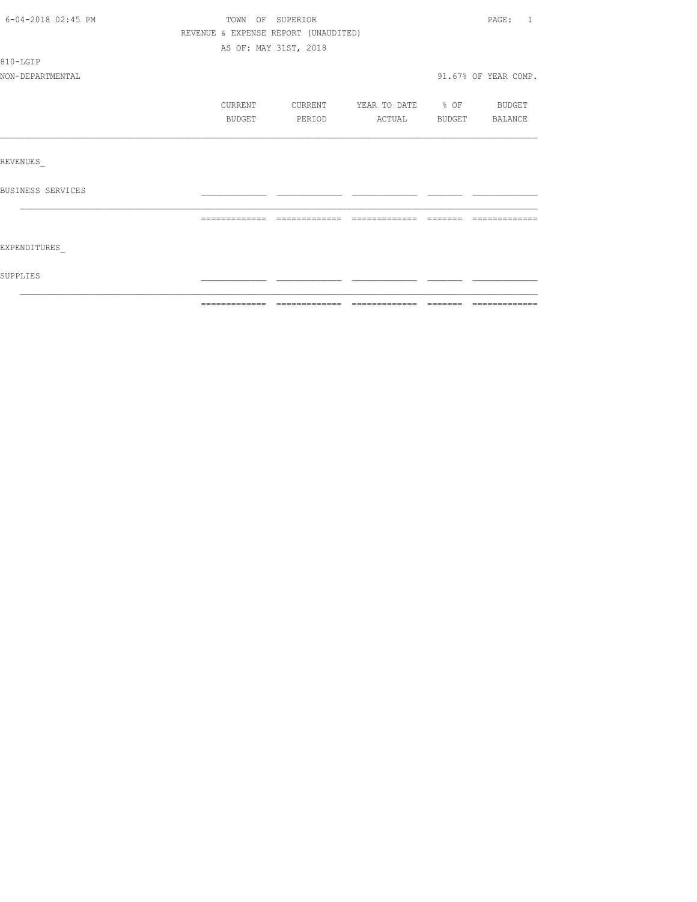TOWN OF SUPERIOR

REVENUE & EXPENSE REPORT (UNAUDITED)

AS OF: MAY 31ST, 2018

810-LGIP

NON-DEPARTMENTAL

91.67% OF YEAR COMP.

| | CURRENT BUDGET | CURRENT PERIOD | YEAR TO DATE ACTUAL | % OF BUDGET | BUDGET BALANCE |
|---|---|---|---|---|---|
| REVENUES_ | | | | | |
| BUSINESS SERVICES | | | | | |
| EXPENDITURES_ | | | | | |
| SUPPLIES | | | | | |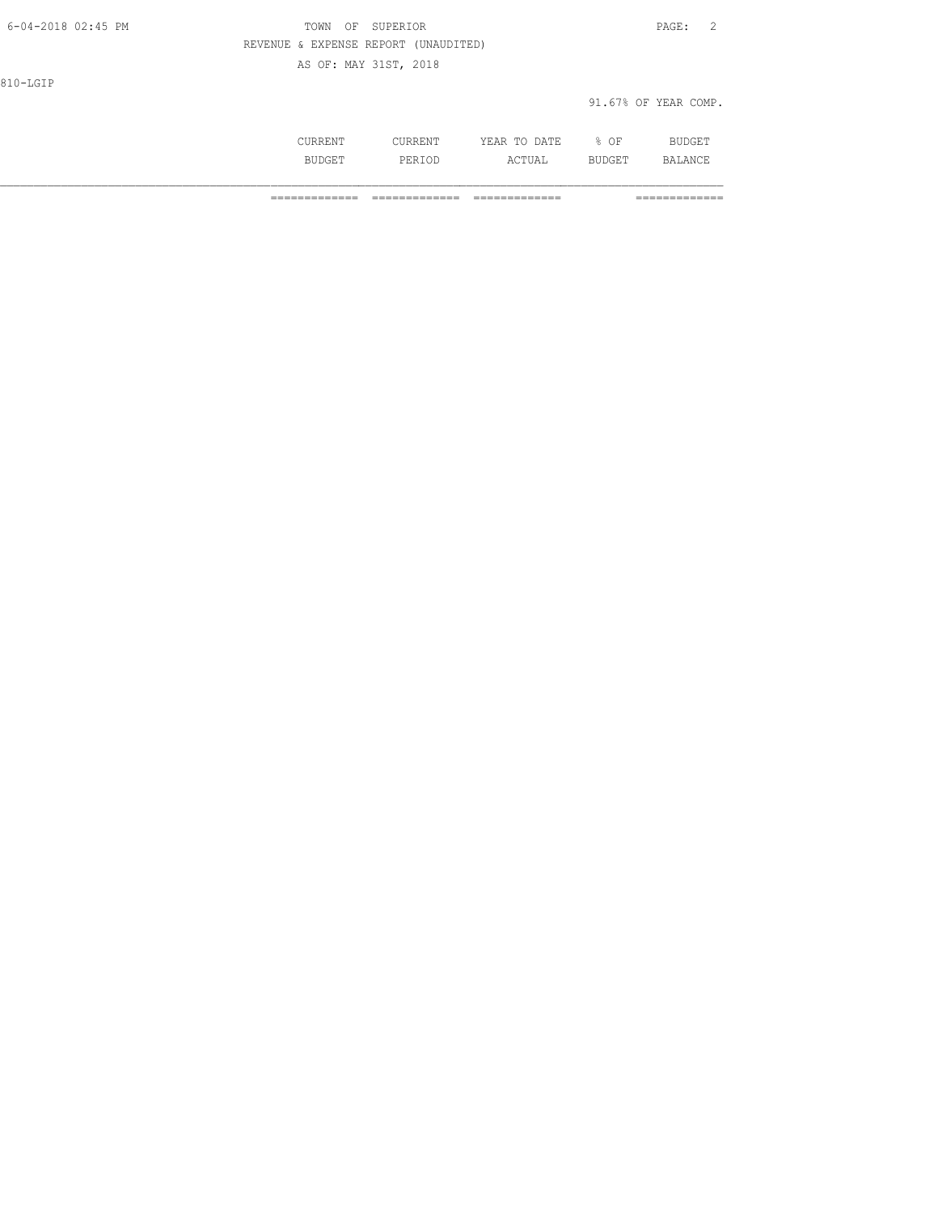810-LGIP

91.67% OF YEAR COMP.

| | CURRENT BUDGET | CURRENT PERIOD | YEAR TO DATE ACTUAL | % OF BUDGET | BUDGET BALANCE |
|---|---|---|---|---|---|
| | ============= | ============= | ============= | | ============= |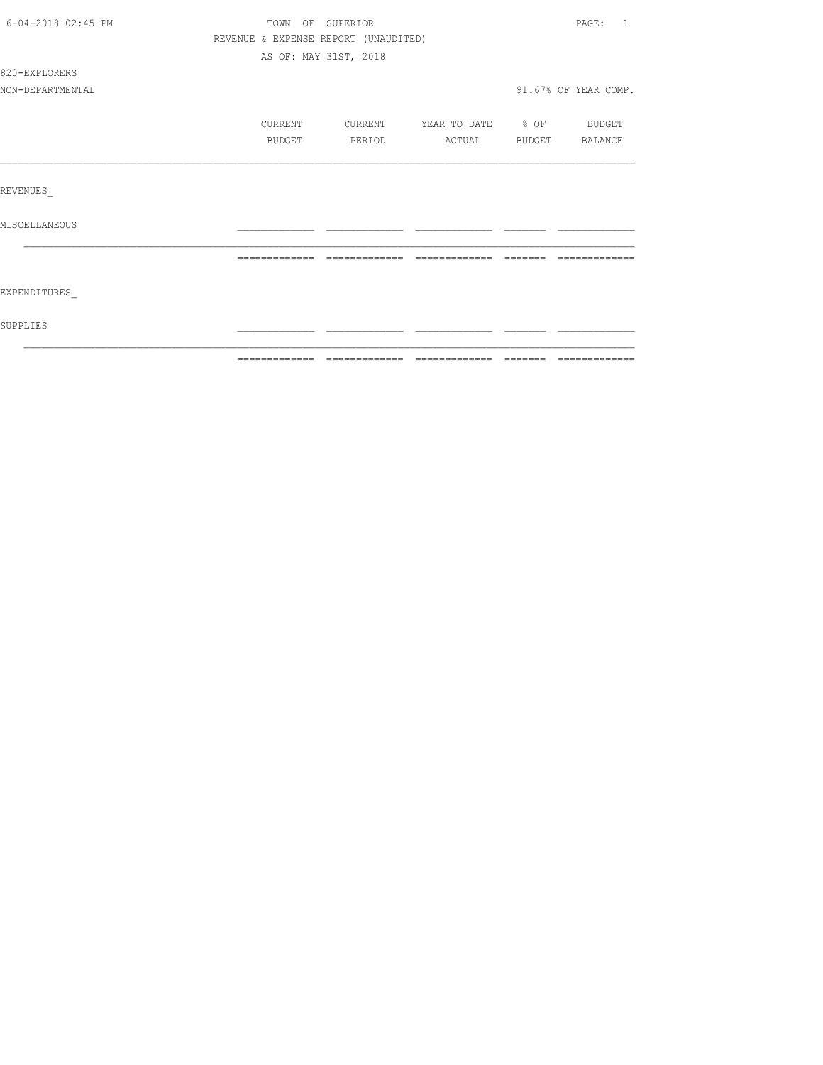TOWN OF SUPERIOR

REVENUE & EXPENSE REPORT (UNAUDITED)

AS OF: MAY 31ST, 2018

6-04-2018 02:45 PM

820-EXPLORERS

NON-DEPARTMENTAL

91.67% OF YEAR COMP.

| | CURRENT BUDGET | CURRENT PERIOD | YEAR TO DATE ACTUAL | % OF BUDGET | BUDGET BALANCE |
|---|---|---|---|---|---|
| REVENUES_ | | | | | |
| MISCELLANEOUS | | | | | |
| EXPENDITURES_ | | | | | |
| SUPPLIES | | | | | |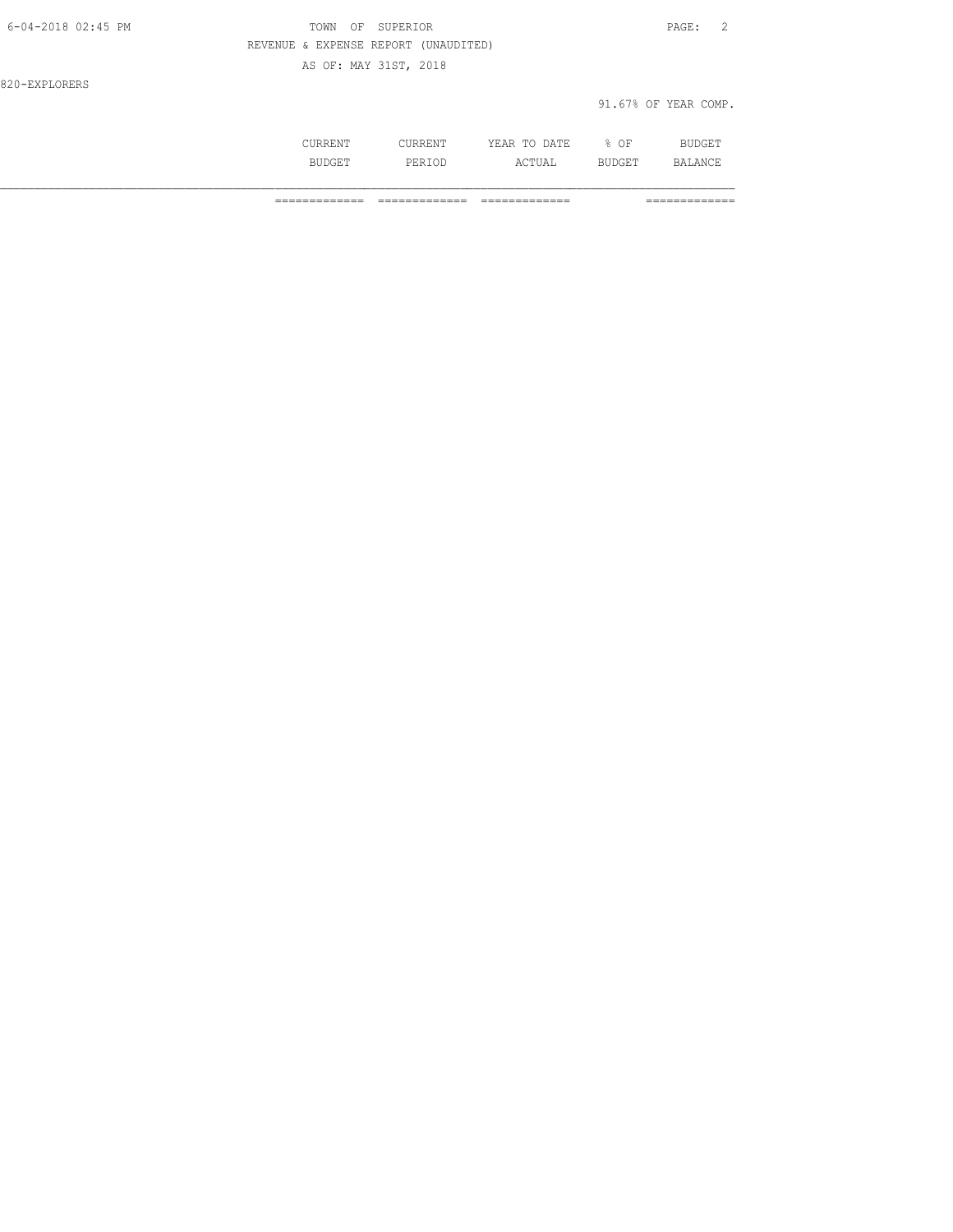TOWN OF SUPERIOR

REVENUE & EXPENSE REPORT (UNAUDITED)

AS OF: MAY 31ST, 2018

820-EXPLORERS

91.67% OF YEAR COMP.

| | CURRENT BUDGET | CURRENT PERIOD | YEAR TO DATE ACTUAL | % OF BUDGET | BUDGET BALANCE |
|---|---|---|---|---|---|
| | ============= | ============= | ============= | | ============= |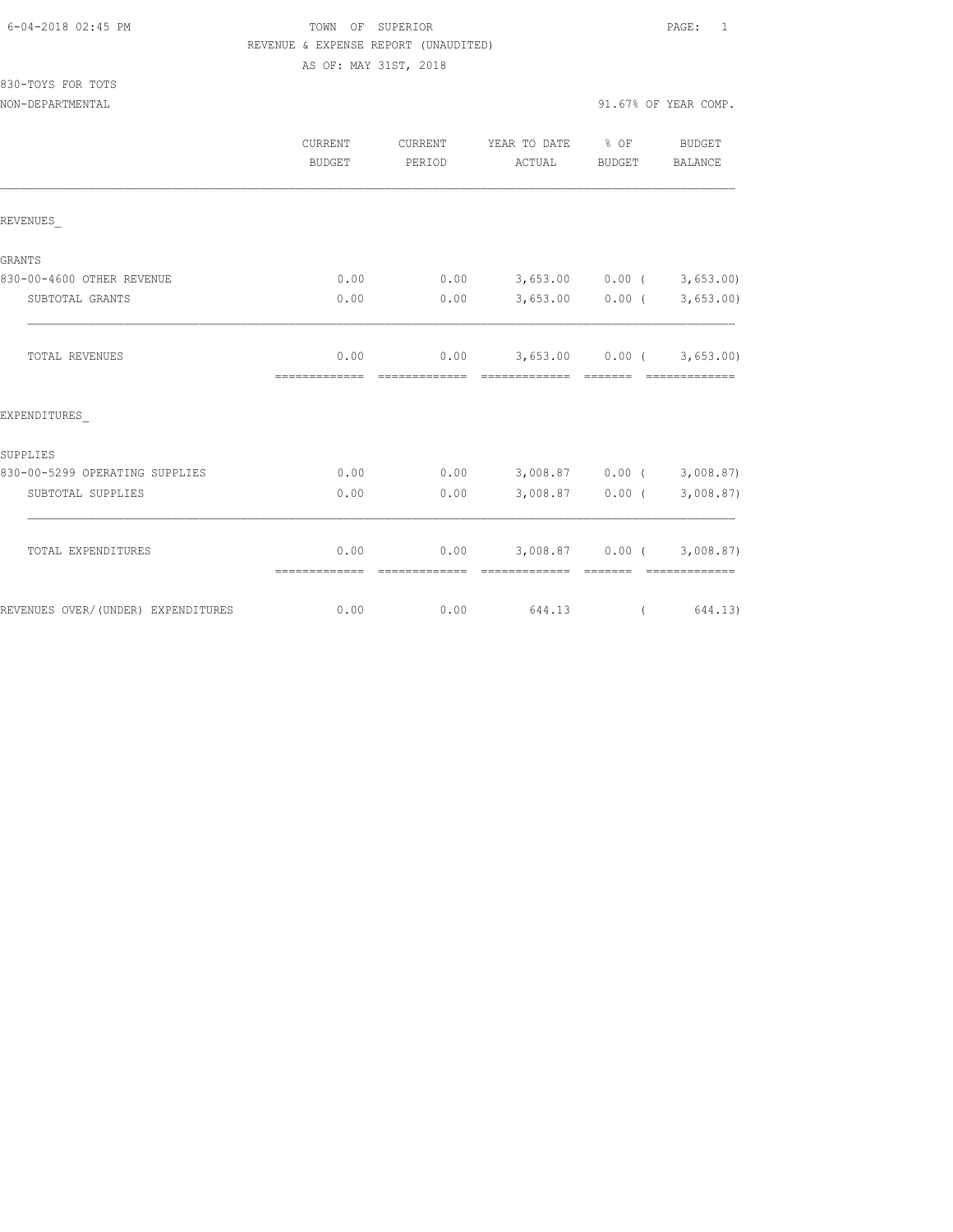TOWN OF SUPERIOR
REVENUE & EXPENSE REPORT (UNAUDITED)
AS OF: MAY 31ST, 2018

830-TOYS FOR TOTS
NON-DEPARTMENTAL

91.67% OF YEAR COMP.

| | CURRENT BUDGET | CURRENT PERIOD | YEAR TO DATE ACTUAL | % OF BUDGET | BUDGET BALANCE |
|---|---|---|---|---|---|
| REVENUES_ | | | | | |
| GRANTS | | | | | |
| 830-00-4600 OTHER REVENUE | 0.00 | 0.00 | 3,653.00 | 0.00 | ( 3,653.00) |
| SUBTOTAL GRANTS | 0.00 | 0.00 | 3,653.00 | 0.00 | ( 3,653.00) |
| TOTAL REVENUES | 0.00 | 0.00 | 3,653.00 | 0.00 | ( 3,653.00) |
| EXPENDITURES_ | | | | | |
| SUPPLIES | | | | | |
| 830-00-5299 OPERATING SUPPLIES | 0.00 | 0.00 | 3,008.87 | 0.00 | ( 3,008.87) |
| SUBTOTAL SUPPLIES | 0.00 | 0.00 | 3,008.87 | 0.00 | ( 3,008.87) |
| TOTAL EXPENDITURES | 0.00 | 0.00 | 3,008.87 | 0.00 | ( 3,008.87) |
| REVENUES OVER/(UNDER) EXPENDITURES | 0.00 | 0.00 | 644.13 | | ( 644.13) |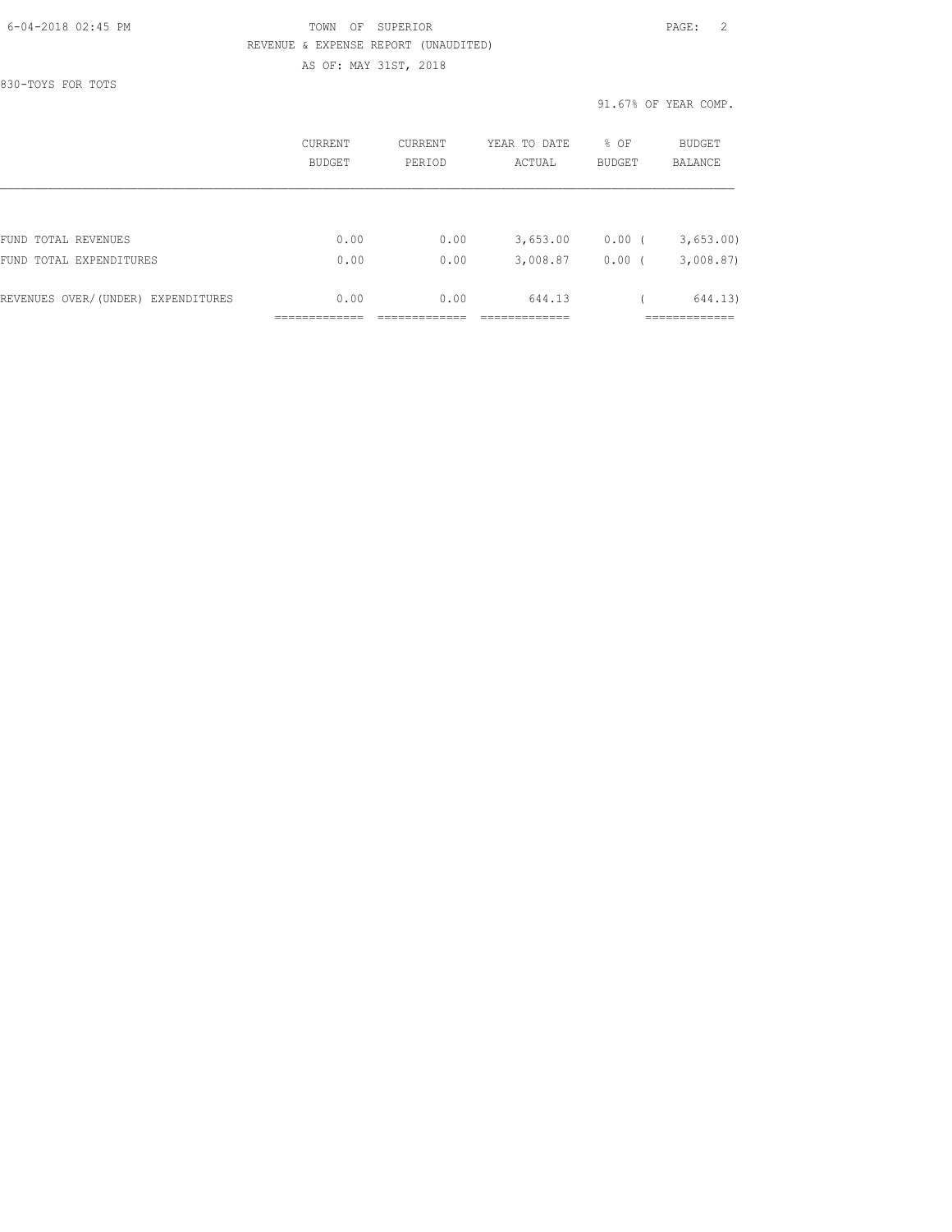TOWN OF SUPERIOR

REVENUE & EXPENSE REPORT (UNAUDITED)

AS OF: MAY 31ST, 2018

830-TOYS FOR TOTS

91.67% OF YEAR COMP.

| | CURRENT BUDGET | CURRENT PERIOD | YEAR TO DATE ACTUAL | % OF BUDGET | BUDGET BALANCE |
|---|---|---|---|---|---|
| FUND TOTAL REVENUES | 0.00 | 0.00 | 3,653.00 | 0.00 | ( 3,653.00) |
| FUND TOTAL EXPENDITURES | 0.00 | 0.00 | 3,008.87 | 0.00 | ( 3,008.87) |
| REVENUES OVER/(UNDER) EXPENDITURES | 0.00 | 0.00 | 644.13 | | ( 644.13) |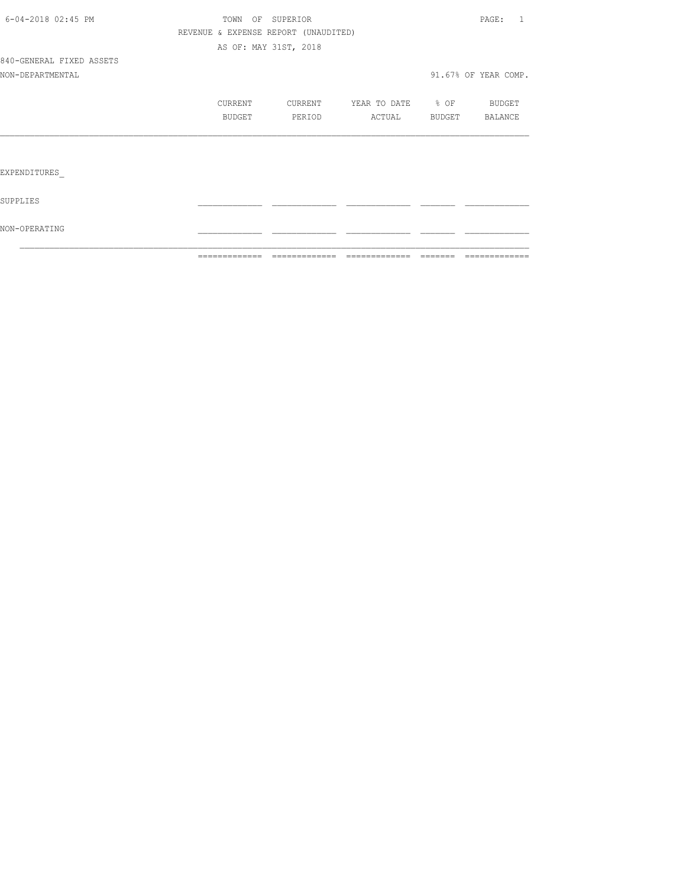TOWN OF SUPERIOR
REVENUE & EXPENSE REPORT (UNAUDITED)
AS OF: MAY 31ST, 2018

840-GENERAL FIXED ASSETS
NON-DEPARTMENTAL

91.67% OF YEAR COMP.

| | CURRENT BUDGET | CURRENT PERIOD | YEAR TO DATE ACTUAL | % OF BUDGET | BUDGET BALANCE |
|---|---|---|---|---|---|
| EXPENDITURES_ | | | | | |
| SUPPLIES | | | | | |
| NON-OPERATING | | | | | |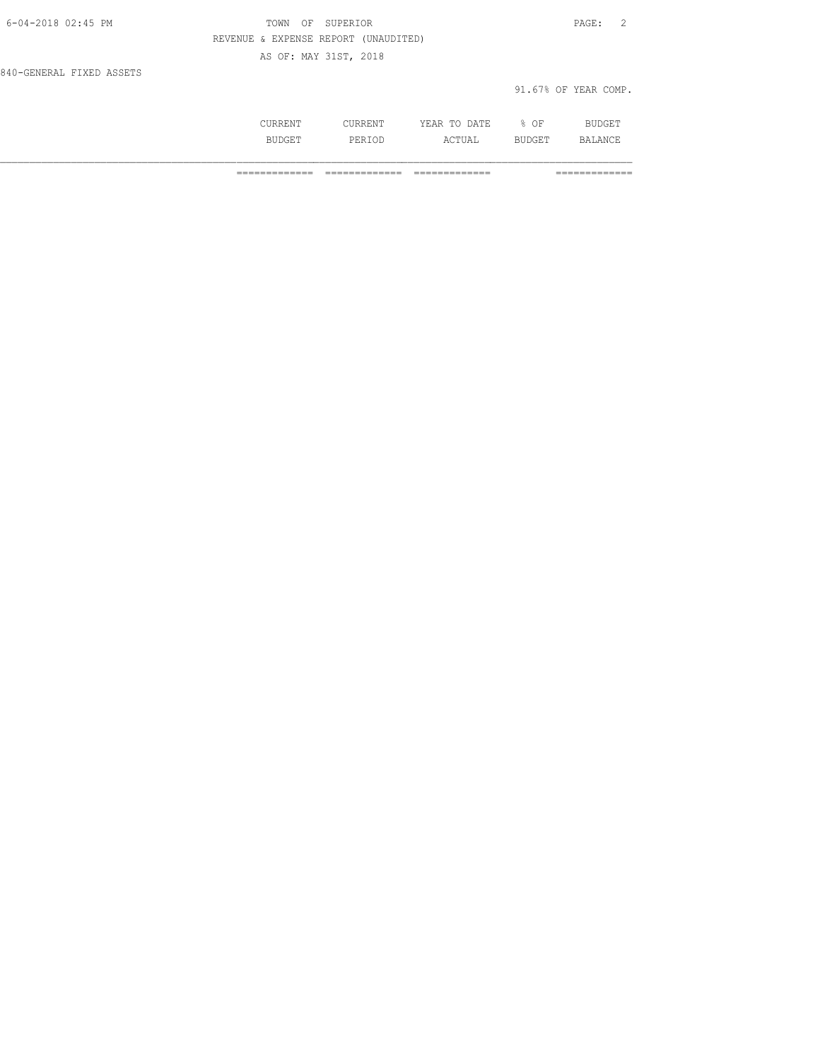6-04-2018 02:45 PM TOWN OF SUPERIOR

REVENUE & EXPENSE REPORT (UNAUDITED)

AS OF: MAY 31ST, 2018

840-GENERAL FIXED ASSETS

91.67% OF YEAR COMP.

| | CURRENT BUDGET | CURRENT PERIOD | YEAR TO DATE ACTUAL | % OF BUDGET | BUDGET BALANCE |
|---|---|---|---|---|---|
| | ============= | ============= | ============= | | ============= |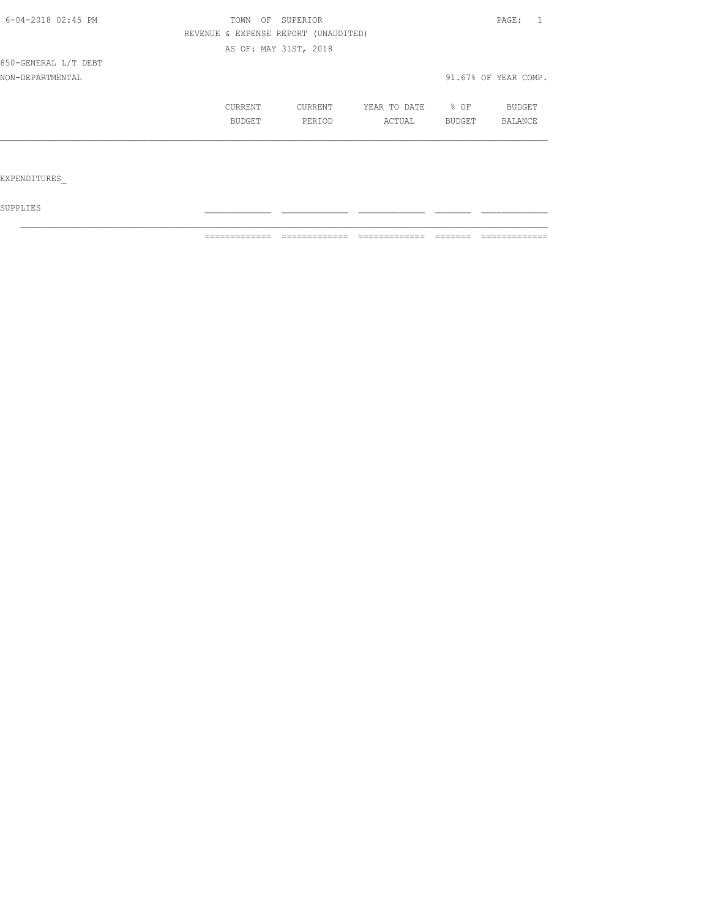TOWN OF SUPERIOR

REVENUE & EXPENSE REPORT (UNAUDITED)

AS OF: MAY 31ST, 2018

850-GENERAL L/T DEBT

NON-DEPARTMENTAL

91.67% OF YEAR COMP.

| | CURRENT BUDGET | CURRENT PERIOD | YEAR TO DATE ACTUAL | % OF BUDGET | BUDGET BALANCE |
|---|---|---|---|---|---|
| EXPENDITURES | | | | | |
| SUPPLIES | | | | | |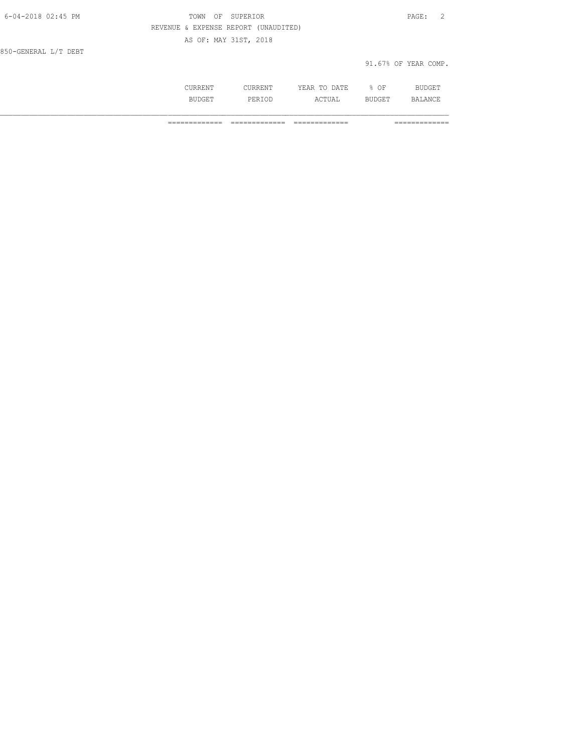850-GENERAL L/T DEBT

91.67% OF YEAR COMP.

| | CURRENT BUDGET | CURRENT PERIOD | YEAR TO DATE ACTUAL | % OF BUDGET | BUDGET BALANCE |
|---|---|---|---|---|---|
| | ============= | ============= | ============= | | ============= |